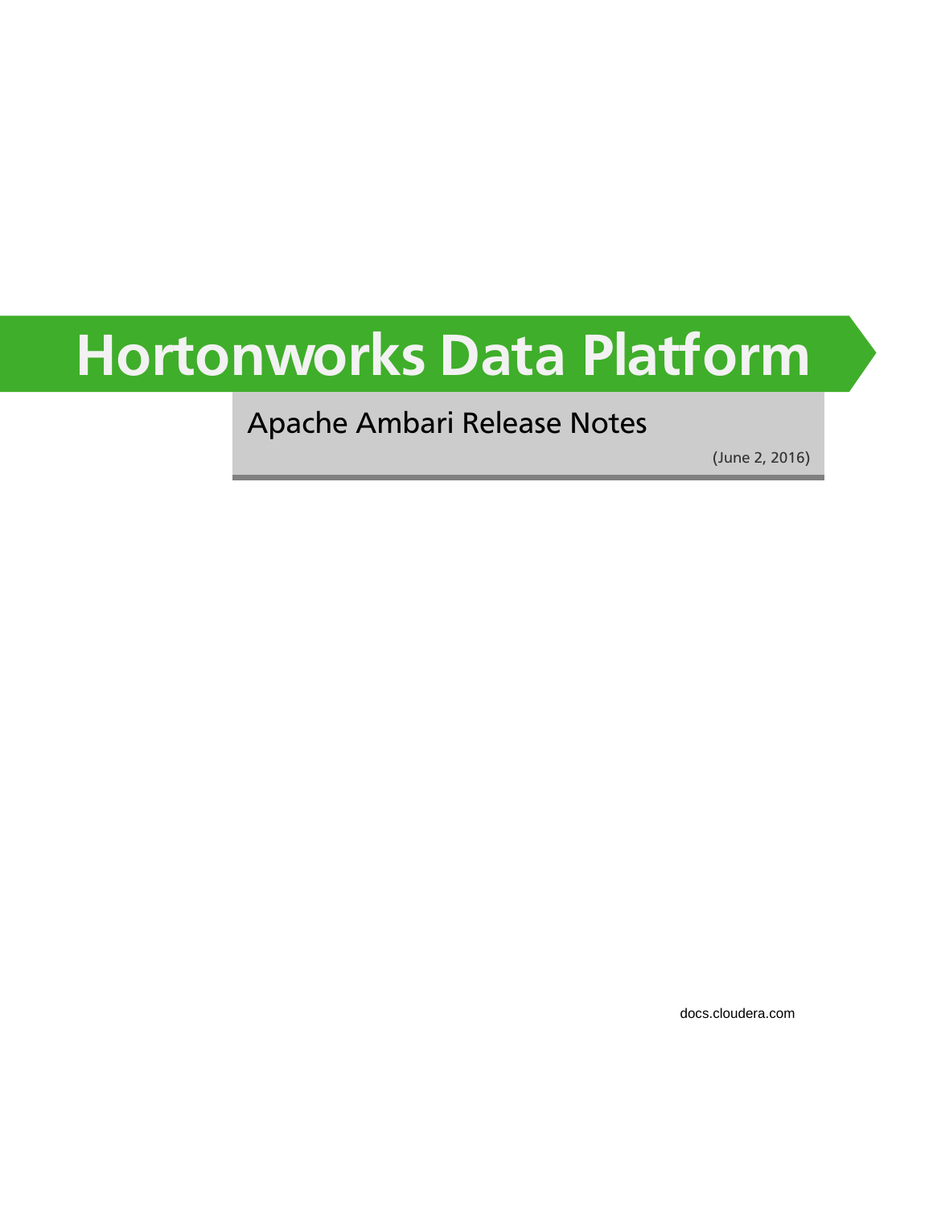# Hortonworks Data Platform

## Apache Ambari Release Notes

(June 2, 2016)

docs.cloudera.com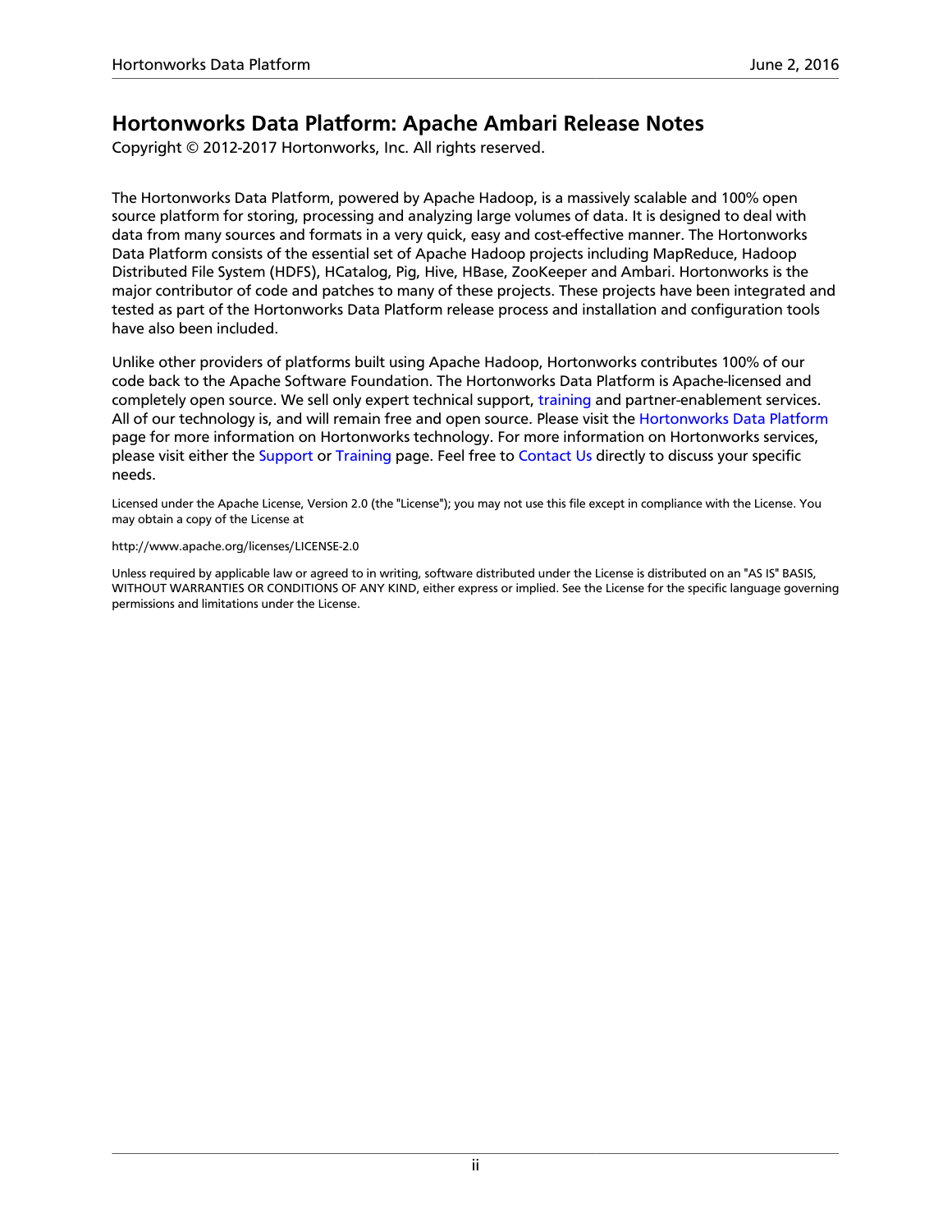# Hortonworks Data Platform: Apache Ambari Release Notes

Copyright © 2012-2017 Hortonworks, Inc. All rights reserved.

The Hortonworks Data Platform, powered by Apache Hadoop, is a massively scalable and 100% open source platform for storing, processing and analyzing large volumes of data. It is designed to deal with data from many sources and formats in a very quick, easy and cost-effective manner. The Hortonworks Data Platform consists of the essential set of Apache Hadoop projects including MapReduce, Hadoop Distributed File System (HDFS), HCatalog, Pig, Hive, HBase, ZooKeeper and Ambari. Hortonworks is the major contributor of code and patches to many of these projects. These projects have been integrated and tested as part of the Hortonworks Data Platform release process and installation and configuration tools have also been included.

Unlike other providers of platforms built using Apache Hadoop, Hortonworks contributes 100% of our code back to the Apache Software Foundation. The Hortonworks Data Platform is Apache-licensed and completely open source. We sell only expert technical support, training and partner-enablement services. All of our technology is, and will remain free and open source. Please visit the Hortonworks Data Platform page for more information on Hortonworks technology. For more information on Hortonworks services, please visit either the Support or Training page. Feel free to Contact Us directly to discuss your specific needs.

Licensed under the Apache License, Version 2.0 (the "License"); you may not use this file except in compliance with the License. You may obtain a copy of the License at

http://www.apache.org/licenses/LICENSE-2.0

Unless required by applicable law or agreed to in writing, software distributed under the License is distributed on an "AS IS" BASIS, WITHOUT WARRANTIES OR CONDITIONS OF ANY KIND, either express or implied. See the License for the specific language governing permissions and limitations under the License.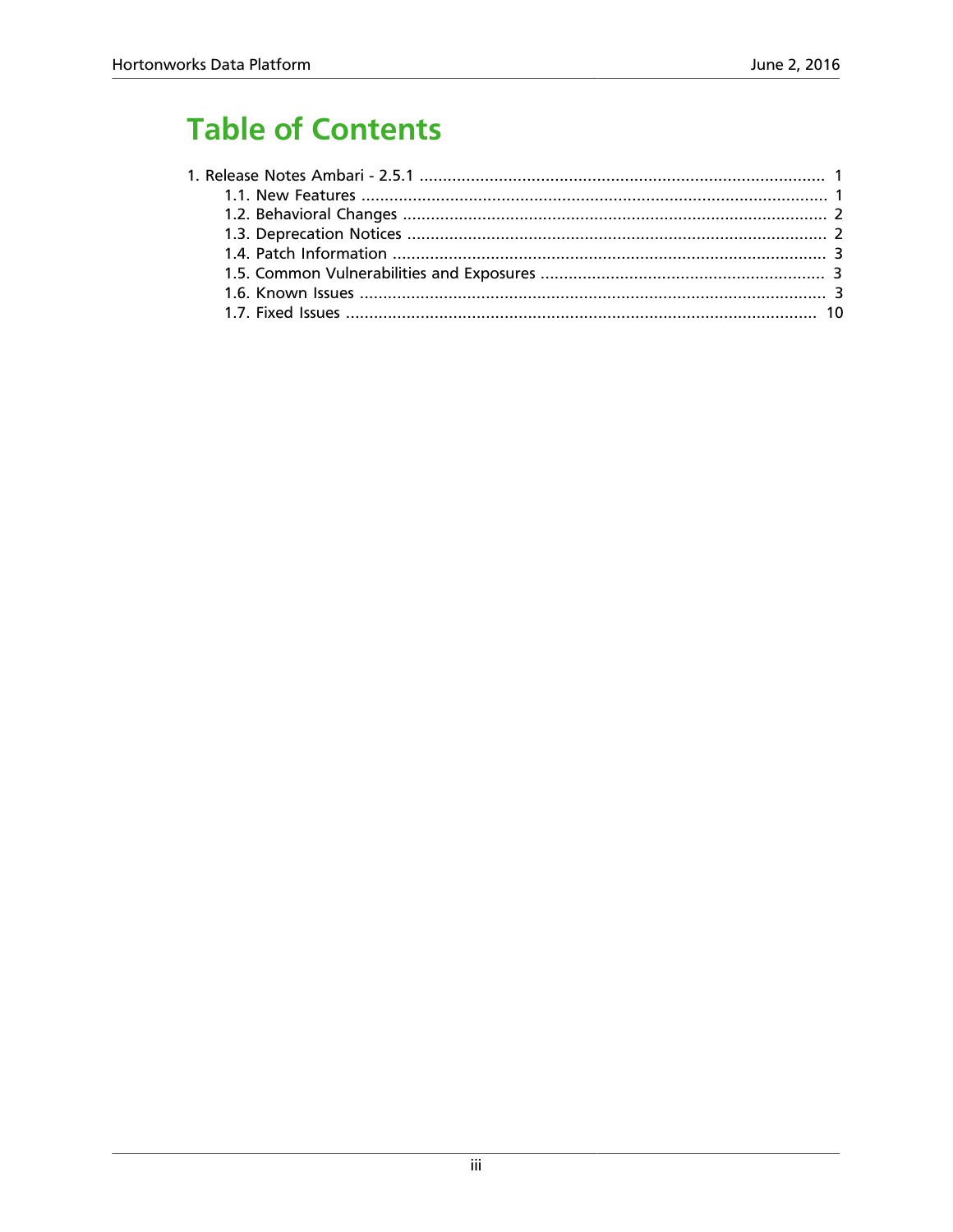# Table of Contents

1. Release Notes Ambari - 2.5.1 .......................................................................................... 1
   - 1.1. New Features .................................................................................................... 1
   - 1.2. Behavioral Changes ........................................................................................... 2
   - 1.3. Deprecation Notices .......................................................................................... 2
   - 1.4. Patch Information ............................................................................................. 3
   - 1.5. Common Vulnerabilities and Exposures ............................................................. 3
   - 1.6. Known Issues .................................................................................................... 3
   - 1.7. Fixed Issues ..................................................................................................... 10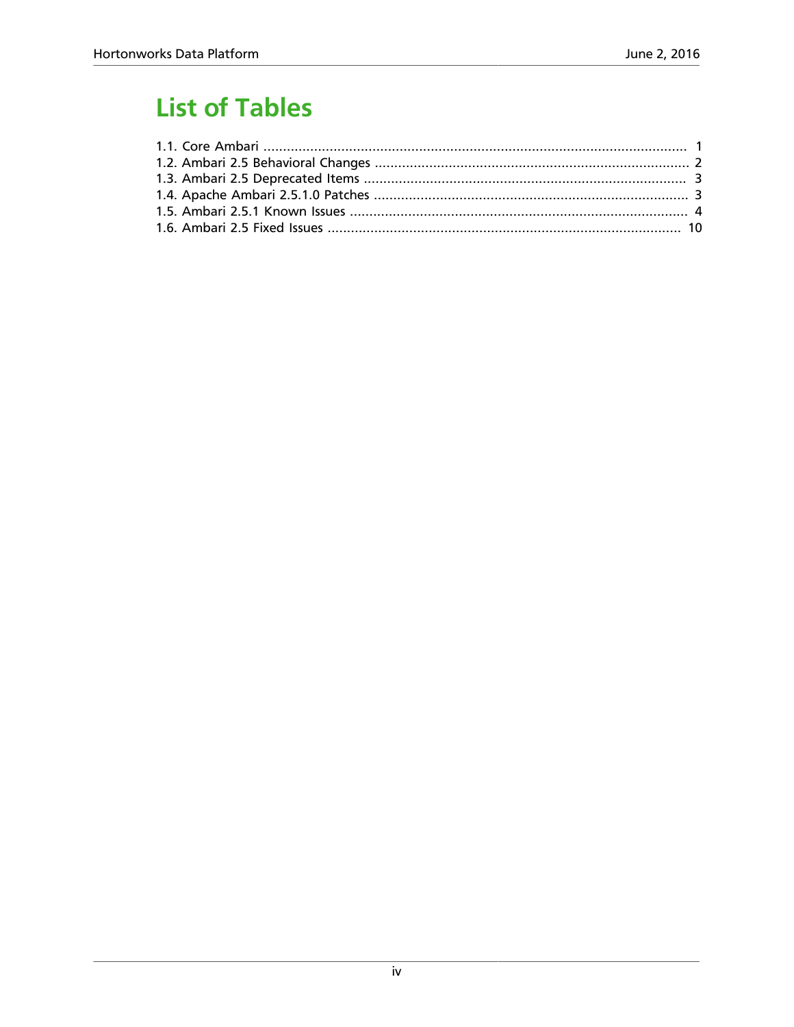# List of Tables

1.1. Core Ambari ........................................................................................................... 1
1.2. Ambari 2.5 Behavioral Changes ................................................................................ 2
1.3. Ambari 2.5 Deprecated Items ................................................................................... 3
1.4. Apache Ambari 2.5.1.0 Patches ................................................................................ 3
1.5. Ambari 2.5.1 Known Issues ...................................................................................... 4
1.6. Ambari 2.5 Fixed Issues .......................................................................................... 10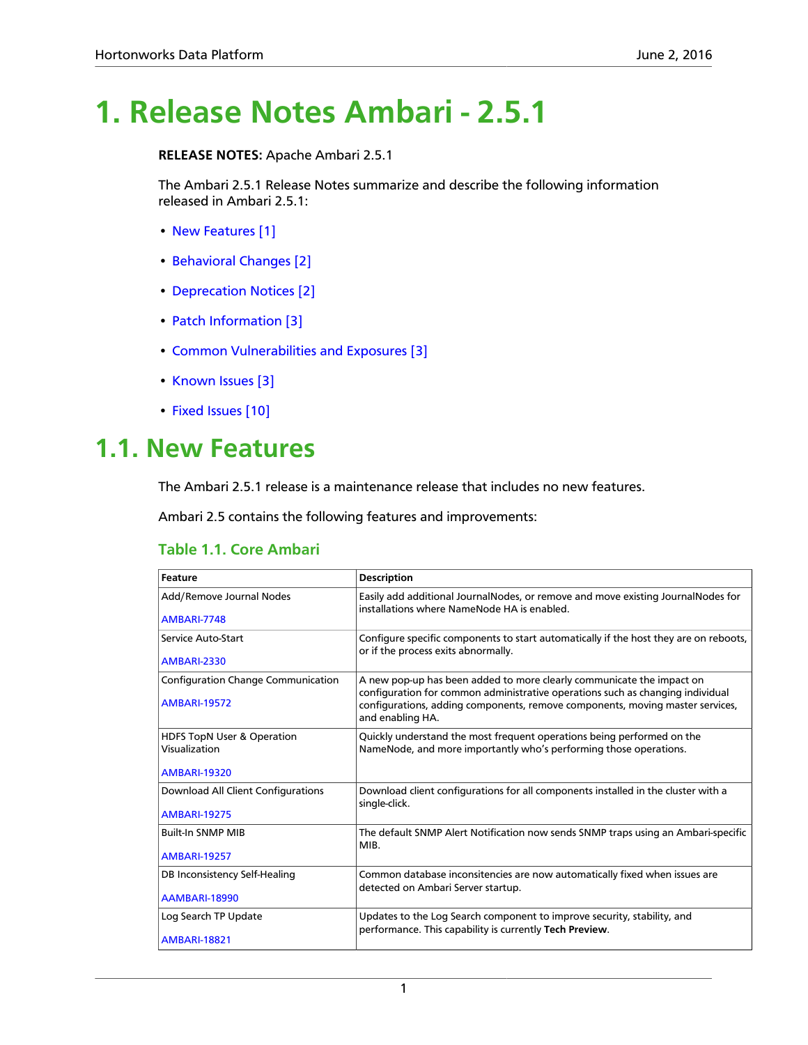# 1. Release Notes Ambari - 2.5.1

**RELEASE NOTES:** Apache Ambari 2.5.1

The Ambari 2.5.1 Release Notes summarize and describe the following information released in Ambari 2.5.1:

- New Features [1]
- Behavioral Changes [2]
- Deprecation Notices [2]
- Patch Information [3]
- Common Vulnerabilities and Exposures [3]
- Known Issues [3]
- Fixed Issues [10]

## 1.1. New Features

The Ambari 2.5.1 release is a maintenance release that includes no new features.

Ambari 2.5 contains the following features and improvements:

### Table 1.1. Core Ambari

| Feature | Description |
| --- | --- |
| Add/Remove Journal Nodes<br><br>AMBARI-7748 | Easily add additional JournalNodes, or remove and move existing JournalNodes for installations where NameNode HA is enabled. |
| Service Auto-Start<br><br>AMBARI-2330 | Configure specific components to start automatically if the host they are on reboots, or if the process exits abnormally. |
| Configuration Change Communication<br><br>AMBARI-19572 | A new pop-up has been added to more clearly communicate the impact on configuration for common administrative operations such as changing individual configurations, adding components, remove components, moving master services, and enabling HA. |
| HDFS TopN User & Operation Visualization<br><br>AMBARI-19320 | Quickly understand the most frequent operations being performed on the NameNode, and more importantly who's performing those operations. |
| Download All Client Configurations<br><br>AMBARI-19275 | Download client configurations for all components installed in the cluster with a single-click. |
| Built-In SNMP MIB<br><br>AMBARI-19257 | The default SNMP Alert Notification now sends SNMP traps using an Ambari-specific MIB. |
| DB Inconsistency Self-Healing<br><br>AAMBARI-18990 | Common database inconsitencies are now automatically fixed when issues are detected on Ambari Server startup. |
| Log Search TP Update<br><br>AMBARI-18821 | Updates to the Log Search component to improve security, stability, and performance. This capability is currently **Tech Preview**. |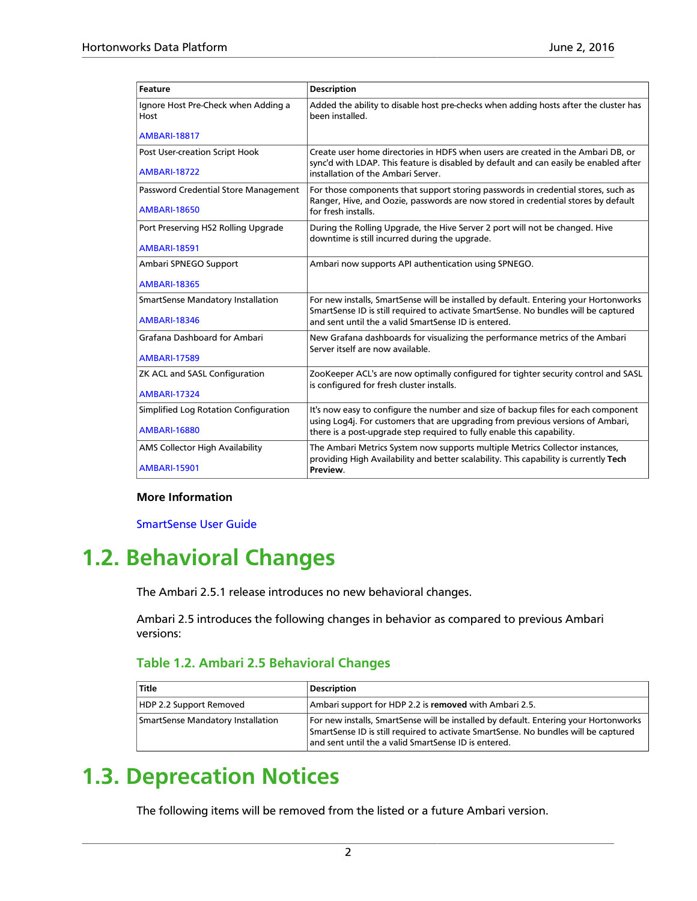| Feature | Description |
|---|---|
| Ignore Host Pre-Check when Adding a Host<br><br>AMBARI-18817 | Added the ability to disable host pre-checks when adding hosts after the cluster has been installed. |
| Post User-creation Script Hook<br><br>AMBARI-18722 | Create user home directories in HDFS when users are created in the Ambari DB, or sync'd with LDAP. This feature is disabled by default and can easily be enabled after installation of the Ambari Server. |
| Password Credential Store Management<br><br>AMBARI-18650 | For those components that support storing passwords in credential stores, such as Ranger, Hive, and Oozie, passwords are now stored in credential stores by default for fresh installs. |
| Port Preserving HS2 Rolling Upgrade<br><br>AMBARI-18591 | During the Rolling Upgrade, the Hive Server 2 port will not be changed. Hive downtime is still incurred during the upgrade. |
| Ambari SPNEGO Support<br><br>AMBARI-18365 | Ambari now supports API authentication using SPNEGO. |
| SmartSense Mandatory Installation<br><br>AMBARI-18346 | For new installs, SmartSense will be installed by default. Entering your Hortonworks SmartSense ID is still required to activate SmartSense. No bundles will be captured and sent until the a valid SmartSense ID is entered. |
| Grafana Dashboard for Ambari<br><br>AMBARI-17589 | New Grafana dashboards for visualizing the performance metrics of the Ambari Server itself are now available. |
| ZK ACL and SASL Configuration<br><br>AMBARI-17324 | ZooKeeper ACL's are now optimally configured for tighter security control and SASL is configured for fresh cluster installs. |
| Simplified Log Rotation Configuration<br><br>AMBARI-16880 | It's now easy to configure the number and size of backup files for each component using Log4j. For customers that are upgrading from previous versions of Ambari, there is a post-upgrade step required to fully enable this capability. |
| AMS Collector High Availability<br><br>AMBARI-15901 | The Ambari Metrics System now supports multiple Metrics Collector instances, providing High Availability and better scalability. This capability is currently **Tech Preview**. |

**More Information**

SmartSense User Guide

# 1.2. Behavioral Changes

The Ambari 2.5.1 release introduces no new behavioral changes.

Ambari 2.5 introduces the following changes in behavior as compared to previous Ambari versions:

### Table 1.2. Ambari 2.5 Behavioral Changes

| Title | Description |
|---|---|
| HDP 2.2 Support Removed | Ambari support for HDP 2.2 is **removed** with Ambari 2.5. |
| SmartSense Mandatory Installation | For new installs, SmartSense will be installed by default. Entering your Hortonworks SmartSense ID is still required to activate SmartSense. No bundles will be captured and sent until the a valid SmartSense ID is entered. |

# 1.3. Deprecation Notices

The following items will be removed from the listed or a future Ambari version.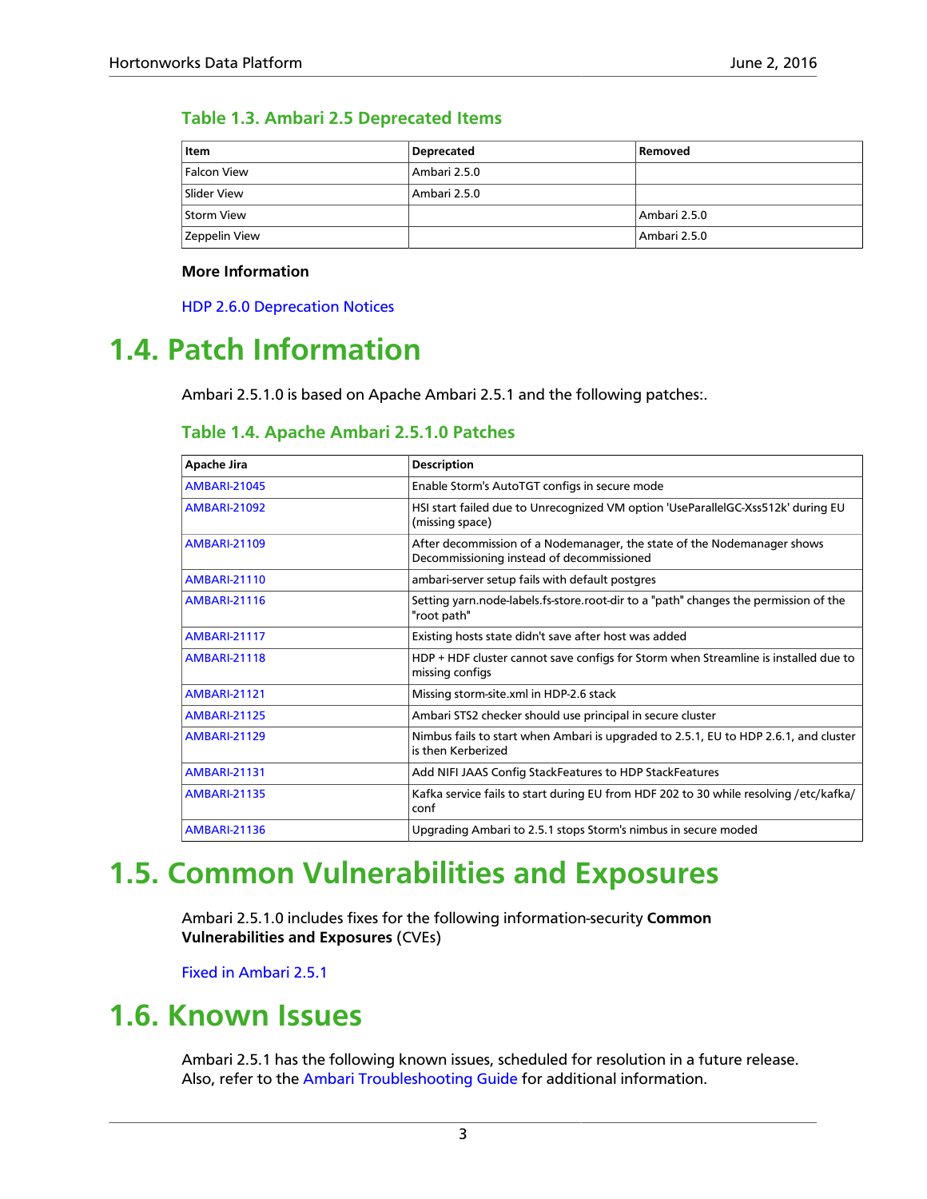**Table 1.3. Ambari 2.5 Deprecated Items**

| Item | Deprecated | Removed |
| --- | --- | --- |
| Falcon View | Ambari 2.5.0 | |
| Slider View | Ambari 2.5.0 | |
| Storm View | | Ambari 2.5.0 |
| Zeppelin View | | Ambari 2.5.0 |

**More Information**

HDP 2.6.0 Deprecation Notices

# 1.4. Patch Information

Ambari 2.5.1.0 is based on Apache Ambari 2.5.1 and the following patches:.

**Table 1.4. Apache Ambari 2.5.1.0 Patches**

| Apache Jira | Description |
| --- | --- |
| AMBARI-21045 | Enable Storm's AutoTGT configs in secure mode |
| AMBARI-21092 | HSI start failed due to Unrecognized VM option 'UseParallelGC-Xss512k' during EU (missing space) |
| AMBARI-21109 | After decommission of a Nodemanager, the state of the Nodemanager shows Decommissioning instead of decommissioned |
| AMBARI-21110 | ambari-server setup fails with default postgres |
| AMBARI-21116 | Setting yarn.node-labels.fs-store.root-dir to a "path" changes the permission of the "root path" |
| AMBARI-21117 | Existing hosts state didn't save after host was added |
| AMBARI-21118 | HDP + HDF cluster cannot save configs for Storm when Streamline is installed due to missing configs |
| AMBARI-21121 | Missing storm-site.xml in HDP-2.6 stack |
| AMBARI-21125 | Ambari STS2 checker should use principal in secure cluster |
| AMBARI-21129 | Nimbus fails to start when Ambari is upgraded to 2.5.1, EU to HDP 2.6.1, and cluster is then Kerberized |
| AMBARI-21131 | Add NIFI JAAS Config StackFeatures to HDP StackFeatures |
| AMBARI-21135 | Kafka service fails to start during EU from HDF 202 to 30 while resolving /etc/kafka/conf |
| AMBARI-21136 | Upgrading Ambari to 2.5.1 stops Storm's nimbus in secure moded |

# 1.5. Common Vulnerabilities and Exposures

Ambari 2.5.1.0 includes fixes for the following information-security **Common Vulnerabilities and Exposures** (CVEs)

Fixed in Ambari 2.5.1

# 1.6. Known Issues

Ambari 2.5.1 has the following known issues, scheduled for resolution in a future release. Also, refer to the Ambari Troubleshooting Guide for additional information.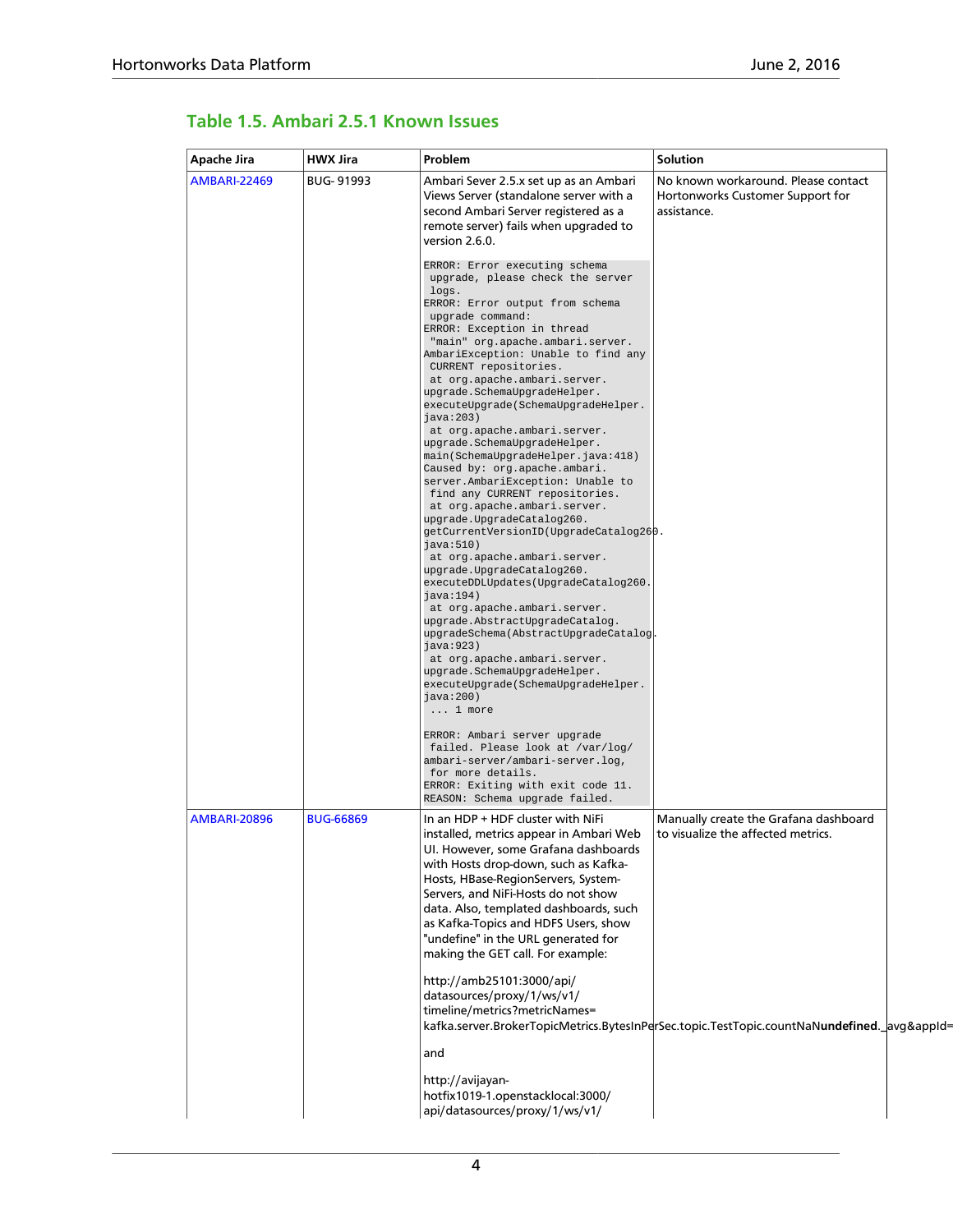### Table 1.5. Ambari 2.5.1 Known Issues

| Apache Jira | HWX Jira | Problem | Solution |
|---|---|---|---|
| AMBARI-22469 | BUG- 91993 | Ambari Sever 2.5.x set up as an Ambari Views Server (standalone server with a second Ambari Server registered as a remote server) fails when upgraded to version 2.6.0.<br><br>`ERROR: Error executing schema upgrade, please check the server logs.`<br>`ERROR: Error output from schema upgrade command:`<br>`ERROR: Exception in thread "main" org.apache.ambari.server.AmbariException: Unable to find any CURRENT repositories.`<br>`at org.apache.ambari.server.upgrade.SchemaUpgradeHelper.executeUpgrade(SchemaUpgradeHelper.java:203)`<br>`at org.apache.ambari.server.upgrade.SchemaUpgradeHelper.main(SchemaUpgradeHelper.java:418)`<br>`Caused by: org.apache.ambari.server.AmbariException: Unable to find any CURRENT repositories.`<br>`at org.apache.ambari.server.upgrade.UpgradeCatalog260.getCurrentVersionID(UpgradeCatalog260.java:510)`<br>`at org.apache.ambari.server.upgrade.UpgradeCatalog260.executeDDLUpdates(UpgradeCatalog260.java:194)`<br>`at org.apache.ambari.server.upgrade.AbstractUpgradeCatalog.upgradeSchema(AbstractUpgradeCatalog.java:923)`<br>`at org.apache.ambari.server.upgrade.SchemaUpgradeHelper.executeUpgrade(SchemaUpgradeHelper.java:200)`<br>`... 1 more`<br><br>`ERROR: Ambari server upgrade failed. Please look at /var/log/ambari-server/ambari-server.log, for more details.`<br>`ERROR: Exiting with exit code 11.`<br>`REASON: Schema upgrade failed.` | No known workaround. Please contact Hortonworks Customer Support for assistance. |
| AMBARI-20896 | BUG-66869 | In an HDP + HDF cluster with NiFi installed, metrics appear in Ambari Web UI. However, some Grafana dashboards with Hosts drop-down, such as Kafka-Hosts, HBase-RegionServers, System-Servers, and NiFi-Hosts do not show data. Also, templated dashboards, such as Kafka-Topics and HDFS Users, show "undefine" in the URL generated for making the GET call. For example:<br><br>http://amb25101:3000/api/datasources/proxy/1/ws/v1/timeline/metrics?metricNames=kafka.server.BrokerTopicMetrics.BytesInPerSec.topic.TestTopic.countNaN**undefined**._avg&appId=<br><br>and<br><br>http://avijayan-hotfix1019-1.openstacklocal:3000/api/datasources/proxy/1/ws/v1/ | Manually create the Grafana dashboard to visualize the affected metrics. |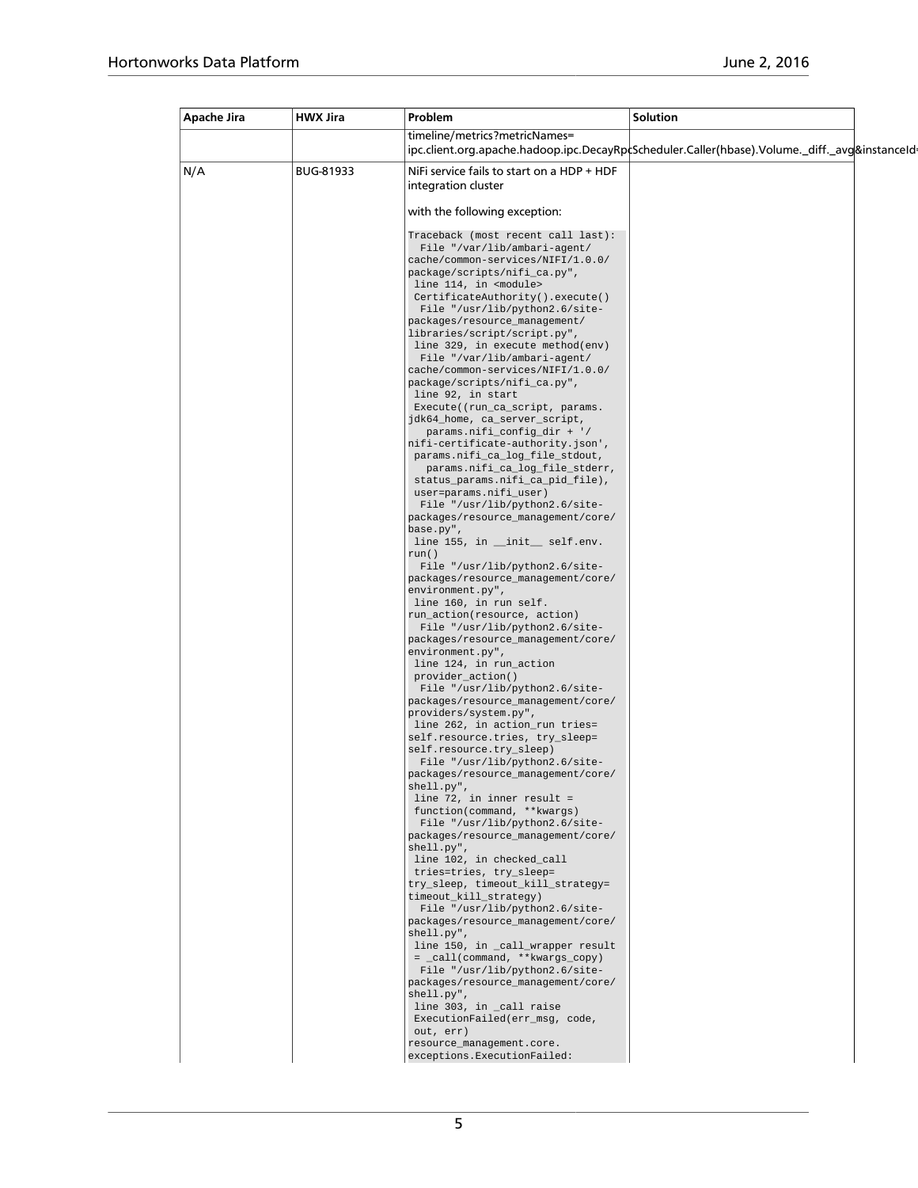| Apache Jira | HWX Jira | Problem | Solution |
| --- | --- | --- | --- |
| | | timeline/metrics?metricNames= ipc.client.org.apache.hadoop.ipc.DecayRpcScheduler.Caller(hbase).Volume._diff._avg&instanceId= | |
| N/A | BUG-81933 | NiFi service fails to start on a HDP + HDF integration cluster<br><br>with the following exception:<br><br>`Traceback (most recent call last): File "/var/lib/ambari-agent/cache/common-services/NIFI/1.0.0/package/scripts/nifi_ca.py", line 114, in <module> CertificateAuthority().execute() File "/usr/lib/python2.6/site-packages/resource_management/libraries/script/script.py", line 329, in execute method(env) File "/var/lib/ambari-agent/cache/common-services/NIFI/1.0.0/package/scripts/nifi_ca.py", line 92, in start Execute((run_ca_script, params.jdk64_home, ca_server_script, params.nifi_config_dir + '/nifi-certificate-authority.json', params.nifi_ca_log_file_stdout, params.nifi_ca_log_file_stderr, status_params.nifi_ca_pid_file), user=params.nifi_user) File "/usr/lib/python2.6/site-packages/resource_management/core/base.py", line 155, in __init__ self.env.run() File "/usr/lib/python2.6/site-packages/resource_management/core/environment.py", line 160, in run self.run_action(resource, action) File "/usr/lib/python2.6/site-packages/resource_management/core/environment.py", line 124, in run_action provider_action() File "/usr/lib/python2.6/site-packages/resource_management/core/providers/system.py", line 262, in action_run tries=self.resource.tries, try_sleep=self.resource.try_sleep) File "/usr/lib/python2.6/site-packages/resource_management/core/shell.py", line 72, in inner result = function(command, **kwargs) File "/usr/lib/python2.6/site-packages/resource_management/core/shell.py", line 102, in checked_call tries=tries, try_sleep=try_sleep, timeout_kill_strategy=timeout_kill_strategy) File "/usr/lib/python2.6/site-packages/resource_management/core/shell.py", line 150, in _call_wrapper result = _call(command, **kwargs_copy) File "/usr/lib/python2.6/site-packages/resource_management/core/shell.py", line 303, in _call raise ExecutionFailed(err_msg, code, out, err) resource_management.core.exceptions.ExecutionFailed:` | |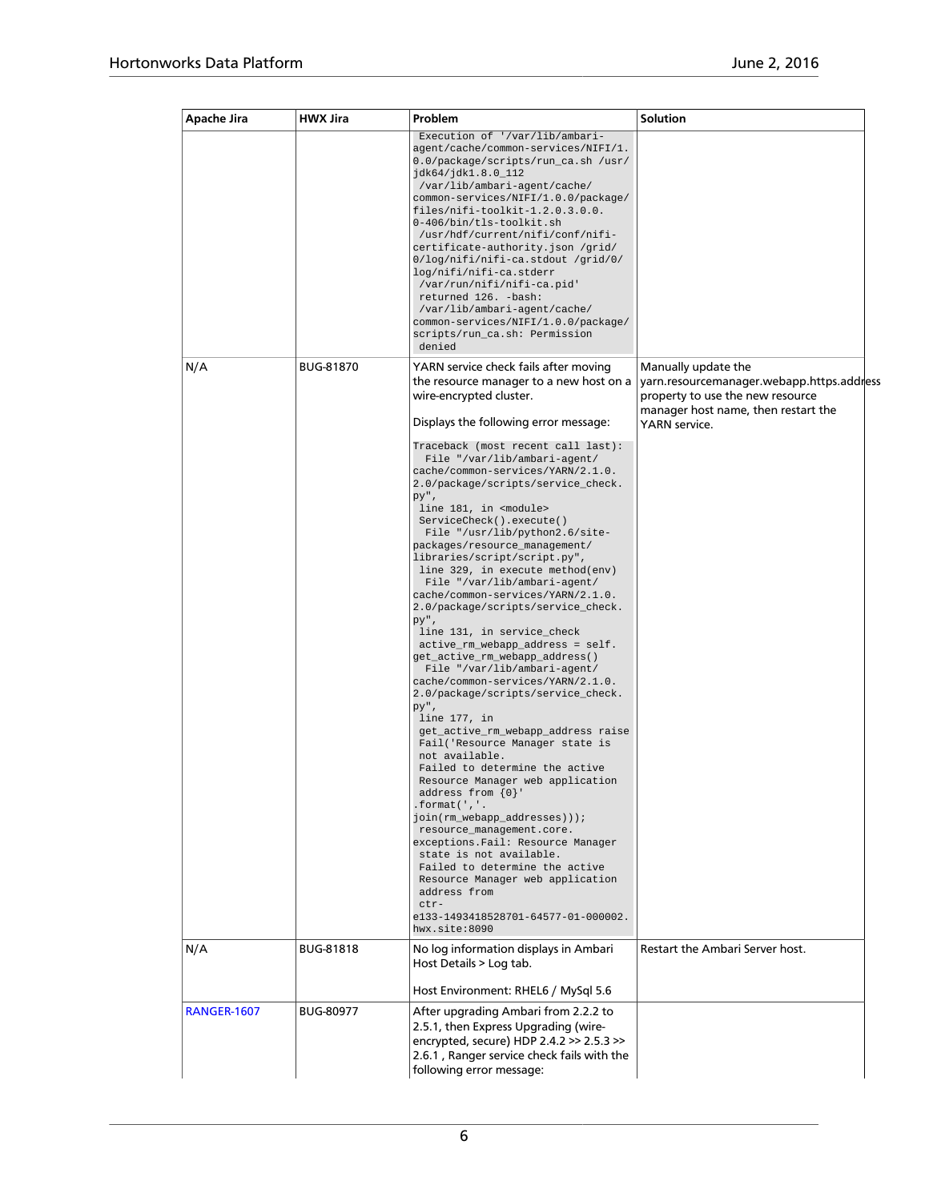| Apache Jira | HWX Jira | Problem | Solution |
| --- | --- | --- | --- |
| | | `Execution of '/var/lib/ambari-agent/cache/common-services/NIFI/1.0.0/package/scripts/run_ca.sh /usr/jdk64/jdk1.8.0_112 /var/lib/ambari-agent/cache/common-services/NIFI/1.0.0/package/files/nifi-toolkit-1.2.0.3.0.0.0-406/bin/tls-toolkit.sh /usr/hdf/current/nifi/conf/nifi-certificate-authority.json /grid/0/log/nifi/nifi-ca.stdout /grid/0/log/nifi/nifi-ca.stderr /var/run/nifi/nifi-ca.pid' returned 126. -bash: /var/lib/ambari-agent/cache/common-services/NIFI/1.0.0/package/scripts/run_ca.sh: Permission denied` | |
| N/A | BUG-81870 | YARN service check fails after moving the resource manager to a new host on a wire-encrypted cluster.<br><br>Displays the following error message:<br><br>`Traceback (most recent call last): File "/var/lib/ambari-agent/cache/common-services/YARN/2.1.0.2.0/package/scripts/service_check.py", line 181, in <module> ServiceCheck().execute() File "/usr/lib/python2.6/site-packages/resource_management/libraries/script/script.py", line 329, in execute method(env) File "/var/lib/ambari-agent/cache/common-services/YARN/2.1.0.2.0/package/scripts/service_check.py", line 131, in service_check active_rm_webapp_address = self.get_active_rm_webapp_address() File "/var/lib/ambari-agent/cache/common-services/YARN/2.1.0.2.0/package/scripts/service_check.py", line 177, in get_active_rm_webapp_address raise Fail('Resource Manager state is not available. Failed to determine the active Resource Manager web application address from {0}'.format(','.join(rm_webapp_addresses))); resource_management.core.exceptions.Fail: Resource Manager state is not available. Failed to determine the active Resource Manager web application address from ctr-e133-1493418528701-64577-01-000002.hwx.site:8090` | Manually update the yarn.resourcemanager.webapp.https.address property to use the new resource manager host name, then restart the YARN service. |
| N/A | BUG-81818 | No log information displays in Ambari Host Details > Log tab.<br><br>Host Environment: RHEL6 / MySql 5.6 | Restart the Ambari Server host. |
| RANGER-1607 | BUG-80977 | After upgrading Ambari from 2.2.2 to 2.5.1, then Express Upgrading (wire-encrypted, secure) HDP 2.4.2 >> 2.5.3 >> 2.6.1 , Ranger service check fails with the following error message: | |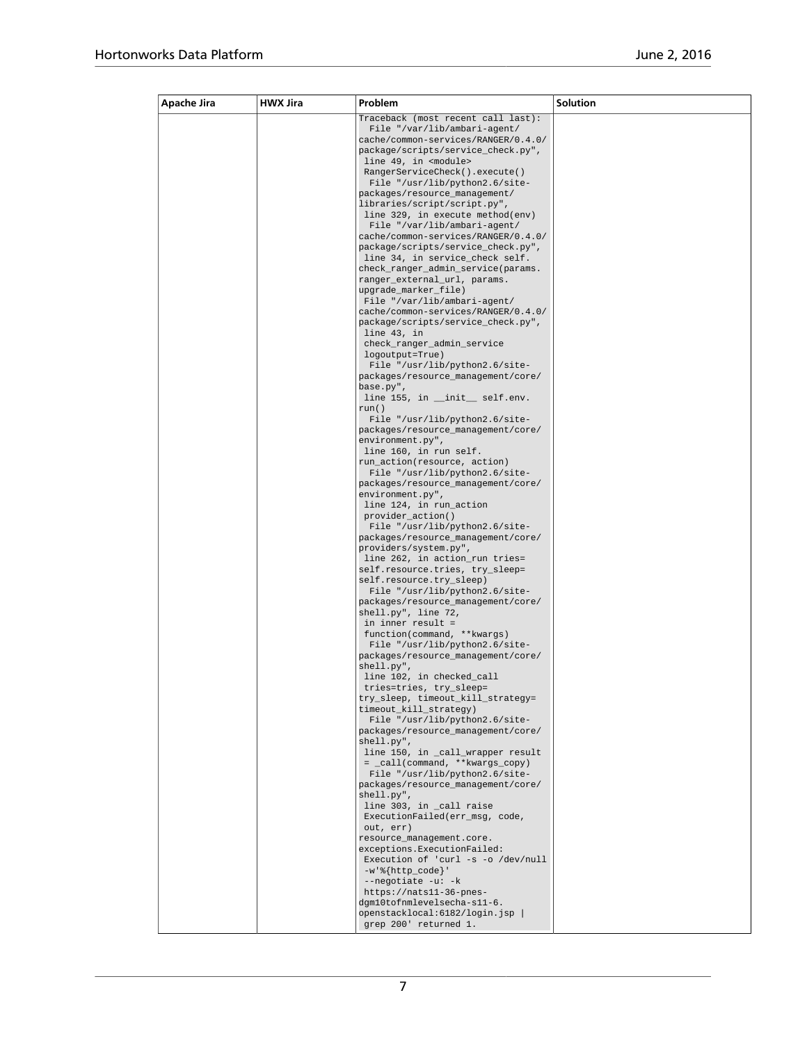| Apache Jira | HWX Jira | Problem | Solution |
| --- | --- | --- | --- |
| | | Traceback (most recent call last): File "/var/lib/ambari-agent/cache/common-services/RANGER/0.4.0/package/scripts/service_check.py", line 49, in <module> RangerServiceCheck().execute() File "/usr/lib/python2.6/site-packages/resource_management/libraries/script/script.py", line 329, in execute method(env) File "/var/lib/ambari-agent/cache/common-services/RANGER/0.4.0/package/scripts/service_check.py", line 34, in service_check self.check_ranger_admin_service(params.ranger_external_url, params.upgrade_marker_file) File "/var/lib/ambari-agent/cache/common-services/RANGER/0.4.0/package/scripts/service_check.py", line 43, in check_ranger_admin_service logoutput=True) File "/usr/lib/python2.6/site-packages/resource_management/core/base.py", line 155, in __init__ self.env.run() File "/usr/lib/python2.6/site-packages/resource_management/core/environment.py", line 160, in run self.run_action(resource, action) File "/usr/lib/python2.6/site-packages/resource_management/core/environment.py", line 124, in run_action provider_action() File "/usr/lib/python2.6/site-packages/resource_management/core/providers/system.py", line 262, in action_run tries=self.resource.tries, try_sleep=self.resource.try_sleep) File "/usr/lib/python2.6/site-packages/resource_management/core/shell.py", line 72, in inner result = function(command, **kwargs) File "/usr/lib/python2.6/site-packages/resource_management/core/shell.py", line 102, in checked_call tries=tries, try_sleep=try_sleep, timeout_kill_strategy=timeout_kill_strategy) File "/usr/lib/python2.6/site-packages/resource_management/core/shell.py", line 150, in _call_wrapper result = _call(command, **kwargs_copy) File "/usr/lib/python2.6/site-packages/resource_management/core/shell.py", line 303, in _call raise ExecutionFailed(err_msg, code, out, err) resource_management.core.exceptions.ExecutionFailed: Execution of 'curl -s -o /dev/null -w'%{http_code}' --negotiate -u: -k https://nats11-36-pnes-dgm10tofnmlevelsecha-s11-6.openstacklocal:6182/login.jsp \| grep 200' returned 1. | |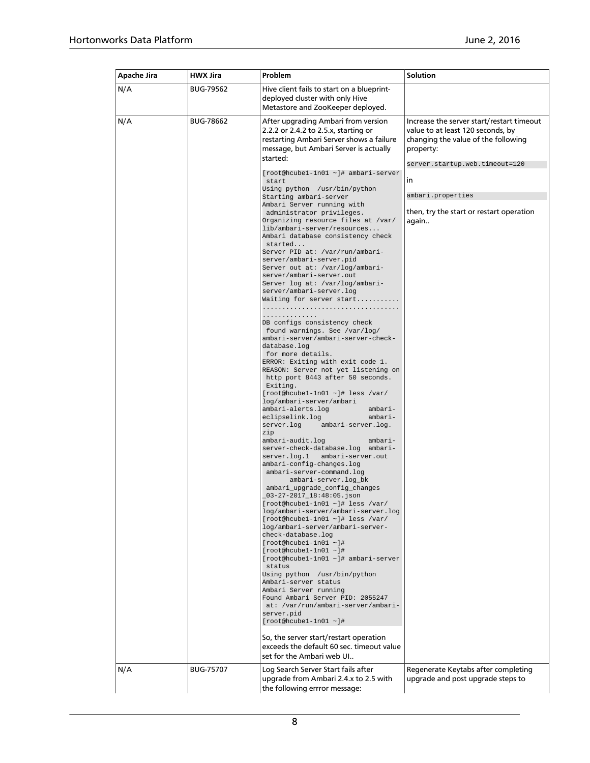| Apache Jira | HWX Jira | Problem | Solution |
| --- | --- | --- | --- |
| N/A | BUG-79562 | Hive client fails to start on a blueprint-deployed cluster with only Hive Metastore and ZooKeeper deployed. | |
| N/A | BUG-78662 | After upgrading Ambari from version 2.2.2 or 2.4.2 to 2.5.x, starting or restarting Ambari Server shows a failure message, but Ambari Server is actually started: `[root@hcube1-1n01 ~]# ambari-server start` `Using python /usr/bin/python` `Starting ambari-server` `Ambari Server running with administrator privileges.` `Organizing resource files at /var/lib/ambari-server/resources...` `Ambari database consistency check started...` `Server PID at: /var/run/ambari-server/ambari-server.pid` `Server out at: /var/log/ambari-server/ambari-server.out` `Server log at: /var/log/ambari-server/ambari-server.log` `Waiting for server start......................................................` `DB configs consistency check found warnings. See /var/log/ambari-server/ambari-server-check-database.log for more details.` `ERROR: Exiting with exit code 1.` `REASON: Server not yet listening on http port 8443 after 50 seconds. Exiting.` `[root@hcube1-1n01 ~]# less /var/log/ambari-server/ambari` `ambari-alerts.log ambari-eclipselink.log ambari-server.log ambari-server.log.zip` `ambari-audit.log ambari-server-check-database.log ambari-server.log.1 ambari-server.out` `ambari-config-changes.log ambari-server-command.log ambari-server.log_bk ambari_upgrade_config_changes_03-27-2017_18:48:05.json` `[root@hcube1-1n01 ~]# less /var/log/ambari-server/ambari-server.log` `[root@hcube1-1n01 ~]# less /var/log/ambari-server/ambari-server-check-database.log` `[root@hcube1-1n01 ~]#` `[root@hcube1-1n01 ~]#` `[root@hcube1-1n01 ~]# ambari-server status` `Using python /usr/bin/python` `Ambari-server status` `Ambari Server running` `Found Ambari Server PID: 2055247 at: /var/run/ambari-server/ambari-server.pid` `[root@hcube1-1n01 ~]#` So, the server start/restart operation exceeds the default 60 sec. timeout value set for the Ambari web UI.. | Increase the server start/restart timeout value to at least 120 seconds, by changing the value of the following property: `server.startup.web.timeout=120` in `ambari.properties` then, try the start or restart operation again.. |
| N/A | BUG-75707 | Log Search Server Start fails after upgrade from Ambari 2.4.x to 2.5 with the following errror message: | Regenerate Keytabs after completing upgrade and post upgrade steps to |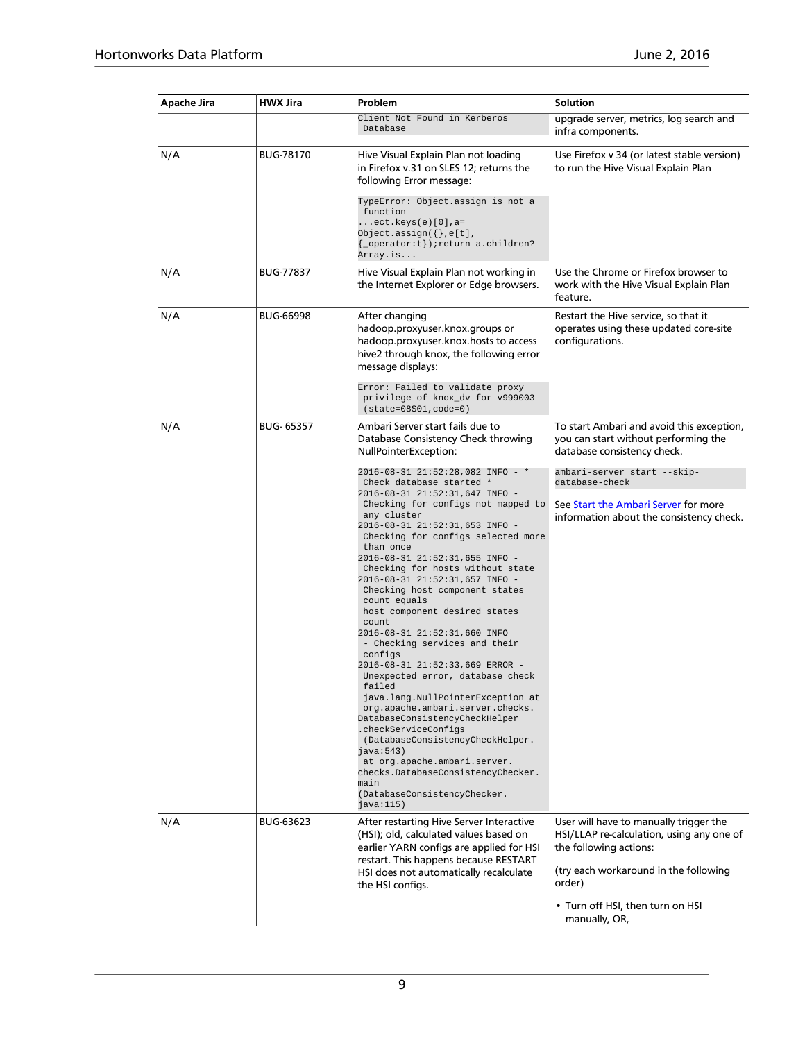| Apache Jira | HWX Jira | Problem | Solution |
|---|---|---|---|
| | | `Client Not Found in Kerberos Database` | upgrade server, metrics, log search and infra components. |
| N/A | BUG-78170 | Hive Visual Explain Plan not loading in Firefox v.31 on SLES 12; returns the following Error message: `TypeError: Object.assign is not a function ...ect.keys(e)[0],a= Object.assign({},e[t], {_operator:t});return a.children? Array.is...` | Use Firefox v 34 (or latest stable version) to run the Hive Visual Explain Plan |
| N/A | BUG-77837 | Hive Visual Explain Plan not working in the Internet Explorer or Edge browsers. | Use the Chrome or Firefox browser to work with the Hive Visual Explain Plan feature. |
| N/A | BUG-66998 | After changing hadoop.proxyuser.knox.groups or hadoop.proxyuser.knox.hosts to access hive2 through knox, the following error message displays: `Error: Failed to validate proxy privilege of knox_dv for v999003 (state=08S01,code=0)` | Restart the Hive service, so that it operates using these updated core-site configurations. |
| N/A | BUG- 65357 | Ambari Server start fails due to Database Consistency Check throwing NullPointerException: `2016-08-31 21:52:28,082 INFO - * Check database started * 2016-08-31 21:52:31,647 INFO - Checking for configs not mapped to any cluster 2016-08-31 21:52:31,653 INFO - Checking for configs selected more than once 2016-08-31 21:52:31,655 INFO - Checking for hosts without state 2016-08-31 21:52:31,657 INFO - Checking host component states count equals host component desired states count 2016-08-31 21:52:31,660 INFO - Checking services and their configs 2016-08-31 21:52:33,669 ERROR - Unexpected error, database check failed java.lang.NullPointerException at org.apache.ambari.server.checks. DatabaseConsistencyCheckHelper .checkServiceConfigs (DatabaseConsistencyCheckHelper. java:543) at org.apache.ambari.server. checks.DatabaseConsistencyChecker. main (DatabaseConsistencyChecker. java:115)` | To start Ambari and avoid this exception, you can start without performing the database consistency check. `ambari-server start --skip-database-check` See Start the Ambari Server for more information about the consistency check. |
| N/A | BUG-63623 | After restarting Hive Server Interactive (HSI); old, calculated values based on earlier YARN configs are applied for HSI restart. This happens because RESTART HSI does not automatically recalculate the HSI configs. | User will have to manually trigger the HSI/LLAP re-calculation, using any one of the following actions: (try each workaround in the following order) • Turn off HSI, then turn on HSI manually, OR, |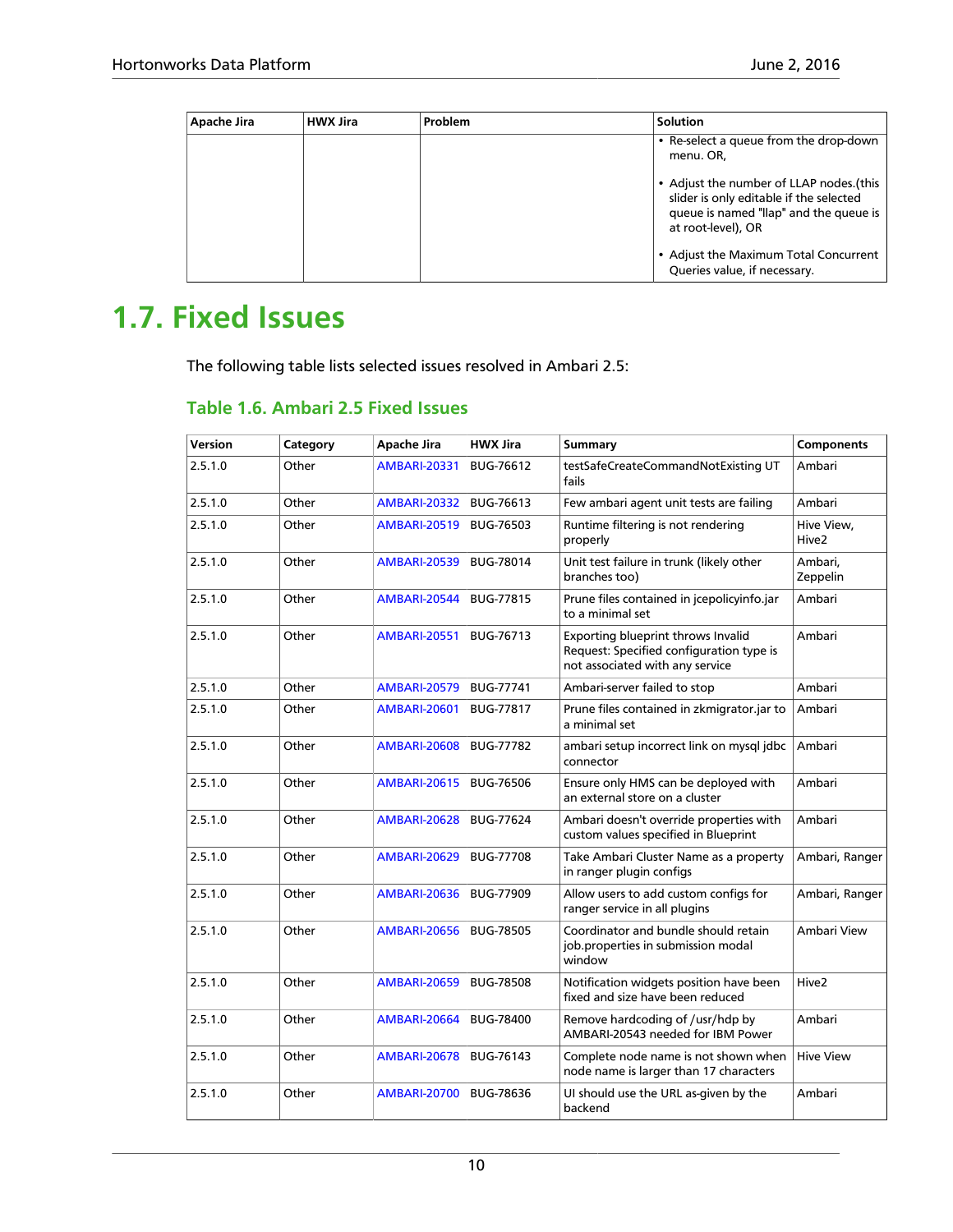| Apache Jira | HWX Jira | Problem | Solution |
| --- | --- | --- | --- |
| | | | • Re-select a queue from the drop-down menu. OR,<br><br>• Adjust the number of LLAP nodes.(this slider is only editable if the selected queue is named "llap" and the queue is at root-level), OR<br><br>• Adjust the Maximum Total Concurrent Queries value, if necessary. |

# 1.7. Fixed Issues

The following table lists selected issues resolved in Ambari 2.5:

## Table 1.6. Ambari 2.5 Fixed Issues

| Version | Category | Apache Jira | HWX Jira | Summary | Components |
| --- | --- | --- | --- | --- | --- |
| 2.5.1.0 | Other | AMBARI-20331 | BUG-76612 | testSafeCreateCommandNotExisting UT fails | Ambari |
| 2.5.1.0 | Other | AMBARI-20332 | BUG-76613 | Few ambari agent unit tests are failing | Ambari |
| 2.5.1.0 | Other | AMBARI-20519 | BUG-76503 | Runtime filtering is not rendering properly | Hive View, Hive2 |
| 2.5.1.0 | Other | AMBARI-20539 | BUG-78014 | Unit test failure in trunk (likely other branches too) | Ambari, Zeppelin |
| 2.5.1.0 | Other | AMBARI-20544 | BUG-77815 | Prune files contained in jcepolicyinfo.jar to a minimal set | Ambari |
| 2.5.1.0 | Other | AMBARI-20551 | BUG-76713 | Exporting blueprint throws Invalid Request: Specified configuration type is not associated with any service | Ambari |
| 2.5.1.0 | Other | AMBARI-20579 | BUG-77741 | Ambari-server failed to stop | Ambari |
| 2.5.1.0 | Other | AMBARI-20601 | BUG-77817 | Prune files contained in zkmigrator.jar to a minimal set | Ambari |
| 2.5.1.0 | Other | AMBARI-20608 | BUG-77782 | ambari setup incorrect link on mysql jdbc connector | Ambari |
| 2.5.1.0 | Other | AMBARI-20615 | BUG-76506 | Ensure only HMS can be deployed with an external store on a cluster | Ambari |
| 2.5.1.0 | Other | AMBARI-20628 | BUG-77624 | Ambari doesn't override properties with custom values specified in Blueprint | Ambari |
| 2.5.1.0 | Other | AMBARI-20629 | BUG-77708 | Take Ambari Cluster Name as a property in ranger plugin configs | Ambari, Ranger |
| 2.5.1.0 | Other | AMBARI-20636 | BUG-77909 | Allow users to add custom configs for ranger service in all plugins | Ambari, Ranger |
| 2.5.1.0 | Other | AMBARI-20656 | BUG-78505 | Coordinator and bundle should retain job.properties in submission modal window | Ambari View |
| 2.5.1.0 | Other | AMBARI-20659 | BUG-78508 | Notification widgets position have been fixed and size have been reduced | Hive2 |
| 2.5.1.0 | Other | AMBARI-20664 | BUG-78400 | Remove hardcoding of /usr/hdp by AMBARI-20543 needed for IBM Power | Ambari |
| 2.5.1.0 | Other | AMBARI-20678 | BUG-76143 | Complete node name is not shown when node name is larger than 17 characters | Hive View |
| 2.5.1.0 | Other | AMBARI-20700 | BUG-78636 | UI should use the URL as-given by the backend | Ambari |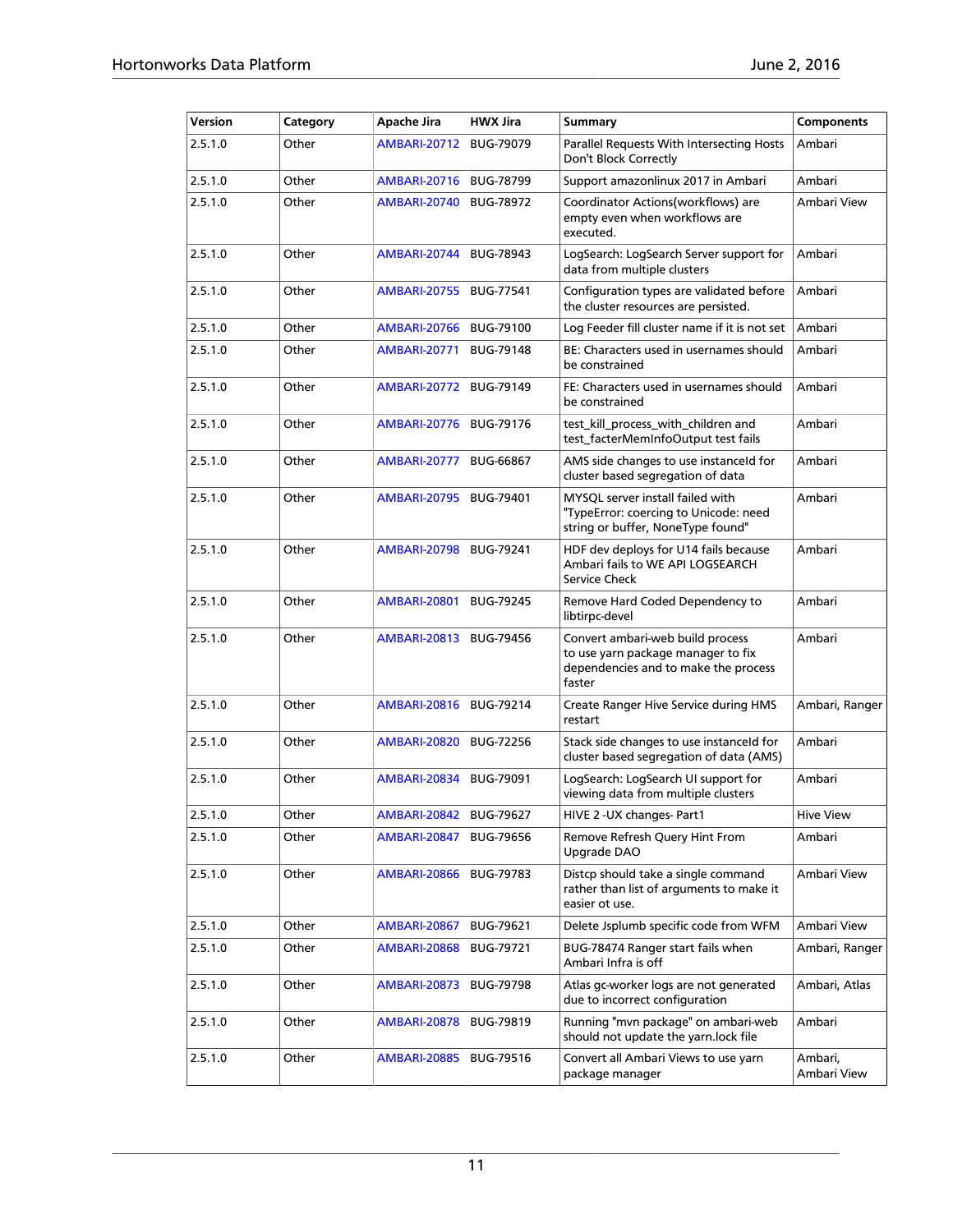| Version | Category | Apache Jira | HWX Jira | Summary | Components |
|---|---|---|---|---|---|
| 2.5.1.0 | Other | AMBARI-20712 | BUG-79079 | Parallel Requests With Intersecting Hosts Don't Block Correctly | Ambari |
| 2.5.1.0 | Other | AMBARI-20716 | BUG-78799 | Support amazonlinux 2017 in Ambari | Ambari |
| 2.5.1.0 | Other | AMBARI-20740 | BUG-78972 | Coordinator Actions(workflows) are empty even when workflows are executed. | Ambari View |
| 2.5.1.0 | Other | AMBARI-20744 | BUG-78943 | LogSearch: LogSearch Server support for data from multiple clusters | Ambari |
| 2.5.1.0 | Other | AMBARI-20755 | BUG-77541 | Configuration types are validated before the cluster resources are persisted. | Ambari |
| 2.5.1.0 | Other | AMBARI-20766 | BUG-79100 | Log Feeder fill cluster name if it is not set | Ambari |
| 2.5.1.0 | Other | AMBARI-20771 | BUG-79148 | BE: Characters used in usernames should be constrained | Ambari |
| 2.5.1.0 | Other | AMBARI-20772 | BUG-79149 | FE: Characters used in usernames should be constrained | Ambari |
| 2.5.1.0 | Other | AMBARI-20776 | BUG-79176 | test_kill_process_with_children and test_facterMemInfoOutput test fails | Ambari |
| 2.5.1.0 | Other | AMBARI-20777 | BUG-66867 | AMS side changes to use instanceId for cluster based segregation of data | Ambari |
| 2.5.1.0 | Other | AMBARI-20795 | BUG-79401 | MYSQL server install failed with "TypeError: coercing to Unicode: need string or buffer, NoneType found" | Ambari |
| 2.5.1.0 | Other | AMBARI-20798 | BUG-79241 | HDF dev deploys for U14 fails because Ambari fails to WE API LOGSEARCH Service Check | Ambari |
| 2.5.1.0 | Other | AMBARI-20801 | BUG-79245 | Remove Hard Coded Dependency to libtirpc-devel | Ambari |
| 2.5.1.0 | Other | AMBARI-20813 | BUG-79456 | Convert ambari-web build process to use yarn package manager to fix dependencies and to make the process faster | Ambari |
| 2.5.1.0 | Other | AMBARI-20816 | BUG-79214 | Create Ranger Hive Service during HMS restart | Ambari, Ranger |
| 2.5.1.0 | Other | AMBARI-20820 | BUG-72256 | Stack side changes to use instanceId for cluster based segregation of data (AMS) | Ambari |
| 2.5.1.0 | Other | AMBARI-20834 | BUG-79091 | LogSearch: LogSearch UI support for viewing data from multiple clusters | Ambari |
| 2.5.1.0 | Other | AMBARI-20842 | BUG-79627 | HIVE 2 -UX changes- Part1 | Hive View |
| 2.5.1.0 | Other | AMBARI-20847 | BUG-79656 | Remove Refresh Query Hint From Upgrade DAO | Ambari |
| 2.5.1.0 | Other | AMBARI-20866 | BUG-79783 | Distcp should take a single command rather than list of arguments to make it easier ot use. | Ambari View |
| 2.5.1.0 | Other | AMBARI-20867 | BUG-79621 | Delete Jsplumb specific code from WFM | Ambari View |
| 2.5.1.0 | Other | AMBARI-20868 | BUG-79721 | BUG-78474 Ranger start fails when Ambari Infra is off | Ambari, Ranger |
| 2.5.1.0 | Other | AMBARI-20873 | BUG-79798 | Atlas gc-worker logs are not generated due to incorrect configuration | Ambari, Atlas |
| 2.5.1.0 | Other | AMBARI-20878 | BUG-79819 | Running "mvn package" on ambari-web should not update the yarn.lock file | Ambari |
| 2.5.1.0 | Other | AMBARI-20885 | BUG-79516 | Convert all Ambari Views to use yarn package manager | Ambari, Ambari View |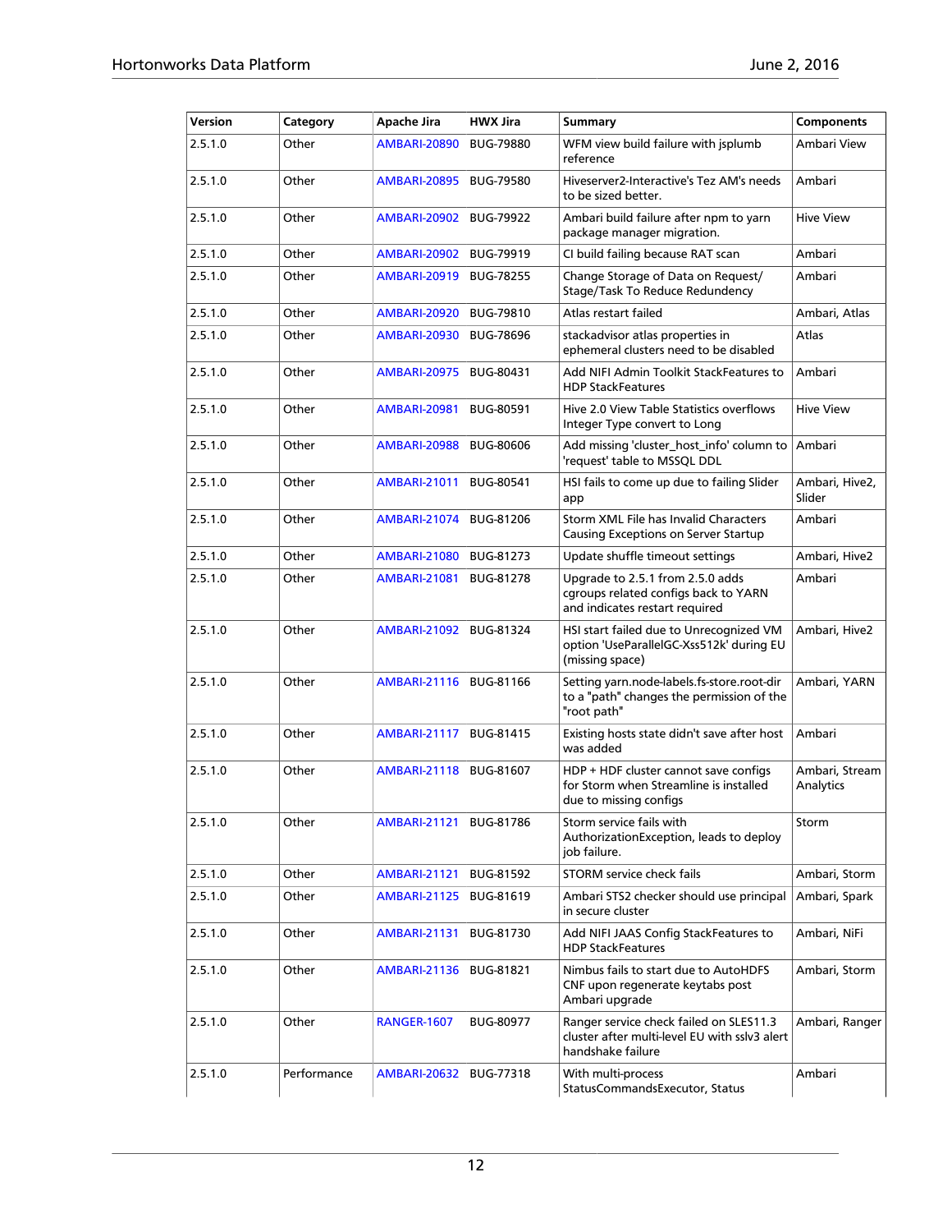| Version | Category | Apache Jira | HWX Jira | Summary | Components |
|---|---|---|---|---|---|
| 2.5.1.0 | Other | AMBARI-20890 | BUG-79880 | WFM view build failure with jsplumb reference | Ambari View |
| 2.5.1.0 | Other | AMBARI-20895 | BUG-79580 | Hiveserver2-Interactive's Tez AM's needs to be sized better. | Ambari |
| 2.5.1.0 | Other | AMBARI-20902 | BUG-79922 | Ambari build failure after npm to yarn package manager migration. | Hive View |
| 2.5.1.0 | Other | AMBARI-20902 | BUG-79919 | CI build failing because RAT scan | Ambari |
| 2.5.1.0 | Other | AMBARI-20919 | BUG-78255 | Change Storage of Data on Request/ Stage/Task To Reduce Redundency | Ambari |
| 2.5.1.0 | Other | AMBARI-20920 | BUG-79810 | Atlas restart failed | Ambari, Atlas |
| 2.5.1.0 | Other | AMBARI-20930 | BUG-78696 | stackadvisor atlas properties in ephemeral clusters need to be disabled | Atlas |
| 2.5.1.0 | Other | AMBARI-20975 | BUG-80431 | Add NIFI Admin Toolkit StackFeatures to HDP StackFeatures | Ambari |
| 2.5.1.0 | Other | AMBARI-20981 | BUG-80591 | Hive 2.0 View Table Statistics overflows Integer Type convert to Long | Hive View |
| 2.5.1.0 | Other | AMBARI-20988 | BUG-80606 | Add missing 'cluster_host_info' column to 'request' table to MSSQL DDL | Ambari |
| 2.5.1.0 | Other | AMBARI-21011 | BUG-80541 | HSI fails to come up due to failing Slider app | Ambari, Hive2, Slider |
| 2.5.1.0 | Other | AMBARI-21074 | BUG-81206 | Storm XML File has Invalid Characters Causing Exceptions on Server Startup | Ambari |
| 2.5.1.0 | Other | AMBARI-21080 | BUG-81273 | Update shuffle timeout settings | Ambari, Hive2 |
| 2.5.1.0 | Other | AMBARI-21081 | BUG-81278 | Upgrade to 2.5.1 from 2.5.0 adds cgroups related configs back to YARN and indicates restart required | Ambari |
| 2.5.1.0 | Other | AMBARI-21092 | BUG-81324 | HSI start failed due to Unrecognized VM option 'UseParallelGC-Xss512k' during EU (missing space) | Ambari, Hive2 |
| 2.5.1.0 | Other | AMBARI-21116 | BUG-81166 | Setting yarn.node-labels.fs-store.root-dir to a "path" changes the permission of the "root path" | Ambari, YARN |
| 2.5.1.0 | Other | AMBARI-21117 | BUG-81415 | Existing hosts state didn't save after host was added | Ambari |
| 2.5.1.0 | Other | AMBARI-21118 | BUG-81607 | HDP + HDF cluster cannot save configs for Storm when Streamline is installed due to missing configs | Ambari, Stream Analytics |
| 2.5.1.0 | Other | AMBARI-21121 | BUG-81786 | Storm service fails with AuthorizationException, leads to deploy job failure. | Storm |
| 2.5.1.0 | Other | AMBARI-21121 | BUG-81592 | STORM service check fails | Ambari, Storm |
| 2.5.1.0 | Other | AMBARI-21125 | BUG-81619 | Ambari STS2 checker should use principal in secure cluster | Ambari, Spark |
| 2.5.1.0 | Other | AMBARI-21131 | BUG-81730 | Add NIFI JAAS Config StackFeatures to HDP StackFeatures | Ambari, NiFi |
| 2.5.1.0 | Other | AMBARI-21136 | BUG-81821 | Nimbus fails to start due to AutoHDFS CNF upon regenerate keytabs post Ambari upgrade | Ambari, Storm |
| 2.5.1.0 | Other | RANGER-1607 | BUG-80977 | Ranger service check failed on SLES11.3 cluster after multi-level EU with sslv3 alert handshake failure | Ambari, Ranger |
| 2.5.1.0 | Performance | AMBARI-20632 | BUG-77318 | With multi-process StatusCommandsExecutor, Status | Ambari |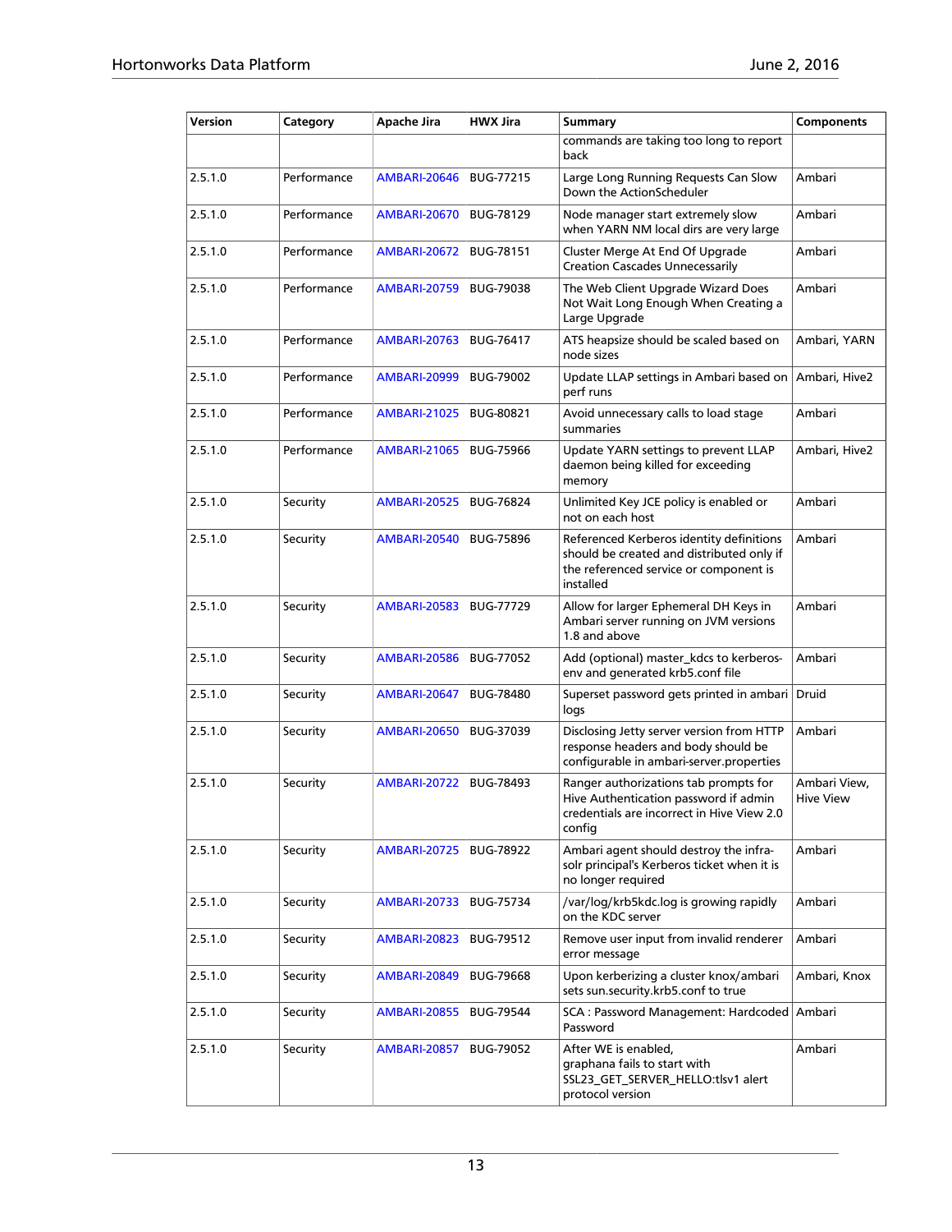| Version | Category | Apache Jira | HWX Jira | Summary | Components |
|---|---|---|---|---|---|
| | | | | commands are taking too long to report back | |
| 2.5.1.0 | Performance | AMBARI-20646 | BUG-77215 | Large Long Running Requests Can Slow Down the ActionScheduler | Ambari |
| 2.5.1.0 | Performance | AMBARI-20670 | BUG-78129 | Node manager start extremely slow when YARN NM local dirs are very large | Ambari |
| 2.5.1.0 | Performance | AMBARI-20672 | BUG-78151 | Cluster Merge At End Of Upgrade Creation Cascades Unnecessarily | Ambari |
| 2.5.1.0 | Performance | AMBARI-20759 | BUG-79038 | The Web Client Upgrade Wizard Does Not Wait Long Enough When Creating a Large Upgrade | Ambari |
| 2.5.1.0 | Performance | AMBARI-20763 | BUG-76417 | ATS heapsize should be scaled based on node sizes | Ambari, YARN |
| 2.5.1.0 | Performance | AMBARI-20999 | BUG-79002 | Update LLAP settings in Ambari based on perf runs | Ambari, Hive2 |
| 2.5.1.0 | Performance | AMBARI-21025 | BUG-80821 | Avoid unnecessary calls to load stage summaries | Ambari |
| 2.5.1.0 | Performance | AMBARI-21065 | BUG-75966 | Update YARN settings to prevent LLAP daemon being killed for exceeding memory | Ambari, Hive2 |
| 2.5.1.0 | Security | AMBARI-20525 | BUG-76824 | Unlimited Key JCE policy is enabled or not on each host | Ambari |
| 2.5.1.0 | Security | AMBARI-20540 | BUG-75896 | Referenced Kerberos identity definitions should be created and distributed only if the referenced service or component is installed | Ambari |
| 2.5.1.0 | Security | AMBARI-20583 | BUG-77729 | Allow for larger Ephemeral DH Keys in Ambari server running on JVM versions 1.8 and above | Ambari |
| 2.5.1.0 | Security | AMBARI-20586 | BUG-77052 | Add (optional) master_kdcs to kerberos-env and generated krb5.conf file | Ambari |
| 2.5.1.0 | Security | AMBARI-20647 | BUG-78480 | Superset password gets printed in ambari logs | Druid |
| 2.5.1.0 | Security | AMBARI-20650 | BUG-37039 | Disclosing Jetty server version from HTTP response headers and body should be configurable in ambari-server.properties | Ambari |
| 2.5.1.0 | Security | AMBARI-20722 | BUG-78493 | Ranger authorizations tab prompts for Hive Authentication password if admin credentials are incorrect in Hive View 2.0 config | Ambari View, Hive View |
| 2.5.1.0 | Security | AMBARI-20725 | BUG-78922 | Ambari agent should destroy the infra-solr principal's Kerberos ticket when it is no longer required | Ambari |
| 2.5.1.0 | Security | AMBARI-20733 | BUG-75734 | /var/log/krb5kdc.log is growing rapidly on the KDC server | Ambari |
| 2.5.1.0 | Security | AMBARI-20823 | BUG-79512 | Remove user input from invalid renderer error message | Ambari |
| 2.5.1.0 | Security | AMBARI-20849 | BUG-79668 | Upon kerberizing a cluster knox/ambari sets sun.security.krb5.conf to true | Ambari, Knox |
| 2.5.1.0 | Security | AMBARI-20855 | BUG-79544 | SCA : Password Management: Hardcoded Password | Ambari |
| 2.5.1.0 | Security | AMBARI-20857 | BUG-79052 | After WE is enabled, graphana fails to start with SSL23_GET_SERVER_HELLO:tlsv1 alert protocol version | Ambari |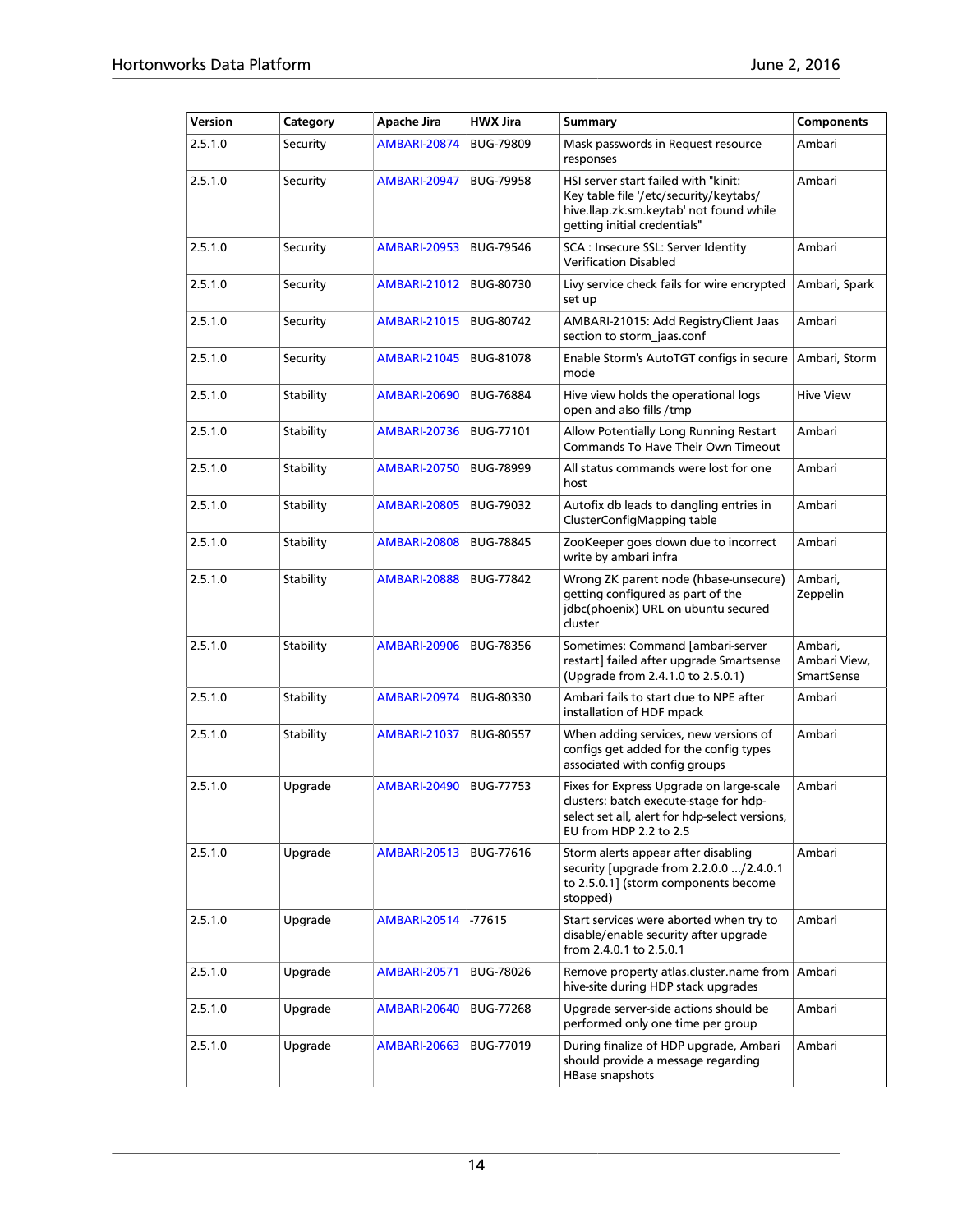| Version | Category | Apache Jira | HWX Jira | Summary | Components |
|---|---|---|---|---|---|
| 2.5.1.0 | Security | AMBARI-20874 | BUG-79809 | Mask passwords in Request resource responses | Ambari |
| 2.5.1.0 | Security | AMBARI-20947 | BUG-79958 | HSI server start failed with "kinit: Key table file '/etc/security/keytabs/hive.llap.zk.sm.keytab' not found while getting initial credentials" | Ambari |
| 2.5.1.0 | Security | AMBARI-20953 | BUG-79546 | SCA : Insecure SSL: Server Identity Verification Disabled | Ambari |
| 2.5.1.0 | Security | AMBARI-21012 | BUG-80730 | Livy service check fails for wire encrypted set up | Ambari, Spark |
| 2.5.1.0 | Security | AMBARI-21015 | BUG-80742 | AMBARI-21015: Add RegistryClient Jaas section to storm_jaas.conf | Ambari |
| 2.5.1.0 | Security | AMBARI-21045 | BUG-81078 | Enable Storm's AutoTGT configs in secure mode | Ambari, Storm |
| 2.5.1.0 | Stability | AMBARI-20690 | BUG-76884 | Hive view holds the operational logs open and also fills /tmp | Hive View |
| 2.5.1.0 | Stability | AMBARI-20736 | BUG-77101 | Allow Potentially Long Running Restart Commands To Have Their Own Timeout | Ambari |
| 2.5.1.0 | Stability | AMBARI-20750 | BUG-78999 | All status commands were lost for one host | Ambari |
| 2.5.1.0 | Stability | AMBARI-20805 | BUG-79032 | Autofix db leads to dangling entries in ClusterConfigMapping table | Ambari |
| 2.5.1.0 | Stability | AMBARI-20808 | BUG-78845 | ZooKeeper goes down due to incorrect write by ambari infra | Ambari |
| 2.5.1.0 | Stability | AMBARI-20888 | BUG-77842 | Wrong ZK parent node (hbase-unsecure) getting configured as part of the jdbc(phoenix) URL on ubuntu secured cluster | Ambari, Zeppelin |
| 2.5.1.0 | Stability | AMBARI-20906 | BUG-78356 | Sometimes: Command [ambari-server restart] failed after upgrade Smartsense (Upgrade from 2.4.1.0 to 2.5.0.1) | Ambari, Ambari View, SmartSense |
| 2.5.1.0 | Stability | AMBARI-20974 | BUG-80330 | Ambari fails to start due to NPE after installation of HDF mpack | Ambari |
| 2.5.1.0 | Stability | AMBARI-21037 | BUG-80557 | When adding services, new versions of configs get added for the config types associated with config groups | Ambari |
| 2.5.1.0 | Upgrade | AMBARI-20490 | BUG-77753 | Fixes for Express Upgrade on large-scale clusters: batch execute-stage for hdp-select set all, alert for hdp-select versions, EU from HDP 2.2 to 2.5 | Ambari |
| 2.5.1.0 | Upgrade | AMBARI-20513 | BUG-77616 | Storm alerts appear after disabling security [upgrade from 2.2.0.0 .../2.4.0.1 to 2.5.0.1] (storm components become stopped) | Ambari |
| 2.5.1.0 | Upgrade | AMBARI-20514 | -77615 | Start services were aborted when try to disable/enable security after upgrade from 2.4.0.1 to 2.5.0.1 | Ambari |
| 2.5.1.0 | Upgrade | AMBARI-20571 | BUG-78026 | Remove property atlas.cluster.name from hive-site during HDP stack upgrades | Ambari |
| 2.5.1.0 | Upgrade | AMBARI-20640 | BUG-77268 | Upgrade server-side actions should be performed only one time per group | Ambari |
| 2.5.1.0 | Upgrade | AMBARI-20663 | BUG-77019 | During finalize of HDP upgrade, Ambari should provide a message regarding HBase snapshots | Ambari |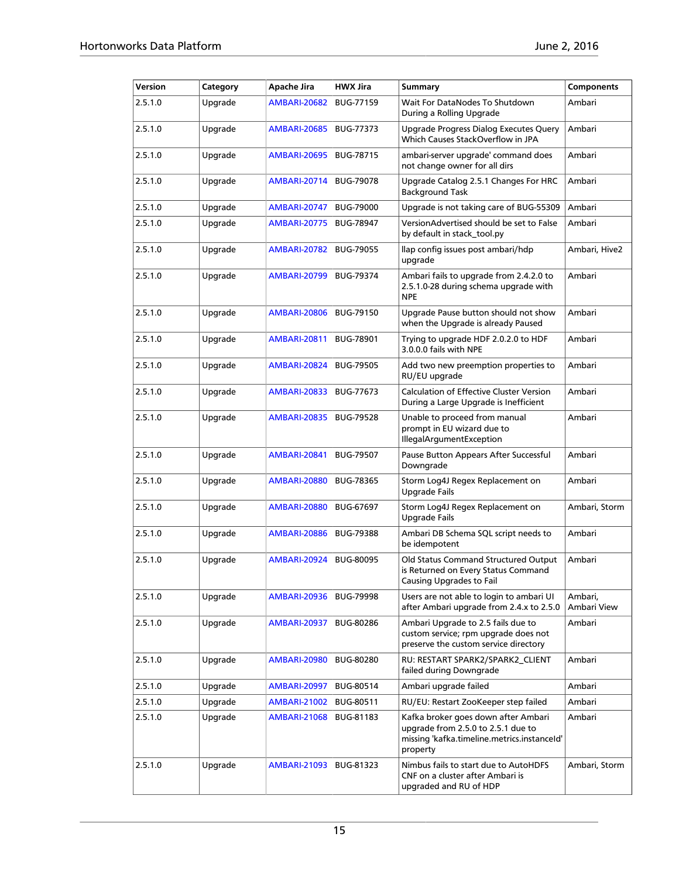| Version | Category | Apache Jira | HWX Jira | Summary | Components |
|---|---|---|---|---|---|
| 2.5.1.0 | Upgrade | AMBARI-20682 | BUG-77159 | Wait For DataNodes To Shutdown During a Rolling Upgrade | Ambari |
| 2.5.1.0 | Upgrade | AMBARI-20685 | BUG-77373 | Upgrade Progress Dialog Executes Query Which Causes StackOverflow in JPA | Ambari |
| 2.5.1.0 | Upgrade | AMBARI-20695 | BUG-78715 | ambari-server upgrade' command does not change owner for all dirs | Ambari |
| 2.5.1.0 | Upgrade | AMBARI-20714 | BUG-79078 | Upgrade Catalog 2.5.1 Changes For HRC Background Task | Ambari |
| 2.5.1.0 | Upgrade | AMBARI-20747 | BUG-79000 | Upgrade is not taking care of BUG-55309 | Ambari |
| 2.5.1.0 | Upgrade | AMBARI-20775 | BUG-78947 | VersionAdvertised should be set to False by default in stack_tool.py | Ambari |
| 2.5.1.0 | Upgrade | AMBARI-20782 | BUG-79055 | llap config issues post ambari/hdp upgrade | Ambari, Hive2 |
| 2.5.1.0 | Upgrade | AMBARI-20799 | BUG-79374 | Ambari fails to upgrade from 2.4.2.0 to 2.5.1.0-28 during schema upgrade with NPE | Ambari |
| 2.5.1.0 | Upgrade | AMBARI-20806 | BUG-79150 | Upgrade Pause button should not show when the Upgrade is already Paused | Ambari |
| 2.5.1.0 | Upgrade | AMBARI-20811 | BUG-78901 | Trying to upgrade HDF 2.0.2.0 to HDF 3.0.0.0 fails with NPE | Ambari |
| 2.5.1.0 | Upgrade | AMBARI-20824 | BUG-79505 | Add two new preemption properties to RU/EU upgrade | Ambari |
| 2.5.1.0 | Upgrade | AMBARI-20833 | BUG-77673 | Calculation of Effective Cluster Version During a Large Upgrade is Inefficient | Ambari |
| 2.5.1.0 | Upgrade | AMBARI-20835 | BUG-79528 | Unable to proceed from manual prompt in EU wizard due to IllegalArgumentException | Ambari |
| 2.5.1.0 | Upgrade | AMBARI-20841 | BUG-79507 | Pause Button Appears After Successful Downgrade | Ambari |
| 2.5.1.0 | Upgrade | AMBARI-20880 | BUG-78365 | Storm Log4J Regex Replacement on Upgrade Fails | Ambari |
| 2.5.1.0 | Upgrade | AMBARI-20880 | BUG-67697 | Storm Log4J Regex Replacement on Upgrade Fails | Ambari, Storm |
| 2.5.1.0 | Upgrade | AMBARI-20886 | BUG-79388 | Ambari DB Schema SQL script needs to be idempotent | Ambari |
| 2.5.1.0 | Upgrade | AMBARI-20924 | BUG-80095 | Old Status Command Structured Output is Returned on Every Status Command Causing Upgrades to Fail | Ambari |
| 2.5.1.0 | Upgrade | AMBARI-20936 | BUG-79998 | Users are not able to login to ambari UI after Ambari upgrade from 2.4.x to 2.5.0 | Ambari, Ambari View |
| 2.5.1.0 | Upgrade | AMBARI-20937 | BUG-80286 | Ambari Upgrade to 2.5 fails due to custom service; rpm upgrade does not preserve the custom service directory | Ambari |
| 2.5.1.0 | Upgrade | AMBARI-20980 | BUG-80280 | RU: RESTART SPARK2/SPARK2_CLIENT failed during Downgrade | Ambari |
| 2.5.1.0 | Upgrade | AMBARI-20997 | BUG-80514 | Ambari upgrade failed | Ambari |
| 2.5.1.0 | Upgrade | AMBARI-21002 | BUG-80511 | RU/EU: Restart ZooKeeper step failed | Ambari |
| 2.5.1.0 | Upgrade | AMBARI-21068 | BUG-81183 | Kafka broker goes down after Ambari upgrade from 2.5.0 to 2.5.1 due to missing 'kafka.timeline.metrics.instanceId' property | Ambari |
| 2.5.1.0 | Upgrade | AMBARI-21093 | BUG-81323 | Nimbus fails to start due to AutoHDFS CNF on a cluster after Ambari is upgraded and RU of HDP | Ambari, Storm |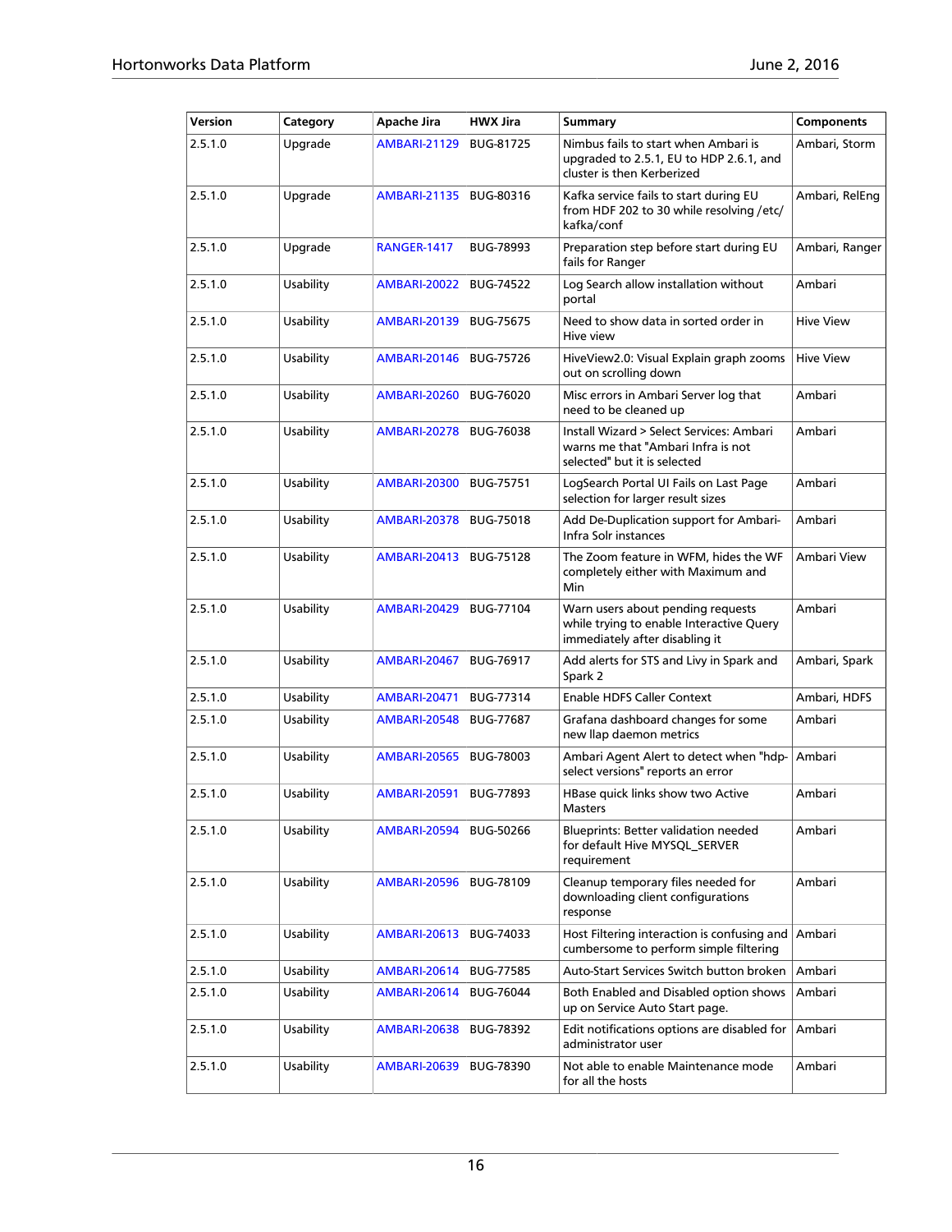| Version | Category | Apache Jira | HWX Jira | Summary | Components |
|---|---|---|---|---|---|
| 2.5.1.0 | Upgrade | AMBARI-21129 | BUG-81725 | Nimbus fails to start when Ambari is upgraded to 2.5.1, EU to HDP 2.6.1, and cluster is then Kerberized | Ambari, Storm |
| 2.5.1.0 | Upgrade | AMBARI-21135 | BUG-80316 | Kafka service fails to start during EU from HDF 202 to 30 while resolving /etc/kafka/conf | Ambari, RelEng |
| 2.5.1.0 | Upgrade | RANGER-1417 | BUG-78993 | Preparation step before start during EU fails for Ranger | Ambari, Ranger |
| 2.5.1.0 | Usability | AMBARI-20022 | BUG-74522 | Log Search allow installation without portal | Ambari |
| 2.5.1.0 | Usability | AMBARI-20139 | BUG-75675 | Need to show data in sorted order in Hive view | Hive View |
| 2.5.1.0 | Usability | AMBARI-20146 | BUG-75726 | HiveView2.0: Visual Explain graph zooms out on scrolling down | Hive View |
| 2.5.1.0 | Usability | AMBARI-20260 | BUG-76020 | Misc errors in Ambari Server log that need to be cleaned up | Ambari |
| 2.5.1.0 | Usability | AMBARI-20278 | BUG-76038 | Install Wizard > Select Services: Ambari warns me that "Ambari Infra is not selected" but it is selected | Ambari |
| 2.5.1.0 | Usability | AMBARI-20300 | BUG-75751 | LogSearch Portal UI Fails on Last Page selection for larger result sizes | Ambari |
| 2.5.1.0 | Usability | AMBARI-20378 | BUG-75018 | Add De-Duplication support for Ambari-Infra Solr instances | Ambari |
| 2.5.1.0 | Usability | AMBARI-20413 | BUG-75128 | The Zoom feature in WFM, hides the WF completely either with Maximum and Min | Ambari View |
| 2.5.1.0 | Usability | AMBARI-20429 | BUG-77104 | Warn users about pending requests while trying to enable Interactive Query immediately after disabling it | Ambari |
| 2.5.1.0 | Usability | AMBARI-20467 | BUG-76917 | Add alerts for STS and Livy in Spark and Spark 2 | Ambari, Spark |
| 2.5.1.0 | Usability | AMBARI-20471 | BUG-77314 | Enable HDFS Caller Context | Ambari, HDFS |
| 2.5.1.0 | Usability | AMBARI-20548 | BUG-77687 | Grafana dashboard changes for some new llap daemon metrics | Ambari |
| 2.5.1.0 | Usability | AMBARI-20565 | BUG-78003 | Ambari Agent Alert to detect when "hdp-select versions" reports an error | Ambari |
| 2.5.1.0 | Usability | AMBARI-20591 | BUG-77893 | HBase quick links show two Active Masters | Ambari |
| 2.5.1.0 | Usability | AMBARI-20594 | BUG-50266 | Blueprints: Better validation needed for default Hive MYSQL_SERVER requirement | Ambari |
| 2.5.1.0 | Usability | AMBARI-20596 | BUG-78109 | Cleanup temporary files needed for downloading client configurations response | Ambari |
| 2.5.1.0 | Usability | AMBARI-20613 | BUG-74033 | Host Filtering interaction is confusing and cumbersome to perform simple filtering | Ambari |
| 2.5.1.0 | Usability | AMBARI-20614 | BUG-77585 | Auto-Start Services Switch button broken | Ambari |
| 2.5.1.0 | Usability | AMBARI-20614 | BUG-76044 | Both Enabled and Disabled option shows up on Service Auto Start page. | Ambari |
| 2.5.1.0 | Usability | AMBARI-20638 | BUG-78392 | Edit notifications options are disabled for administrator user | Ambari |
| 2.5.1.0 | Usability | AMBARI-20639 | BUG-78390 | Not able to enable Maintenance mode for all the hosts | Ambari |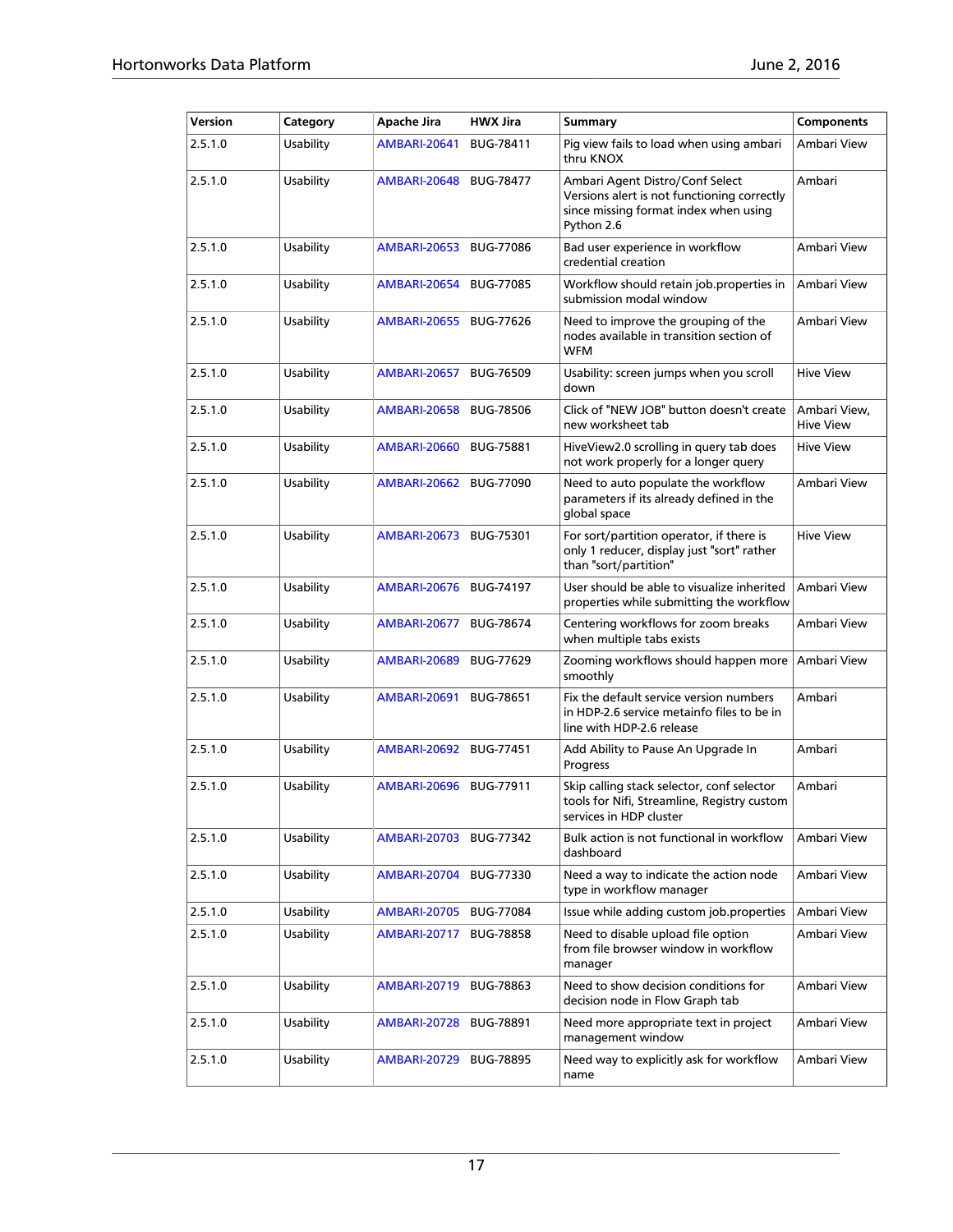| Version | Category | Apache Jira | HWX Jira | Summary | Components |
|---|---|---|---|---|---|
| 2.5.1.0 | Usability | AMBARI-20641 | BUG-78411 | Pig view fails to load when using ambari thru KNOX | Ambari View |
| 2.5.1.0 | Usability | AMBARI-20648 | BUG-78477 | Ambari Agent Distro/Conf Select Versions alert is not functioning correctly since missing format index when using Python 2.6 | Ambari |
| 2.5.1.0 | Usability | AMBARI-20653 | BUG-77086 | Bad user experience in workflow credential creation | Ambari View |
| 2.5.1.0 | Usability | AMBARI-20654 | BUG-77085 | Workflow should retain job.properties in submission modal window | Ambari View |
| 2.5.1.0 | Usability | AMBARI-20655 | BUG-77626 | Need to improve the grouping of the nodes available in transition section of WFM | Ambari View |
| 2.5.1.0 | Usability | AMBARI-20657 | BUG-76509 | Usability: screen jumps when you scroll down | Hive View |
| 2.5.1.0 | Usability | AMBARI-20658 | BUG-78506 | Click of "NEW JOB" button doesn't create new worksheet tab | Ambari View, Hive View |
| 2.5.1.0 | Usability | AMBARI-20660 | BUG-75881 | HiveView2.0 scrolling in query tab does not work properly for a longer query | Hive View |
| 2.5.1.0 | Usability | AMBARI-20662 | BUG-77090 | Need to auto populate the workflow parameters if its already defined in the global space | Ambari View |
| 2.5.1.0 | Usability | AMBARI-20673 | BUG-75301 | For sort/partition operator, if there is only 1 reducer, display just "sort" rather than "sort/partition" | Hive View |
| 2.5.1.0 | Usability | AMBARI-20676 | BUG-74197 | User should be able to visualize inherited properties while submitting the workflow | Ambari View |
| 2.5.1.0 | Usability | AMBARI-20677 | BUG-78674 | Centering workflows for zoom breaks when multiple tabs exists | Ambari View |
| 2.5.1.0 | Usability | AMBARI-20689 | BUG-77629 | Zooming workflows should happen more smoothly | Ambari View |
| 2.5.1.0 | Usability | AMBARI-20691 | BUG-78651 | Fix the default service version numbers in HDP-2.6 service metainfo files to be in line with HDP-2.6 release | Ambari |
| 2.5.1.0 | Usability | AMBARI-20692 | BUG-77451 | Add Ability to Pause An Upgrade In Progress | Ambari |
| 2.5.1.0 | Usability | AMBARI-20696 | BUG-77911 | Skip calling stack selector, conf selector tools for Nifi, Streamline, Registry custom services in HDP cluster | Ambari |
| 2.5.1.0 | Usability | AMBARI-20703 | BUG-77342 | Bulk action is not functional in workflow dashboard | Ambari View |
| 2.5.1.0 | Usability | AMBARI-20704 | BUG-77330 | Need a way to indicate the action node type in workflow manager | Ambari View |
| 2.5.1.0 | Usability | AMBARI-20705 | BUG-77084 | Issue while adding custom job.properties | Ambari View |
| 2.5.1.0 | Usability | AMBARI-20717 | BUG-78858 | Need to disable upload file option from file browser window in workflow manager | Ambari View |
| 2.5.1.0 | Usability | AMBARI-20719 | BUG-78863 | Need to show decision conditions for decision node in Flow Graph tab | Ambari View |
| 2.5.1.0 | Usability | AMBARI-20728 | BUG-78891 | Need more appropriate text in project management window | Ambari View |
| 2.5.1.0 | Usability | AMBARI-20729 | BUG-78895 | Need way to explicitly ask for workflow name | Ambari View |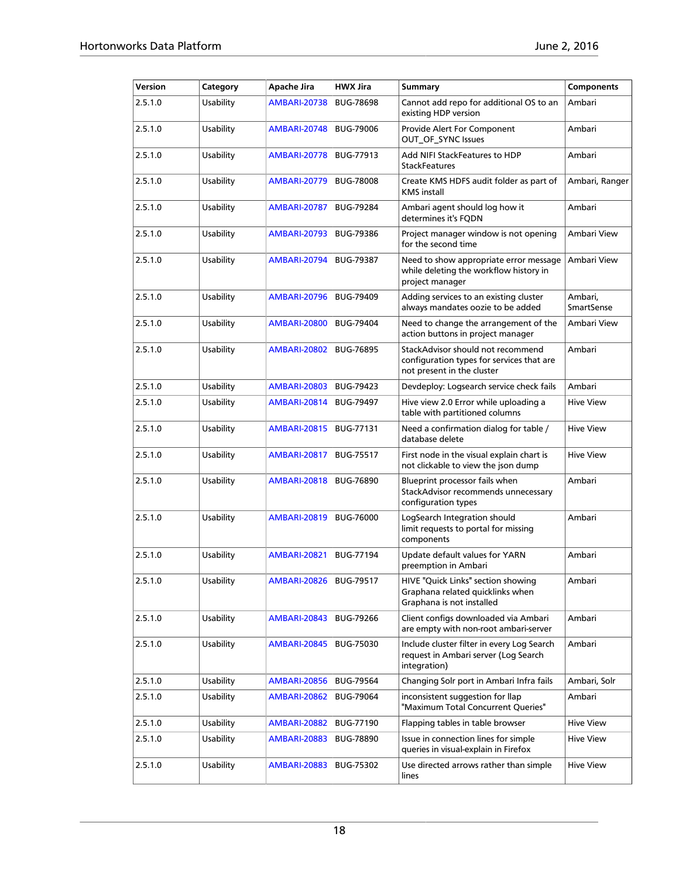| Version | Category | Apache Jira | HWX Jira | Summary | Components |
| --- | --- | --- | --- | --- | --- |
| 2.5.1.0 | Usability | AMBARI-20738 | BUG-78698 | Cannot add repo for additional OS to an existing HDP version | Ambari |
| 2.5.1.0 | Usability | AMBARI-20748 | BUG-79006 | Provide Alert For Component OUT_OF_SYNC Issues | Ambari |
| 2.5.1.0 | Usability | AMBARI-20778 | BUG-77913 | Add NIFI StackFeatures to HDP StackFeatures | Ambari |
| 2.5.1.0 | Usability | AMBARI-20779 | BUG-78008 | Create KMS HDFS audit folder as part of KMS install | Ambari, Ranger |
| 2.5.1.0 | Usability | AMBARI-20787 | BUG-79284 | Ambari agent should log how it determines it's FQDN | Ambari |
| 2.5.1.0 | Usability | AMBARI-20793 | BUG-79386 | Project manager window is not opening for the second time | Ambari View |
| 2.5.1.0 | Usability | AMBARI-20794 | BUG-79387 | Need to show appropriate error message while deleting the workflow history in project manager | Ambari View |
| 2.5.1.0 | Usability | AMBARI-20796 | BUG-79409 | Adding services to an existing cluster always mandates oozie to be added | Ambari, SmartSense |
| 2.5.1.0 | Usability | AMBARI-20800 | BUG-79404 | Need to change the arrangement of the action buttons in project manager | Ambari View |
| 2.5.1.0 | Usability | AMBARI-20802 | BUG-76895 | StackAdvisor should not recommend configuration types for services that are not present in the cluster | Ambari |
| 2.5.1.0 | Usability | AMBARI-20803 | BUG-79423 | Devdeploy: Logsearch service check fails | Ambari |
| 2.5.1.0 | Usability | AMBARI-20814 | BUG-79497 | Hive view 2.0 Error while uploading a table with partitioned columns | Hive View |
| 2.5.1.0 | Usability | AMBARI-20815 | BUG-77131 | Need a confirmation dialog for table / database delete | Hive View |
| 2.5.1.0 | Usability | AMBARI-20817 | BUG-75517 | First node in the visual explain chart is not clickable to view the json dump | Hive View |
| 2.5.1.0 | Usability | AMBARI-20818 | BUG-76890 | Blueprint processor fails when StackAdvisor recommends unnecessary configuration types | Ambari |
| 2.5.1.0 | Usability | AMBARI-20819 | BUG-76000 | LogSearch Integration should limit requests to portal for missing components | Ambari |
| 2.5.1.0 | Usability | AMBARI-20821 | BUG-77194 | Update default values for YARN preemption in Ambari | Ambari |
| 2.5.1.0 | Usability | AMBARI-20826 | BUG-79517 | HIVE "Quick Links" section showing Graphana related quicklinks when Graphana is not installed | Ambari |
| 2.5.1.0 | Usability | AMBARI-20843 | BUG-79266 | Client configs downloaded via Ambari are empty with non-root ambari-server | Ambari |
| 2.5.1.0 | Usability | AMBARI-20845 | BUG-75030 | Include cluster filter in every Log Search request in Ambari server (Log Search integration) | Ambari |
| 2.5.1.0 | Usability | AMBARI-20856 | BUG-79564 | Changing Solr port in Ambari Infra fails | Ambari, Solr |
| 2.5.1.0 | Usability | AMBARI-20862 | BUG-79064 | inconsistent suggestion for llap "Maximum Total Concurrent Queries" | Ambari |
| 2.5.1.0 | Usability | AMBARI-20882 | BUG-77190 | Flapping tables in table browser | Hive View |
| 2.5.1.0 | Usability | AMBARI-20883 | BUG-78890 | Issue in connection lines for simple queries in visual-explain in Firefox | Hive View |
| 2.5.1.0 | Usability | AMBARI-20883 | BUG-75302 | Use directed arrows rather than simple lines | Hive View |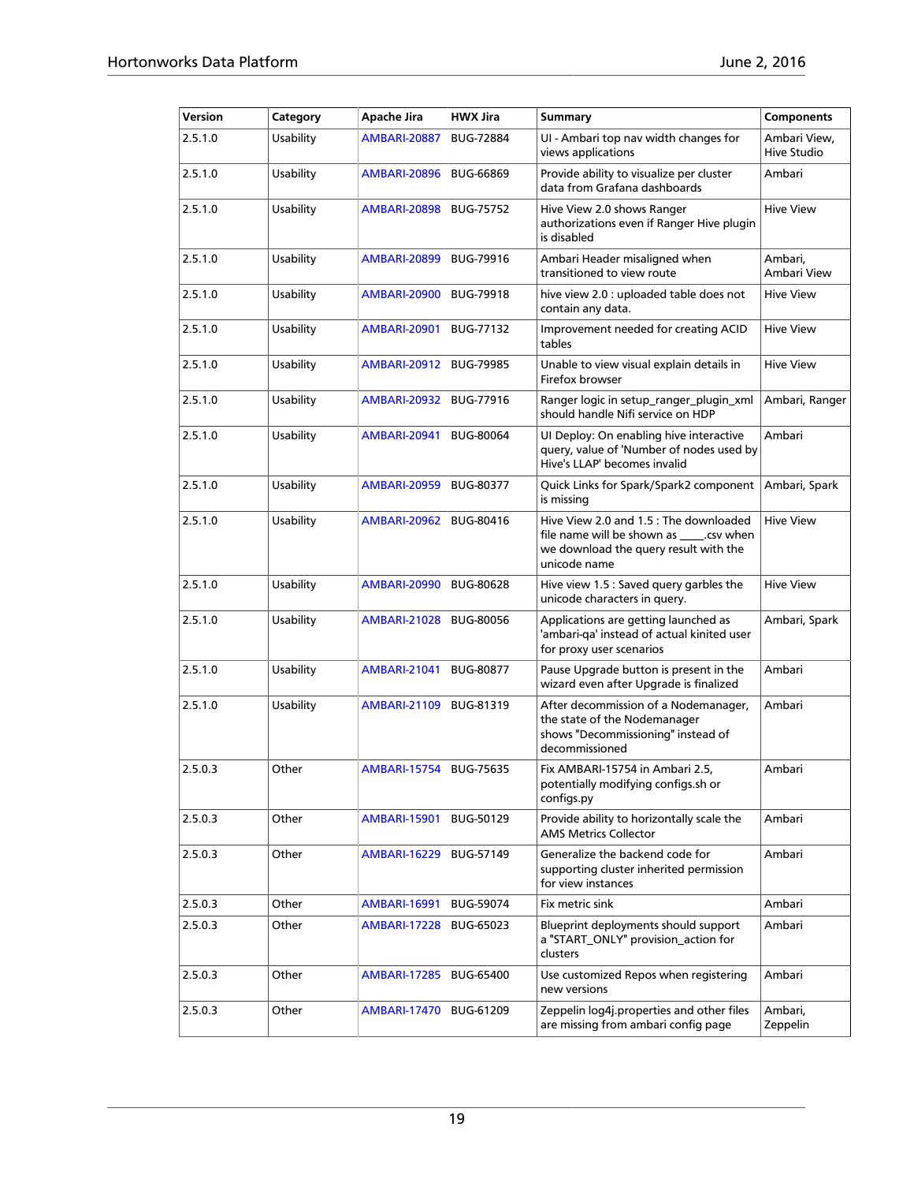| Version | Category | Apache Jira | HWX Jira | Summary | Components |
|---|---|---|---|---|---|
| 2.5.1.0 | Usability | AMBARI-20887 | BUG-72884 | UI - Ambari top nav width changes for views applications | Ambari View, Hive Studio |
| 2.5.1.0 | Usability | AMBARI-20896 | BUG-66869 | Provide ability to visualize per cluster data from Grafana dashboards | Ambari |
| 2.5.1.0 | Usability | AMBARI-20898 | BUG-75752 | Hive View 2.0 shows Ranger authorizations even if Ranger Hive plugin is disabled | Hive View |
| 2.5.1.0 | Usability | AMBARI-20899 | BUG-79916 | Ambari Header misaligned when transitioned to view route | Ambari, Ambari View |
| 2.5.1.0 | Usability | AMBARI-20900 | BUG-79918 | hive view 2.0 : uploaded table does not contain any data. | Hive View |
| 2.5.1.0 | Usability | AMBARI-20901 | BUG-77132 | Improvement needed for creating ACID tables | Hive View |
| 2.5.1.0 | Usability | AMBARI-20912 | BUG-79985 | Unable to view visual explain details in Firefox browser | Hive View |
| 2.5.1.0 | Usability | AMBARI-20932 | BUG-77916 | Ranger logic in setup_ranger_plugin_xml should handle Nifi service on HDP | Ambari, Ranger |
| 2.5.1.0 | Usability | AMBARI-20941 | BUG-80064 | UI Deploy: On enabling hive interactive query, value of 'Number of nodes used by Hive's LLAP' becomes invalid | Ambari |
| 2.5.1.0 | Usability | AMBARI-20959 | BUG-80377 | Quick Links for Spark/Spark2 component is missing | Ambari, Spark |
| 2.5.1.0 | Usability | AMBARI-20962 | BUG-80416 | Hive View 2.0 and 1.5 : The downloaded file name will be shown as ____.csv when we download the query result with the unicode name | Hive View |
| 2.5.1.0 | Usability | AMBARI-20990 | BUG-80628 | Hive view 1.5 : Saved query garbles the unicode characters in query. | Hive View |
| 2.5.1.0 | Usability | AMBARI-21028 | BUG-80056 | Applications are getting launched as 'ambari-qa' instead of actual kinited user for proxy user scenarios | Ambari, Spark |
| 2.5.1.0 | Usability | AMBARI-21041 | BUG-80877 | Pause Upgrade button is present in the wizard even after Upgrade is finalized | Ambari |
| 2.5.1.0 | Usability | AMBARI-21109 | BUG-81319 | After decommission of a Nodemanager, the state of the Nodemanager shows "Decommissioning" instead of decommissioned | Ambari |
| 2.5.0.3 | Other | AMBARI-15754 | BUG-75635 | Fix AMBARI-15754 in Ambari 2.5, potentially modifying configs.sh or configs.py | Ambari |
| 2.5.0.3 | Other | AMBARI-15901 | BUG-50129 | Provide ability to horizontally scale the AMS Metrics Collector | Ambari |
| 2.5.0.3 | Other | AMBARI-16229 | BUG-57149 | Generalize the backend code for supporting cluster inherited permission for view instances | Ambari |
| 2.5.0.3 | Other | AMBARI-16991 | BUG-59074 | Fix metric sink | Ambari |
| 2.5.0.3 | Other | AMBARI-17228 | BUG-65023 | Blueprint deployments should support a "START_ONLY" provision_action for clusters | Ambari |
| 2.5.0.3 | Other | AMBARI-17285 | BUG-65400 | Use customized Repos when registering new versions | Ambari |
| 2.5.0.3 | Other | AMBARI-17470 | BUG-61209 | Zeppelin log4j.properties and other files are missing from ambari config page | Ambari, Zeppelin |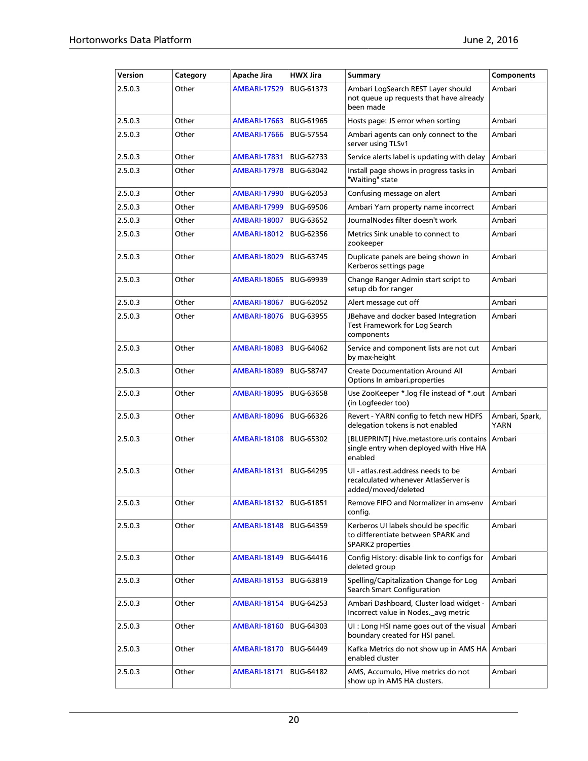| Version | Category | Apache Jira | HWX Jira | Summary | Components |
| --- | --- | --- | --- | --- | --- |
| 2.5.0.3 | Other | AMBARI-17529 | BUG-61373 | Ambari LogSearch REST Layer should not queue up requests that have already been made | Ambari |
| 2.5.0.3 | Other | AMBARI-17663 | BUG-61965 | Hosts page: JS error when sorting | Ambari |
| 2.5.0.3 | Other | AMBARI-17666 | BUG-57554 | Ambari agents can only connect to the server using TLSv1 | Ambari |
| 2.5.0.3 | Other | AMBARI-17831 | BUG-62733 | Service alerts label is updating with delay | Ambari |
| 2.5.0.3 | Other | AMBARI-17978 | BUG-63042 | Install page shows in progress tasks in "Waiting" state | Ambari |
| 2.5.0.3 | Other | AMBARI-17990 | BUG-62053 | Confusing message on alert | Ambari |
| 2.5.0.3 | Other | AMBARI-17999 | BUG-69506 | Ambari Yarn property name incorrect | Ambari |
| 2.5.0.3 | Other | AMBARI-18007 | BUG-63652 | JournalNodes filter doesn't work | Ambari |
| 2.5.0.3 | Other | AMBARI-18012 | BUG-62356 | Metrics Sink unable to connect to zookeeper | Ambari |
| 2.5.0.3 | Other | AMBARI-18029 | BUG-63745 | Duplicate panels are being shown in Kerberos settings page | Ambari |
| 2.5.0.3 | Other | AMBARI-18065 | BUG-69939 | Change Ranger Admin start script to setup db for ranger | Ambari |
| 2.5.0.3 | Other | AMBARI-18067 | BUG-62052 | Alert message cut off | Ambari |
| 2.5.0.3 | Other | AMBARI-18076 | BUG-63955 | JBehave and docker based Integration Test Framework for Log Search components | Ambari |
| 2.5.0.3 | Other | AMBARI-18083 | BUG-64062 | Service and component lists are not cut by max-height | Ambari |
| 2.5.0.3 | Other | AMBARI-18089 | BUG-58747 | Create Documentation Around All Options In ambari.properties | Ambari |
| 2.5.0.3 | Other | AMBARI-18095 | BUG-63658 | Use ZooKeeper *.log file instead of *.out (in Logfeeder too) | Ambari |
| 2.5.0.3 | Other | AMBARI-18096 | BUG-66326 | Revert - YARN config to fetch new HDFS delegation tokens is not enabled | Ambari, Spark, YARN |
| 2.5.0.3 | Other | AMBARI-18108 | BUG-65302 | [BLUEPRINT] hive.metastore.uris contains single entry when deployed with Hive HA enabled | Ambari |
| 2.5.0.3 | Other | AMBARI-18131 | BUG-64295 | UI - atlas.rest.address needs to be recalculated whenever AtlasServer is added/moved/deleted | Ambari |
| 2.5.0.3 | Other | AMBARI-18132 | BUG-61851 | Remove FIFO and Normalizer in ams-env config. | Ambari |
| 2.5.0.3 | Other | AMBARI-18148 | BUG-64359 | Kerberos UI labels should be specific to differentiate between SPARK and SPARK2 properties | Ambari |
| 2.5.0.3 | Other | AMBARI-18149 | BUG-64416 | Config History: disable link to configs for deleted group | Ambari |
| 2.5.0.3 | Other | AMBARI-18153 | BUG-63819 | Spelling/Capitalization Change for Log Search Smart Configuration | Ambari |
| 2.5.0.3 | Other | AMBARI-18154 | BUG-64253 | Ambari Dashboard, Cluster load widget - Incorrect value in Nodes._avg metric | Ambari |
| 2.5.0.3 | Other | AMBARI-18160 | BUG-64303 | UI : Long HSI name goes out of the visual boundary created for HSI panel. | Ambari |
| 2.5.0.3 | Other | AMBARI-18170 | BUG-64449 | Kafka Metrics do not show up in AMS HA enabled cluster | Ambari |
| 2.5.0.3 | Other | AMBARI-18171 | BUG-64182 | AMS, Accumulo, Hive metrics do not show up in AMS HA clusters. | Ambari |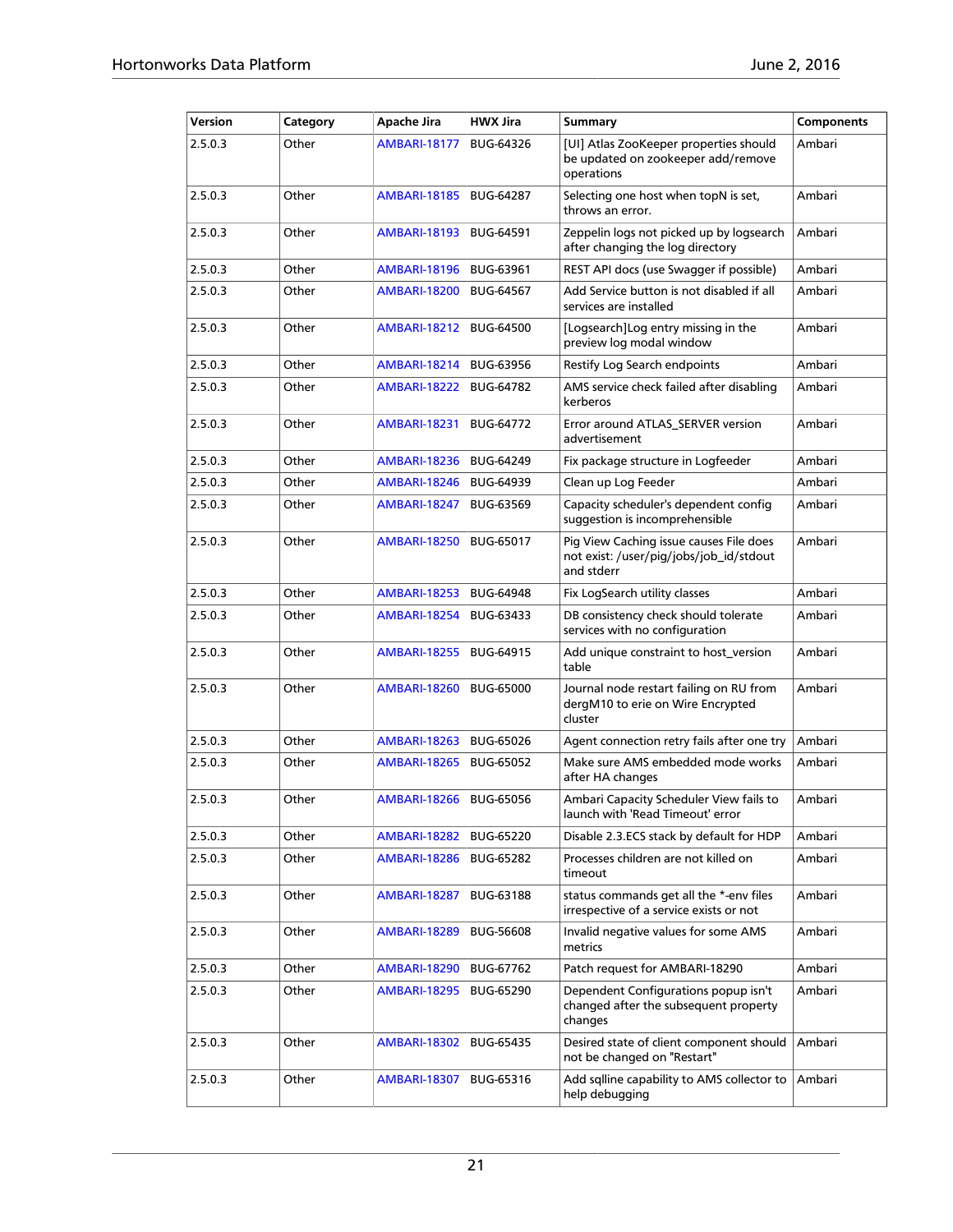| Version | Category | Apache Jira | HWX Jira | Summary | Components |
|---|---|---|---|---|---|
| 2.5.0.3 | Other | AMBARI-18177 | BUG-64326 | [UI] Atlas ZooKeeper properties should be updated on zookeeper add/remove operations | Ambari |
| 2.5.0.3 | Other | AMBARI-18185 | BUG-64287 | Selecting one host when topN is set, throws an error. | Ambari |
| 2.5.0.3 | Other | AMBARI-18193 | BUG-64591 | Zeppelin logs not picked up by logsearch after changing the log directory | Ambari |
| 2.5.0.3 | Other | AMBARI-18196 | BUG-63961 | REST API docs (use Swagger if possible) | Ambari |
| 2.5.0.3 | Other | AMBARI-18200 | BUG-64567 | Add Service button is not disabled if all services are installed | Ambari |
| 2.5.0.3 | Other | AMBARI-18212 | BUG-64500 | [Logsearch]Log entry missing in the preview log modal window | Ambari |
| 2.5.0.3 | Other | AMBARI-18214 | BUG-63956 | Restify Log Search endpoints | Ambari |
| 2.5.0.3 | Other | AMBARI-18222 | BUG-64782 | AMS service check failed after disabling kerberos | Ambari |
| 2.5.0.3 | Other | AMBARI-18231 | BUG-64772 | Error around ATLAS_SERVER version advertisement | Ambari |
| 2.5.0.3 | Other | AMBARI-18236 | BUG-64249 | Fix package structure in Logfeeder | Ambari |
| 2.5.0.3 | Other | AMBARI-18246 | BUG-64939 | Clean up Log Feeder | Ambari |
| 2.5.0.3 | Other | AMBARI-18247 | BUG-63569 | Capacity scheduler's dependent config suggestion is incomprehensible | Ambari |
| 2.5.0.3 | Other | AMBARI-18250 | BUG-65017 | Pig View Caching issue causes File does not exist: /user/pig/jobs/job_id/stdout and stderr | Ambari |
| 2.5.0.3 | Other | AMBARI-18253 | BUG-64948 | Fix LogSearch utility classes | Ambari |
| 2.5.0.3 | Other | AMBARI-18254 | BUG-63433 | DB consistency check should tolerate services with no configuration | Ambari |
| 2.5.0.3 | Other | AMBARI-18255 | BUG-64915 | Add unique constraint to host_version table | Ambari |
| 2.5.0.3 | Other | AMBARI-18260 | BUG-65000 | Journal node restart failing on RU from dergM10 to erie on Wire Encrypted cluster | Ambari |
| 2.5.0.3 | Other | AMBARI-18263 | BUG-65026 | Agent connection retry fails after one try | Ambari |
| 2.5.0.3 | Other | AMBARI-18265 | BUG-65052 | Make sure AMS embedded mode works after HA changes | Ambari |
| 2.5.0.3 | Other | AMBARI-18266 | BUG-65056 | Ambari Capacity Scheduler View fails to launch with 'Read Timeout' error | Ambari |
| 2.5.0.3 | Other | AMBARI-18282 | BUG-65220 | Disable 2.3.ECS stack by default for HDP | Ambari |
| 2.5.0.3 | Other | AMBARI-18286 | BUG-65282 | Processes children are not killed on timeout | Ambari |
| 2.5.0.3 | Other | AMBARI-18287 | BUG-63188 | status commands get all the *-env files irrespective of a service exists or not | Ambari |
| 2.5.0.3 | Other | AMBARI-18289 | BUG-56608 | Invalid negative values for some AMS metrics | Ambari |
| 2.5.0.3 | Other | AMBARI-18290 | BUG-67762 | Patch request for AMBARI-18290 | Ambari |
| 2.5.0.3 | Other | AMBARI-18295 | BUG-65290 | Dependent Configurations popup isn't changed after the subsequent property changes | Ambari |
| 2.5.0.3 | Other | AMBARI-18302 | BUG-65435 | Desired state of client component should not be changed on "Restart" | Ambari |
| 2.5.0.3 | Other | AMBARI-18307 | BUG-65316 | Add sqlline capability to AMS collector to help debugging | Ambari |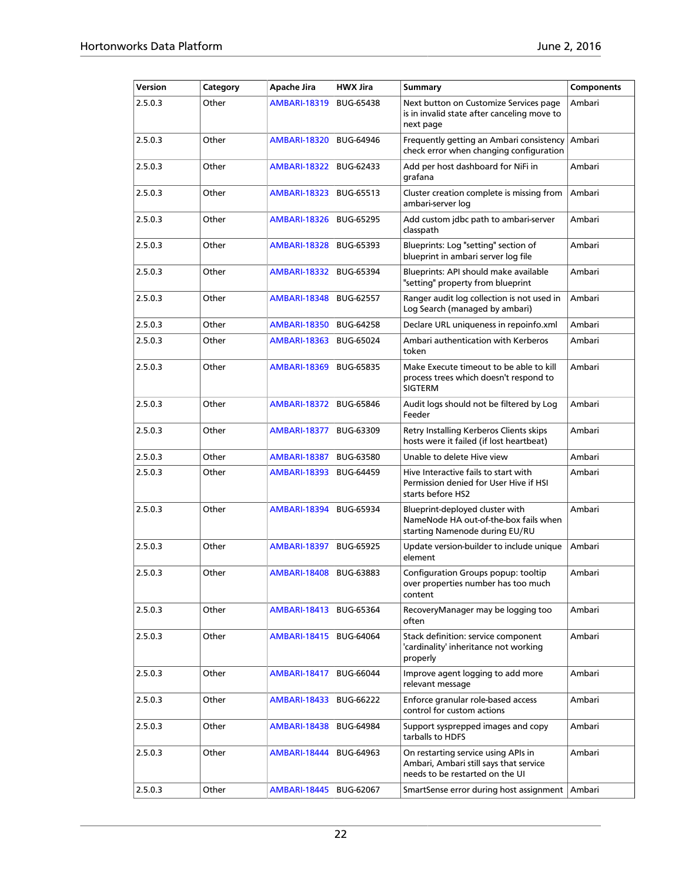| Version | Category | Apache Jira | HWX Jira | Summary | Components |
|---|---|---|---|---|---|
| 2.5.0.3 | Other | AMBARI-18319 | BUG-65438 | Next button on Customize Services page is in invalid state after canceling move to next page | Ambari |
| 2.5.0.3 | Other | AMBARI-18320 | BUG-64946 | Frequently getting an Ambari consistency check error when changing configuration | Ambari |
| 2.5.0.3 | Other | AMBARI-18322 | BUG-62433 | Add per host dashboard for NiFi in grafana | Ambari |
| 2.5.0.3 | Other | AMBARI-18323 | BUG-65513 | Cluster creation complete is missing from ambari-server log | Ambari |
| 2.5.0.3 | Other | AMBARI-18326 | BUG-65295 | Add custom jdbc path to ambari-server classpath | Ambari |
| 2.5.0.3 | Other | AMBARI-18328 | BUG-65393 | Blueprints: Log "setting" section of blueprint in ambari server log file | Ambari |
| 2.5.0.3 | Other | AMBARI-18332 | BUG-65394 | Blueprints: API should make available "setting" property from blueprint | Ambari |
| 2.5.0.3 | Other | AMBARI-18348 | BUG-62557 | Ranger audit log collection is not used in Log Search (managed by ambari) | Ambari |
| 2.5.0.3 | Other | AMBARI-18350 | BUG-64258 | Declare URL uniqueness in repoinfo.xml | Ambari |
| 2.5.0.3 | Other | AMBARI-18363 | BUG-65024 | Ambari authentication with Kerberos token | Ambari |
| 2.5.0.3 | Other | AMBARI-18369 | BUG-65835 | Make Execute timeout to be able to kill process trees which doesn't respond to SIGTERM | Ambari |
| 2.5.0.3 | Other | AMBARI-18372 | BUG-65846 | Audit logs should not be filtered by Log Feeder | Ambari |
| 2.5.0.3 | Other | AMBARI-18377 | BUG-63309 | Retry Installing Kerberos Clients skips hosts were it failed (if lost heartbeat) | Ambari |
| 2.5.0.3 | Other | AMBARI-18387 | BUG-63580 | Unable to delete Hive view | Ambari |
| 2.5.0.3 | Other | AMBARI-18393 | BUG-64459 | Hive Interactive fails to start with Permission denied for User Hive if HSI starts before HS2 | Ambari |
| 2.5.0.3 | Other | AMBARI-18394 | BUG-65934 | Blueprint-deployed cluster with NameNode HA out-of-the-box fails when starting Namenode during EU/RU | Ambari |
| 2.5.0.3 | Other | AMBARI-18397 | BUG-65925 | Update version-builder to include unique element | Ambari |
| 2.5.0.3 | Other | AMBARI-18408 | BUG-63883 | Configuration Groups popup: tooltip over properties number has too much content | Ambari |
| 2.5.0.3 | Other | AMBARI-18413 | BUG-65364 | RecoveryManager may be logging too often | Ambari |
| 2.5.0.3 | Other | AMBARI-18415 | BUG-64064 | Stack definition: service component 'cardinality' inheritance not working properly | Ambari |
| 2.5.0.3 | Other | AMBARI-18417 | BUG-66044 | Improve agent logging to add more relevant message | Ambari |
| 2.5.0.3 | Other | AMBARI-18433 | BUG-66222 | Enforce granular role-based access control for custom actions | Ambari |
| 2.5.0.3 | Other | AMBARI-18438 | BUG-64984 | Support sysprepped images and copy tarballs to HDFS | Ambari |
| 2.5.0.3 | Other | AMBARI-18444 | BUG-64963 | On restarting service using APIs in Ambari, Ambari still says that service needs to be restarted on the UI | Ambari |
| 2.5.0.3 | Other | AMBARI-18445 | BUG-62067 | SmartSense error during host assignment | Ambari |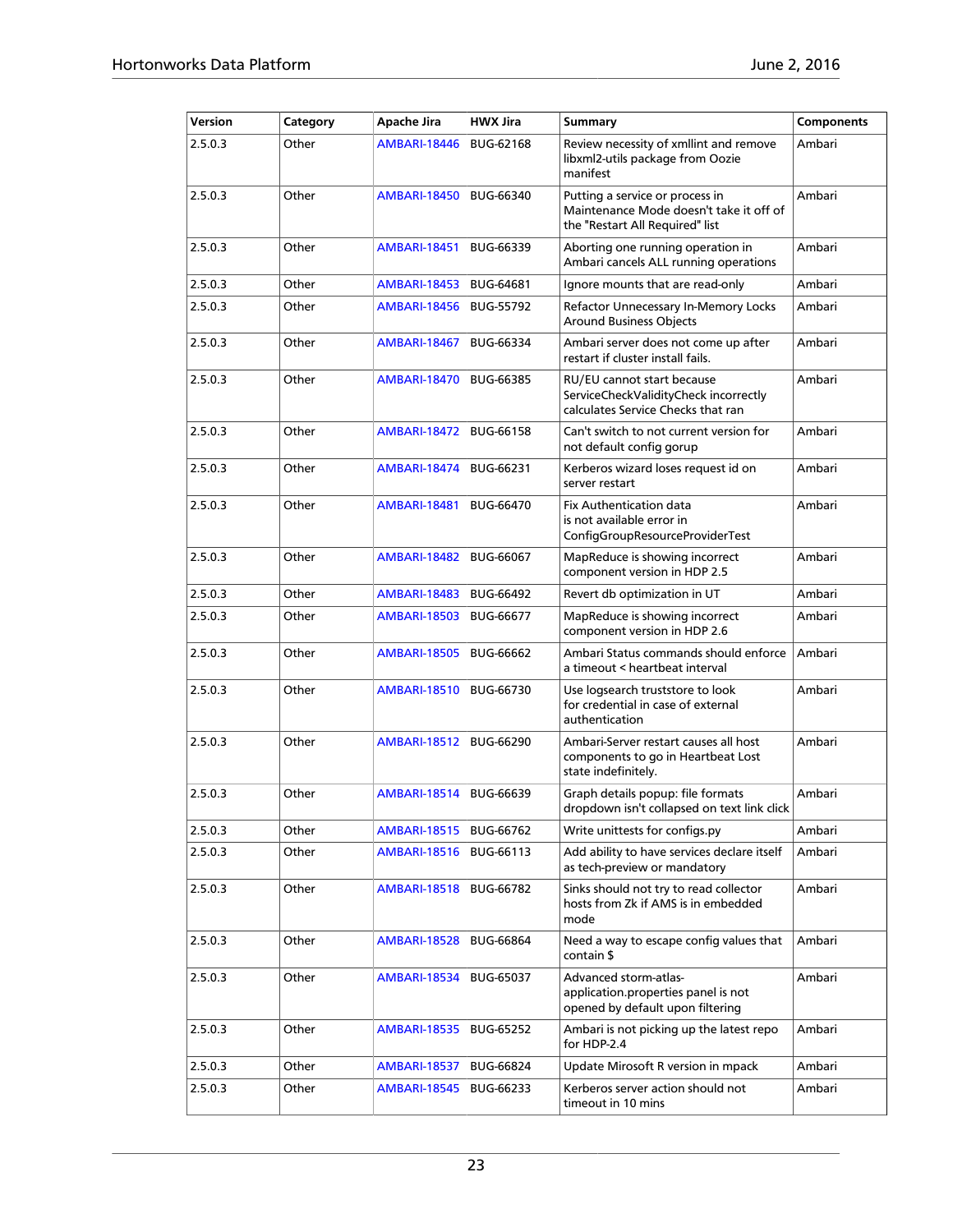| Version | Category | Apache Jira | HWX Jira | Summary | Components |
| --- | --- | --- | --- | --- | --- |
| 2.5.0.3 | Other | AMBARI-18446 | BUG-62168 | Review necessity of xmllint and remove libxml2-utils package from Oozie manifest | Ambari |
| 2.5.0.3 | Other | AMBARI-18450 | BUG-66340 | Putting a service or process in Maintenance Mode doesn't take it off of the "Restart All Required" list | Ambari |
| 2.5.0.3 | Other | AMBARI-18451 | BUG-66339 | Aborting one running operation in Ambari cancels ALL running operations | Ambari |
| 2.5.0.3 | Other | AMBARI-18453 | BUG-64681 | Ignore mounts that are read-only | Ambari |
| 2.5.0.3 | Other | AMBARI-18456 | BUG-55792 | Refactor Unnecessary In-Memory Locks Around Business Objects | Ambari |
| 2.5.0.3 | Other | AMBARI-18467 | BUG-66334 | Ambari server does not come up after restart if cluster install fails. | Ambari |
| 2.5.0.3 | Other | AMBARI-18470 | BUG-66385 | RU/EU cannot start because ServiceCheckValidityCheck incorrectly calculates Service Checks that ran | Ambari |
| 2.5.0.3 | Other | AMBARI-18472 | BUG-66158 | Can't switch to not current version for not default config gorup | Ambari |
| 2.5.0.3 | Other | AMBARI-18474 | BUG-66231 | Kerberos wizard loses request id on server restart | Ambari |
| 2.5.0.3 | Other | AMBARI-18481 | BUG-66470 | Fix Authentication data is not available error in ConfigGroupResourceProviderTest | Ambari |
| 2.5.0.3 | Other | AMBARI-18482 | BUG-66067 | MapReduce is showing incorrect component version in HDP 2.5 | Ambari |
| 2.5.0.3 | Other | AMBARI-18483 | BUG-66492 | Revert db optimization in UT | Ambari |
| 2.5.0.3 | Other | AMBARI-18503 | BUG-66677 | MapReduce is showing incorrect component version in HDP 2.6 | Ambari |
| 2.5.0.3 | Other | AMBARI-18505 | BUG-66662 | Ambari Status commands should enforce a timeout < heartbeat interval | Ambari |
| 2.5.0.3 | Other | AMBARI-18510 | BUG-66730 | Use logsearch truststore to look for credential in case of external authentication | Ambari |
| 2.5.0.3 | Other | AMBARI-18512 | BUG-66290 | Ambari-Server restart causes all host components to go in Heartbeat Lost state indefinitely. | Ambari |
| 2.5.0.3 | Other | AMBARI-18514 | BUG-66639 | Graph details popup: file formats dropdown isn't collapsed on text link click | Ambari |
| 2.5.0.3 | Other | AMBARI-18515 | BUG-66762 | Write unittests for configs.py | Ambari |
| 2.5.0.3 | Other | AMBARI-18516 | BUG-66113 | Add ability to have services declare itself as tech-preview or mandatory | Ambari |
| 2.5.0.3 | Other | AMBARI-18518 | BUG-66782 | Sinks should not try to read collector hosts from Zk if AMS is in embedded mode | Ambari |
| 2.5.0.3 | Other | AMBARI-18528 | BUG-66864 | Need a way to escape config values that contain $ | Ambari |
| 2.5.0.3 | Other | AMBARI-18534 | BUG-65037 | Advanced storm-atlas-application.properties panel is not opened by default upon filtering | Ambari |
| 2.5.0.3 | Other | AMBARI-18535 | BUG-65252 | Ambari is not picking up the latest repo for HDP-2.4 | Ambari |
| 2.5.0.3 | Other | AMBARI-18537 | BUG-66824 | Update Mirosoft R version in mpack | Ambari |
| 2.5.0.3 | Other | AMBARI-18545 | BUG-66233 | Kerberos server action should not timeout in 10 mins | Ambari |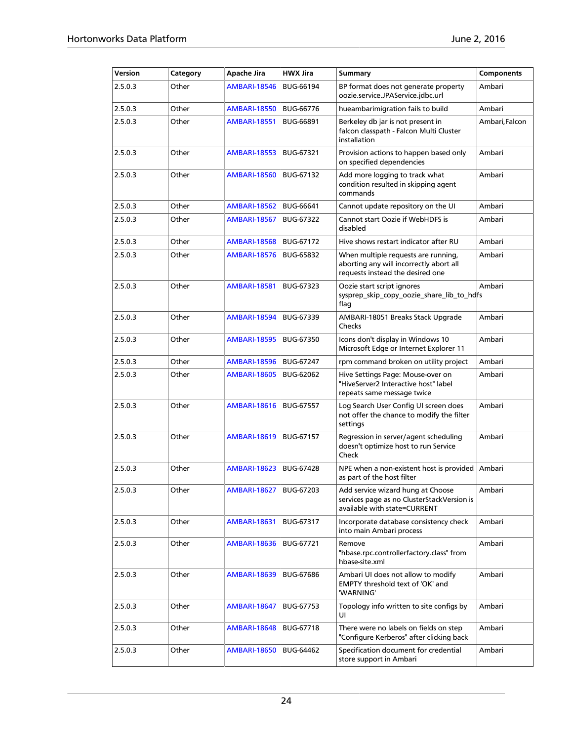| Version | Category | Apache Jira | HWX Jira | Summary | Components |
|---|---|---|---|---|---|
| 2.5.0.3 | Other | AMBARI-18546 | BUG-66194 | BP format does not generate property oozie.service.JPAService.jdbc.url | Ambari |
| 2.5.0.3 | Other | AMBARI-18550 | BUG-66776 | hueambarimigration fails to build | Ambari |
| 2.5.0.3 | Other | AMBARI-18551 | BUG-66891 | Berkeley db jar is not present in falcon classpath - Falcon Multi Cluster installation | Ambari,Falcon |
| 2.5.0.3 | Other | AMBARI-18553 | BUG-67321 | Provision actions to happen based only on specified dependencies | Ambari |
| 2.5.0.3 | Other | AMBARI-18560 | BUG-67132 | Add more logging to track what condition resulted in skipping agent commands | Ambari |
| 2.5.0.3 | Other | AMBARI-18562 | BUG-66641 | Cannot update repository on the UI | Ambari |
| 2.5.0.3 | Other | AMBARI-18567 | BUG-67322 | Cannot start Oozie if WebHDFS is disabled | Ambari |
| 2.5.0.3 | Other | AMBARI-18568 | BUG-67172 | Hive shows restart indicator after RU | Ambari |
| 2.5.0.3 | Other | AMBARI-18576 | BUG-65832 | When multiple requests are running, aborting any will incorrectly abort all requests instead the desired one | Ambari |
| 2.5.0.3 | Other | AMBARI-18581 | BUG-67323 | Oozie start script ignores sysprep_skip_copy_oozie_share_lib_to_hdfs flag | Ambari |
| 2.5.0.3 | Other | AMBARI-18594 | BUG-67339 | AMBARI-18051 Breaks Stack Upgrade Checks | Ambari |
| 2.5.0.3 | Other | AMBARI-18595 | BUG-67350 | Icons don't display in Windows 10 Microsoft Edge or Internet Explorer 11 | Ambari |
| 2.5.0.3 | Other | AMBARI-18596 | BUG-67247 | rpm command broken on utility project | Ambari |
| 2.5.0.3 | Other | AMBARI-18605 | BUG-62062 | Hive Settings Page: Mouse-over on "HiveServer2 Interactive host" label repeats same message twice | Ambari |
| 2.5.0.3 | Other | AMBARI-18616 | BUG-67557 | Log Search User Config UI screen does not offer the chance to modify the filter settings | Ambari |
| 2.5.0.3 | Other | AMBARI-18619 | BUG-67157 | Regression in server/agent scheduling doesn't optimize host to run Service Check | Ambari |
| 2.5.0.3 | Other | AMBARI-18623 | BUG-67428 | NPE when a non-existent host is provided as part of the host filter | Ambari |
| 2.5.0.3 | Other | AMBARI-18627 | BUG-67203 | Add service wizard hung at Choose services page as no ClusterStackVersion is available with state=CURRENT | Ambari |
| 2.5.0.3 | Other | AMBARI-18631 | BUG-67317 | Incorporate database consistency check into main Ambari process | Ambari |
| 2.5.0.3 | Other | AMBARI-18636 | BUG-67721 | Remove "hbase.rpc.controllerfactory.class" from hbase-site.xml | Ambari |
| 2.5.0.3 | Other | AMBARI-18639 | BUG-67686 | Ambari UI does not allow to modify EMPTY threshold text of 'OK' and 'WARNING' | Ambari |
| 2.5.0.3 | Other | AMBARI-18647 | BUG-67753 | Topology info written to site configs by UI | Ambari |
| 2.5.0.3 | Other | AMBARI-18648 | BUG-67718 | There were no labels on fields on step "Configure Kerberos" after clicking back | Ambari |
| 2.5.0.3 | Other | AMBARI-18650 | BUG-64462 | Specification document for credential store support in Ambari | Ambari |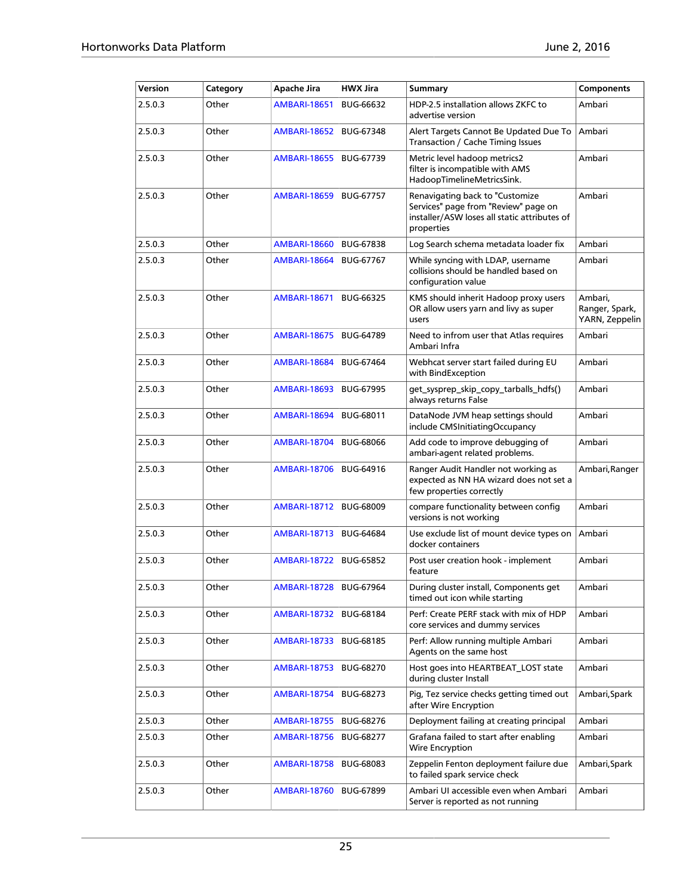| Version | Category | Apache Jira | HWX Jira | Summary | Components |
| --- | --- | --- | --- | --- | --- |
| 2.5.0.3 | Other | AMBARI-18651 | BUG-66632 | HDP-2.5 installation allows ZKFC to advertise version | Ambari |
| 2.5.0.3 | Other | AMBARI-18652 | BUG-67348 | Alert Targets Cannot Be Updated Due To Transaction / Cache Timing Issues | Ambari |
| 2.5.0.3 | Other | AMBARI-18655 | BUG-67739 | Metric level hadoop metrics2 filter is incompatible with AMS HadoopTimelineMetricsSink. | Ambari |
| 2.5.0.3 | Other | AMBARI-18659 | BUG-67757 | Renavigating back to "Customize Services" page from "Review" page on installer/ASW loses all static attributes of properties | Ambari |
| 2.5.0.3 | Other | AMBARI-18660 | BUG-67838 | Log Search schema metadata loader fix | Ambari |
| 2.5.0.3 | Other | AMBARI-18664 | BUG-67767 | While syncing with LDAP, username collisions should be handled based on configuration value | Ambari |
| 2.5.0.3 | Other | AMBARI-18671 | BUG-66325 | KMS should inherit Hadoop proxy users OR allow users yarn and livy as super users | Ambari, Ranger, Spark, YARN, Zeppelin |
| 2.5.0.3 | Other | AMBARI-18675 | BUG-64789 | Need to infrom user that Atlas requires Ambari Infra | Ambari |
| 2.5.0.3 | Other | AMBARI-18684 | BUG-67464 | Webhcat server start failed during EU with BindException | Ambari |
| 2.5.0.3 | Other | AMBARI-18693 | BUG-67995 | get_sysprep_skip_copy_tarballs_hdfs() always returns False | Ambari |
| 2.5.0.3 | Other | AMBARI-18694 | BUG-68011 | DataNode JVM heap settings should include CMSInitiatingOccupancy | Ambari |
| 2.5.0.3 | Other | AMBARI-18704 | BUG-68066 | Add code to improve debugging of ambari-agent related problems. | Ambari |
| 2.5.0.3 | Other | AMBARI-18706 | BUG-64916 | Ranger Audit Handler not working as expected as NN HA wizard does not set a few properties correctly | Ambari,Ranger |
| 2.5.0.3 | Other | AMBARI-18712 | BUG-68009 | compare functionality between config versions is not working | Ambari |
| 2.5.0.3 | Other | AMBARI-18713 | BUG-64684 | Use exclude list of mount device types on docker containers | Ambari |
| 2.5.0.3 | Other | AMBARI-18722 | BUG-65852 | Post user creation hook - implement feature | Ambari |
| 2.5.0.3 | Other | AMBARI-18728 | BUG-67964 | During cluster install, Components get timed out icon while starting | Ambari |
| 2.5.0.3 | Other | AMBARI-18732 | BUG-68184 | Perf: Create PERF stack with mix of HDP core services and dummy services | Ambari |
| 2.5.0.3 | Other | AMBARI-18733 | BUG-68185 | Perf: Allow running multiple Ambari Agents on the same host | Ambari |
| 2.5.0.3 | Other | AMBARI-18753 | BUG-68270 | Host goes into HEARTBEAT_LOST state during cluster Install | Ambari |
| 2.5.0.3 | Other | AMBARI-18754 | BUG-68273 | Pig, Tez service checks getting timed out after Wire Encryption | Ambari,Spark |
| 2.5.0.3 | Other | AMBARI-18755 | BUG-68276 | Deployment failing at creating principal | Ambari |
| 2.5.0.3 | Other | AMBARI-18756 | BUG-68277 | Grafana failed to start after enabling Wire Encryption | Ambari |
| 2.5.0.3 | Other | AMBARI-18758 | BUG-68083 | Zeppelin Fenton deployment failure due to failed spark service check | Ambari,Spark |
| 2.5.0.3 | Other | AMBARI-18760 | BUG-67899 | Ambari UI accessible even when Ambari Server is reported as not running | Ambari |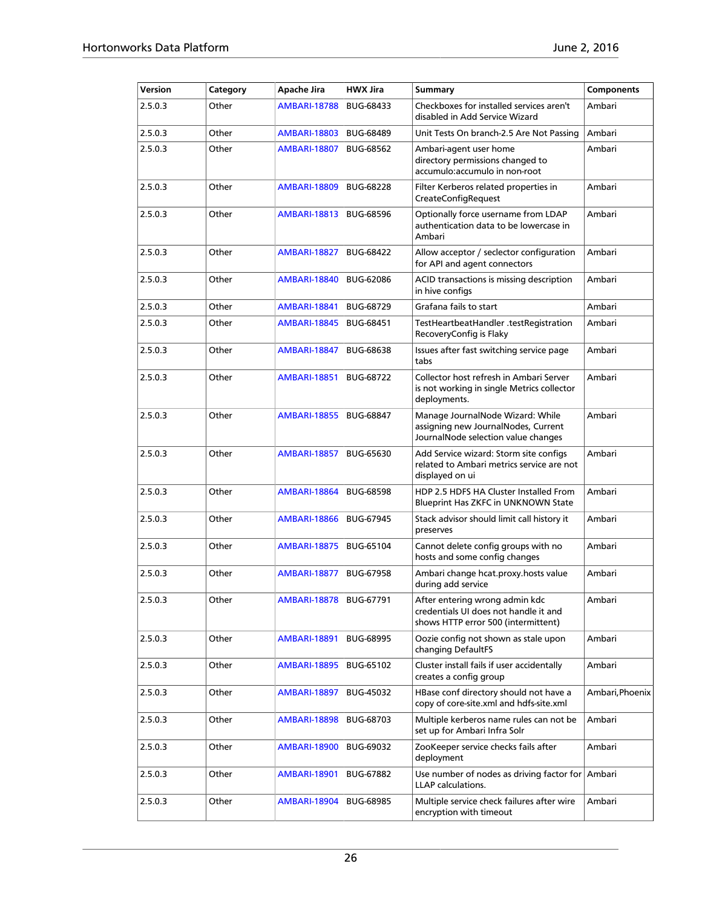| Version | Category | Apache Jira | HWX Jira | Summary | Components |
|---|---|---|---|---|---|
| 2.5.0.3 | Other | AMBARI-18788 | BUG-68433 | Checkboxes for installed services aren't disabled in Add Service Wizard | Ambari |
| 2.5.0.3 | Other | AMBARI-18803 | BUG-68489 | Unit Tests On branch-2.5 Are Not Passing | Ambari |
| 2.5.0.3 | Other | AMBARI-18807 | BUG-68562 | Ambari-agent user home directory permissions changed to accumulo:accumulo in non-root | Ambari |
| 2.5.0.3 | Other | AMBARI-18809 | BUG-68228 | Filter Kerberos related properties in CreateConfigRequest | Ambari |
| 2.5.0.3 | Other | AMBARI-18813 | BUG-68596 | Optionally force username from LDAP authentication data to be lowercase in Ambari | Ambari |
| 2.5.0.3 | Other | AMBARI-18827 | BUG-68422 | Allow acceptor / seclector configuration for API and agent connectors | Ambari |
| 2.5.0.3 | Other | AMBARI-18840 | BUG-62086 | ACID transactions is missing description in hive configs | Ambari |
| 2.5.0.3 | Other | AMBARI-18841 | BUG-68729 | Grafana fails to start | Ambari |
| 2.5.0.3 | Other | AMBARI-18845 | BUG-68451 | TestHeartbeatHandler .testRegistration RecoveryConfig is Flaky | Ambari |
| 2.5.0.3 | Other | AMBARI-18847 | BUG-68638 | Issues after fast switching service page tabs | Ambari |
| 2.5.0.3 | Other | AMBARI-18851 | BUG-68722 | Collector host refresh in Ambari Server is not working in single Metrics collector deployments. | Ambari |
| 2.5.0.3 | Other | AMBARI-18855 | BUG-68847 | Manage JournalNode Wizard: While assigning new JournalNodes, Current JournalNode selection value changes | Ambari |
| 2.5.0.3 | Other | AMBARI-18857 | BUG-65630 | Add Service wizard: Storm site configs related to Ambari metrics service are not displayed on ui | Ambari |
| 2.5.0.3 | Other | AMBARI-18864 | BUG-68598 | HDP 2.5 HDFS HA Cluster Installed From Blueprint Has ZKFC in UNKNOWN State | Ambari |
| 2.5.0.3 | Other | AMBARI-18866 | BUG-67945 | Stack advisor should limit call history it preserves | Ambari |
| 2.5.0.3 | Other | AMBARI-18875 | BUG-65104 | Cannot delete config groups with no hosts and some config changes | Ambari |
| 2.5.0.3 | Other | AMBARI-18877 | BUG-67958 | Ambari change hcat.proxy.hosts value during add service | Ambari |
| 2.5.0.3 | Other | AMBARI-18878 | BUG-67791 | After entering wrong admin kdc credentials UI does not handle it and shows HTTP error 500 (intermittent) | Ambari |
| 2.5.0.3 | Other | AMBARI-18891 | BUG-68995 | Oozie config not shown as stale upon changing DefaultFS | Ambari |
| 2.5.0.3 | Other | AMBARI-18895 | BUG-65102 | Cluster install fails if user accidentally creates a config group | Ambari |
| 2.5.0.3 | Other | AMBARI-18897 | BUG-45032 | HBase conf directory should not have a copy of core-site.xml and hdfs-site.xml | Ambari,Phoenix |
| 2.5.0.3 | Other | AMBARI-18898 | BUG-68703 | Multiple kerberos name rules can not be set up for Ambari Infra Solr | Ambari |
| 2.5.0.3 | Other | AMBARI-18900 | BUG-69032 | ZooKeeper service checks fails after deployment | Ambari |
| 2.5.0.3 | Other | AMBARI-18901 | BUG-67882 | Use number of nodes as driving factor for LLAP calculations. | Ambari |
| 2.5.0.3 | Other | AMBARI-18904 | BUG-68985 | Multiple service check failures after wire encryption with timeout | Ambari |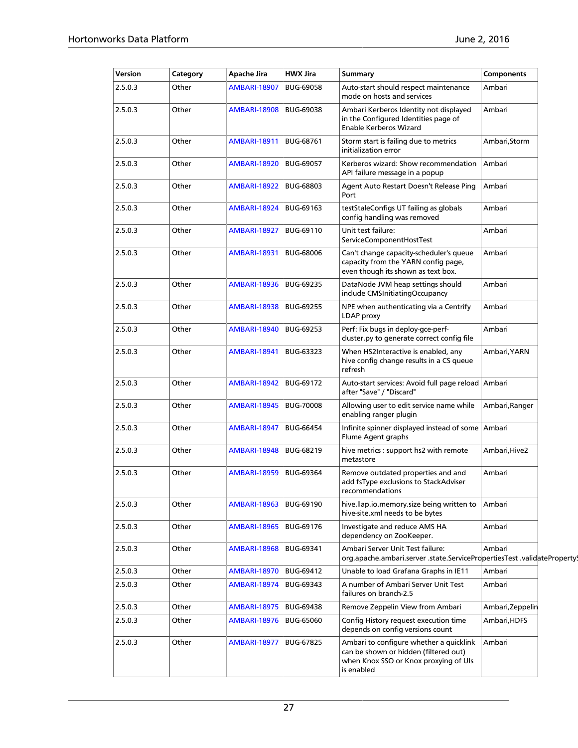| Version | Category | Apache Jira | HWX Jira | Summary | Components |
|---|---|---|---|---|---|
| 2.5.0.3 | Other | AMBARI-18907 | BUG-69058 | Auto-start should respect maintenance mode on hosts and services | Ambari |
| 2.5.0.3 | Other | AMBARI-18908 | BUG-69038 | Ambari Kerberos Identity not displayed in the Configured Identities page of Enable Kerberos Wizard | Ambari |
| 2.5.0.3 | Other | AMBARI-18911 | BUG-68761 | Storm start is failing due to metrics initialization error | Ambari,Storm |
| 2.5.0.3 | Other | AMBARI-18920 | BUG-69057 | Kerberos wizard: Show recommendation API failure message in a popup | Ambari |
| 2.5.0.3 | Other | AMBARI-18922 | BUG-68803 | Agent Auto Restart Doesn't Release Ping Port | Ambari |
| 2.5.0.3 | Other | AMBARI-18924 | BUG-69163 | testStaleConfigs UT failing as globals config handling was removed | Ambari |
| 2.5.0.3 | Other | AMBARI-18927 | BUG-69110 | Unit test failure: ServiceComponentHostTest | Ambari |
| 2.5.0.3 | Other | AMBARI-18931 | BUG-68006 | Can't change capacity-scheduler's queue capacity from the YARN config page, even though its shown as text box. | Ambari |
| 2.5.0.3 | Other | AMBARI-18936 | BUG-69235 | DataNode JVM heap settings should include CMSInitiatingOccupancy | Ambari |
| 2.5.0.3 | Other | AMBARI-18938 | BUG-69255 | NPE when authenticating via a Centrify LDAP proxy | Ambari |
| 2.5.0.3 | Other | AMBARI-18940 | BUG-69253 | Perf: Fix bugs in deploy-gce-perf-cluster.py to generate correct config file | Ambari |
| 2.5.0.3 | Other | AMBARI-18941 | BUG-63323 | When HS2Interactive is enabled, any hive config change results in a CS queue refresh | Ambari,YARN |
| 2.5.0.3 | Other | AMBARI-18942 | BUG-69172 | Auto-start services: Avoid full page reload after "Save" / "Discard" | Ambari |
| 2.5.0.3 | Other | AMBARI-18945 | BUG-70008 | Allowing user to edit service name while enabling ranger plugin | Ambari,Ranger |
| 2.5.0.3 | Other | AMBARI-18947 | BUG-66454 | Infinite spinner displayed instead of some Flume Agent graphs | Ambari |
| 2.5.0.3 | Other | AMBARI-18948 | BUG-68219 | hive metrics : support hs2 with remote metastore | Ambari,Hive2 |
| 2.5.0.3 | Other | AMBARI-18959 | BUG-69364 | Remove outdated properties and and add fsType exclusions to StackAdviser recommendations | Ambari |
| 2.5.0.3 | Other | AMBARI-18963 | BUG-69190 | hive.llap.io.memory.size being written to hive-site.xml needs to be bytes | Ambari |
| 2.5.0.3 | Other | AMBARI-18965 | BUG-69176 | Investigate and reduce AMS HA dependency on ZooKeeper. | Ambari |
| 2.5.0.3 | Other | AMBARI-18968 | BUG-69341 | Ambari Server Unit Test failure: org.apache.ambari.server .state.ServicePropertiesTest .validatePropertyS | Ambari |
| 2.5.0.3 | Other | AMBARI-18970 | BUG-69412 | Unable to load Grafana Graphs in IE11 | Ambari |
| 2.5.0.3 | Other | AMBARI-18974 | BUG-69343 | A number of Ambari Server Unit Test failures on branch-2.5 | Ambari |
| 2.5.0.3 | Other | AMBARI-18975 | BUG-69438 | Remove Zeppelin View from Ambari | Ambari,Zeppelin |
| 2.5.0.3 | Other | AMBARI-18976 | BUG-65060 | Config History request execution time depends on config versions count | Ambari,HDFS |
| 2.5.0.3 | Other | AMBARI-18977 | BUG-67825 | Ambari to configure whether a quicklink can be shown or hidden (filtered out) when Knox SSO or Knox proxying of UIs is enabled | Ambari |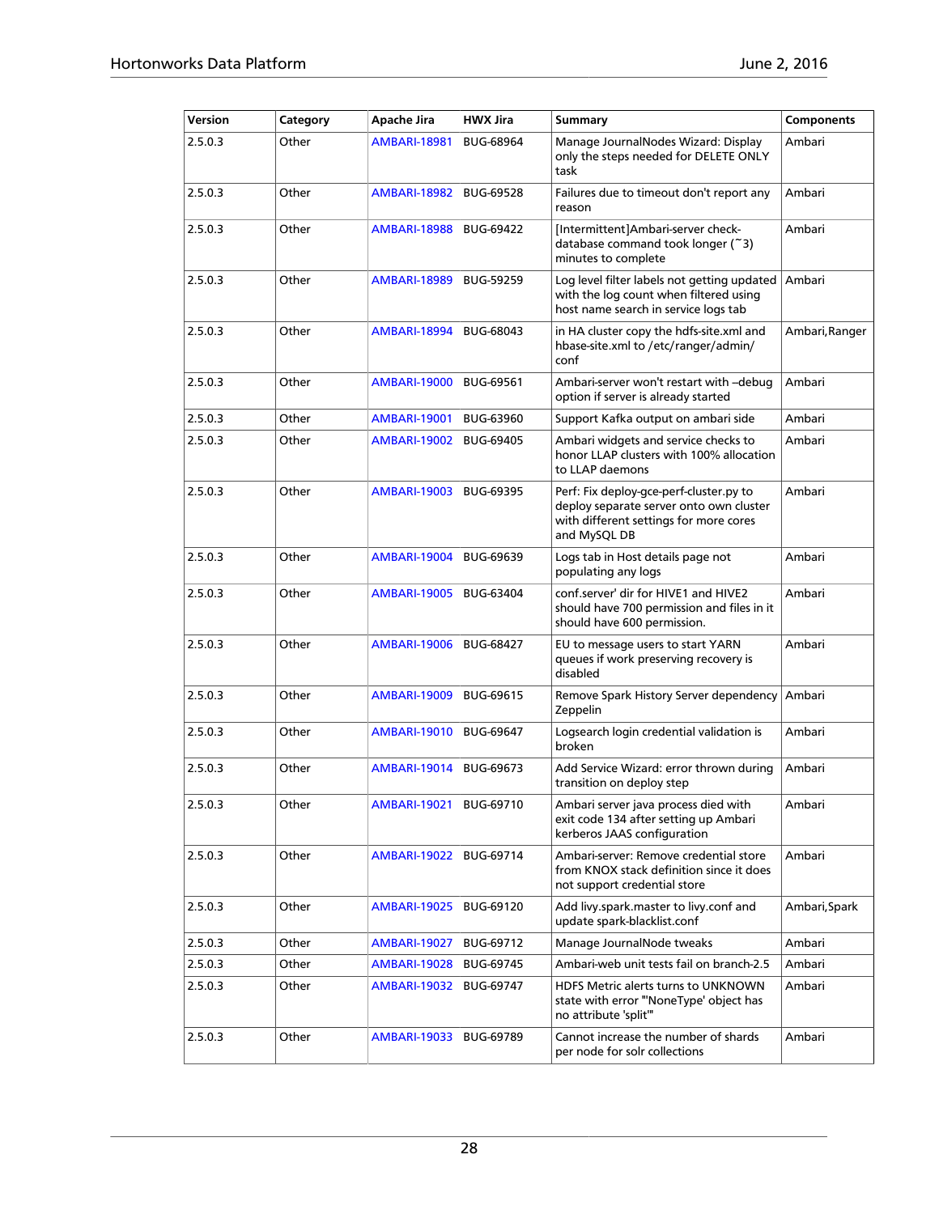| Version | Category | Apache Jira | HWX Jira | Summary | Components |
|---|---|---|---|---|---|
| 2.5.0.3 | Other | AMBARI-18981 | BUG-68964 | Manage JournalNodes Wizard: Display only the steps needed for DELETE ONLY task | Ambari |
| 2.5.0.3 | Other | AMBARI-18982 | BUG-69528 | Failures due to timeout don't report any reason | Ambari |
| 2.5.0.3 | Other | AMBARI-18988 | BUG-69422 | [Intermittent]Ambari-server check-database command took longer (~3) minutes to complete | Ambari |
| 2.5.0.3 | Other | AMBARI-18989 | BUG-59259 | Log level filter labels not getting updated with the log count when filtered using host name search in service logs tab | Ambari |
| 2.5.0.3 | Other | AMBARI-18994 | BUG-68043 | in HA cluster copy the hdfs-site.xml and hbase-site.xml to /etc/ranger/admin/conf | Ambari,Ranger |
| 2.5.0.3 | Other | AMBARI-19000 | BUG-69561 | Ambari-server won't restart with –debug option if server is already started | Ambari |
| 2.5.0.3 | Other | AMBARI-19001 | BUG-63960 | Support Kafka output on ambari side | Ambari |
| 2.5.0.3 | Other | AMBARI-19002 | BUG-69405 | Ambari widgets and service checks to honor LLAP clusters with 100% allocation to LLAP daemons | Ambari |
| 2.5.0.3 | Other | AMBARI-19003 | BUG-69395 | Perf: Fix deploy-gce-perf-cluster.py to deploy separate server onto own cluster with different settings for more cores and MySQL DB | Ambari |
| 2.5.0.3 | Other | AMBARI-19004 | BUG-69639 | Logs tab in Host details page not populating any logs | Ambari |
| 2.5.0.3 | Other | AMBARI-19005 | BUG-63404 | conf.server' dir for HIVE1 and HIVE2 should have 700 permission and files in it should have 600 permission. | Ambari |
| 2.5.0.3 | Other | AMBARI-19006 | BUG-68427 | EU to message users to start YARN queues if work preserving recovery is disabled | Ambari |
| 2.5.0.3 | Other | AMBARI-19009 | BUG-69615 | Remove Spark History Server dependency Zeppelin | Ambari |
| 2.5.0.3 | Other | AMBARI-19010 | BUG-69647 | Logsearch login credential validation is broken | Ambari |
| 2.5.0.3 | Other | AMBARI-19014 | BUG-69673 | Add Service Wizard: error thrown during transition on deploy step | Ambari |
| 2.5.0.3 | Other | AMBARI-19021 | BUG-69710 | Ambari server java process died with exit code 134 after setting up Ambari kerberos JAAS configuration | Ambari |
| 2.5.0.3 | Other | AMBARI-19022 | BUG-69714 | Ambari-server: Remove credential store from KNOX stack definition since it does not support credential store | Ambari |
| 2.5.0.3 | Other | AMBARI-19025 | BUG-69120 | Add livy.spark.master to livy.conf and update spark-blacklist.conf | Ambari,Spark |
| 2.5.0.3 | Other | AMBARI-19027 | BUG-69712 | Manage JournalNode tweaks | Ambari |
| 2.5.0.3 | Other | AMBARI-19028 | BUG-69745 | Ambari-web unit tests fail on branch-2.5 | Ambari |
| 2.5.0.3 | Other | AMBARI-19032 | BUG-69747 | HDFS Metric alerts turns to UNKNOWN state with error "'NoneType' object has no attribute 'split'" | Ambari |
| 2.5.0.3 | Other | AMBARI-19033 | BUG-69789 | Cannot increase the number of shards per node for solr collections | Ambari |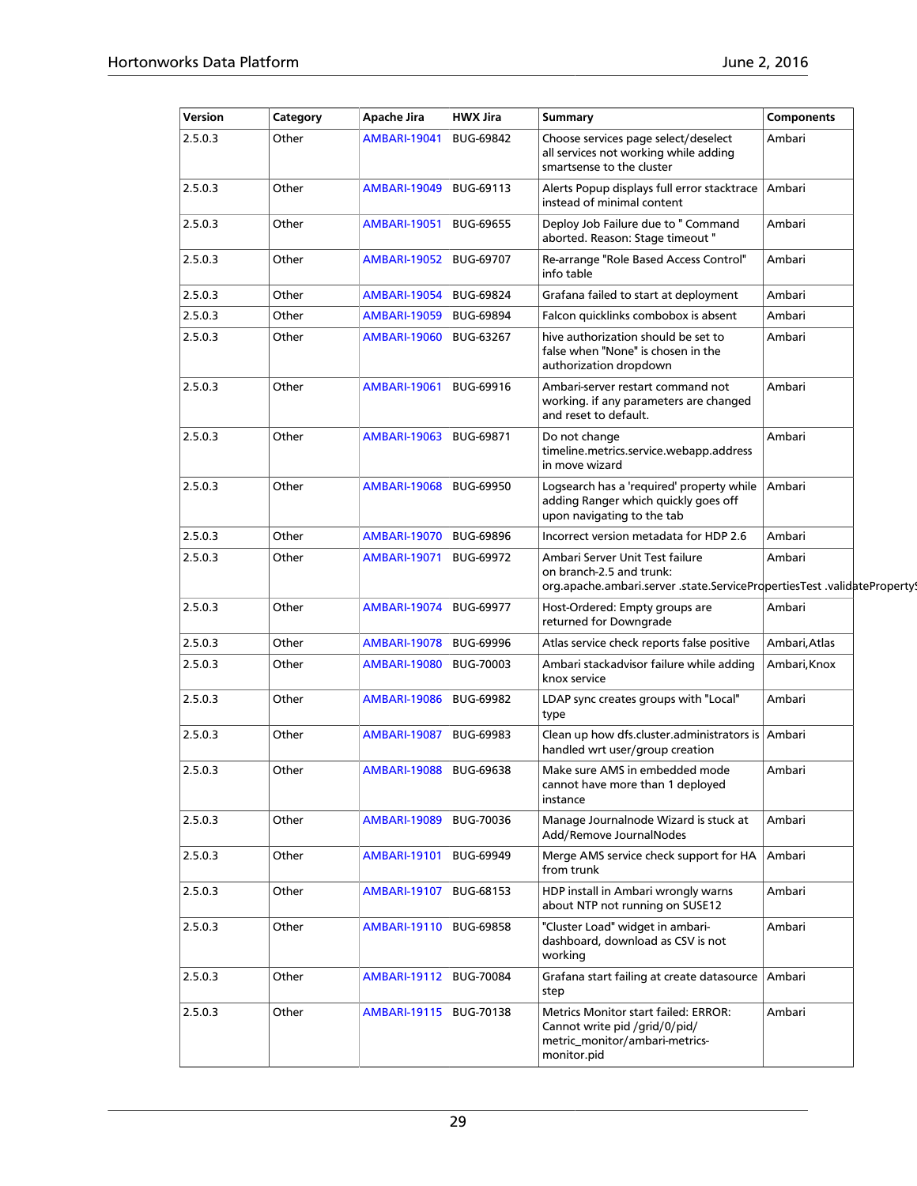| Version | Category | Apache Jira | HWX Jira | Summary | Components |
|---|---|---|---|---|---|
| 2.5.0.3 | Other | AMBARI-19041 | BUG-69842 | Choose services page select/deselect all services not working while adding smartsense to the cluster | Ambari |
| 2.5.0.3 | Other | AMBARI-19049 | BUG-69113 | Alerts Popup displays full error stacktrace instead of minimal content | Ambari |
| 2.5.0.3 | Other | AMBARI-19051 | BUG-69655 | Deploy Job Failure due to " Command aborted. Reason: Stage timeout " | Ambari |
| 2.5.0.3 | Other | AMBARI-19052 | BUG-69707 | Re-arrange "Role Based Access Control" info table | Ambari |
| 2.5.0.3 | Other | AMBARI-19054 | BUG-69824 | Grafana failed to start at deployment | Ambari |
| 2.5.0.3 | Other | AMBARI-19059 | BUG-69894 | Falcon quicklinks combobox is absent | Ambari |
| 2.5.0.3 | Other | AMBARI-19060 | BUG-63267 | hive authorization should be set to false when "None" is chosen in the authorization dropdown | Ambari |
| 2.5.0.3 | Other | AMBARI-19061 | BUG-69916 | Ambari-server restart command not working. if any parameters are changed and reset to default. | Ambari |
| 2.5.0.3 | Other | AMBARI-19063 | BUG-69871 | Do not change timeline.metrics.service.webapp.address in move wizard | Ambari |
| 2.5.0.3 | Other | AMBARI-19068 | BUG-69950 | Logsearch has a 'required' property while adding Ranger which quickly goes off upon navigating to the tab | Ambari |
| 2.5.0.3 | Other | AMBARI-19070 | BUG-69896 | Incorrect version metadata for HDP 2.6 | Ambari |
| 2.5.0.3 | Other | AMBARI-19071 | BUG-69972 | Ambari Server Unit Test failure on branch-2.5 and trunk: org.apache.ambari.server .state.ServicePropertiesTest .validateProperty | Ambari |
| 2.5.0.3 | Other | AMBARI-19074 | BUG-69977 | Host-Ordered: Empty groups are returned for Downgrade | Ambari |
| 2.5.0.3 | Other | AMBARI-19078 | BUG-69996 | Atlas service check reports false positive | Ambari,Atlas |
| 2.5.0.3 | Other | AMBARI-19080 | BUG-70003 | Ambari stackadvisor failure while adding knox service | Ambari,Knox |
| 2.5.0.3 | Other | AMBARI-19086 | BUG-69982 | LDAP sync creates groups with "Local" type | Ambari |
| 2.5.0.3 | Other | AMBARI-19087 | BUG-69983 | Clean up how dfs.cluster.administrators is handled wrt user/group creation | Ambari |
| 2.5.0.3 | Other | AMBARI-19088 | BUG-69638 | Make sure AMS in embedded mode cannot have more than 1 deployed instance | Ambari |
| 2.5.0.3 | Other | AMBARI-19089 | BUG-70036 | Manage Journalnode Wizard is stuck at Add/Remove JournalNodes | Ambari |
| 2.5.0.3 | Other | AMBARI-19101 | BUG-69949 | Merge AMS service check support for HA from trunk | Ambari |
| 2.5.0.3 | Other | AMBARI-19107 | BUG-68153 | HDP install in Ambari wrongly warns about NTP not running on SUSE12 | Ambari |
| 2.5.0.3 | Other | AMBARI-19110 | BUG-69858 | "Cluster Load" widget in ambari-dashboard, download as CSV is not working | Ambari |
| 2.5.0.3 | Other | AMBARI-19112 | BUG-70084 | Grafana start failing at create datasource step | Ambari |
| 2.5.0.3 | Other | AMBARI-19115 | BUG-70138 | Metrics Monitor start failed: ERROR: Cannot write pid /grid/0/pid/ metric_monitor/ambari-metrics-monitor.pid | Ambari |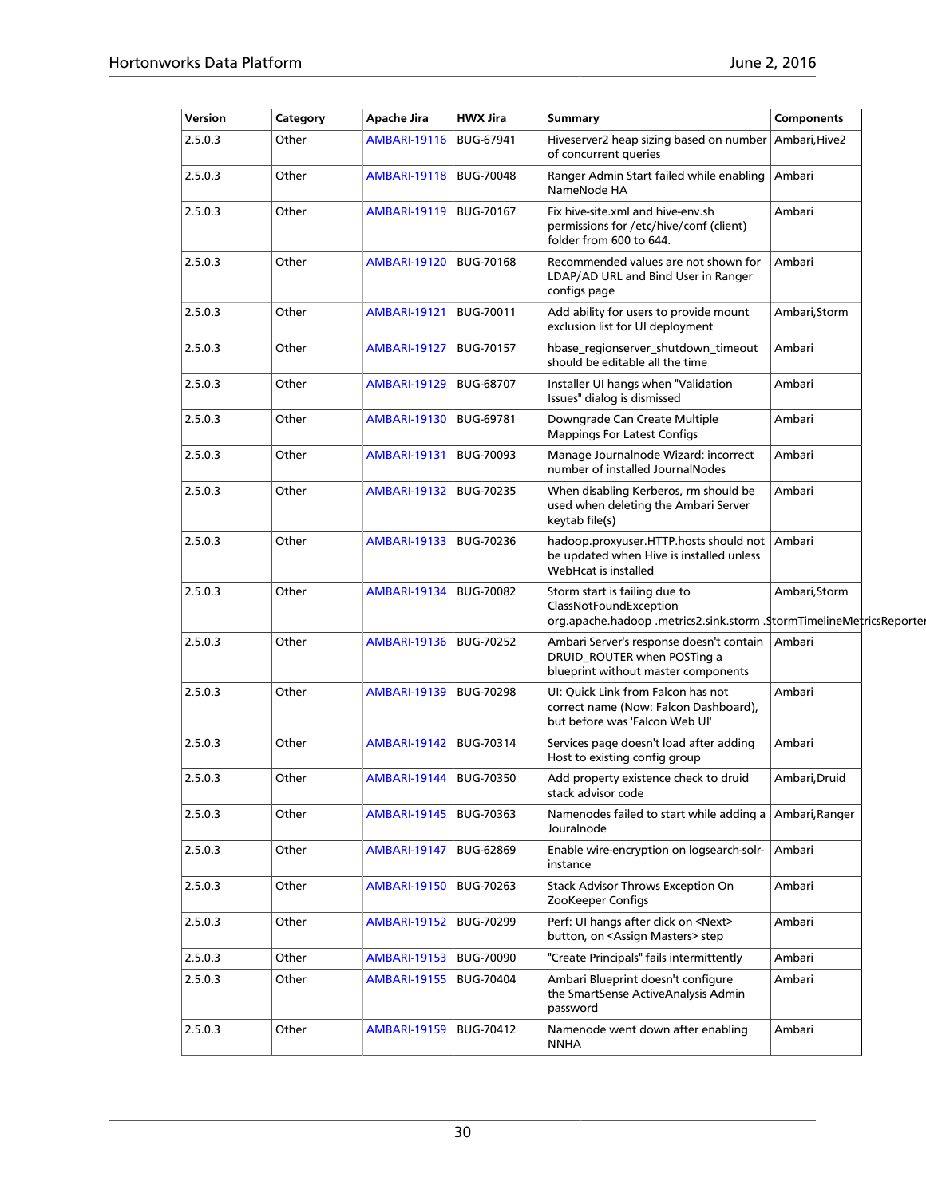| Version | Category | Apache Jira | HWX Jira | Summary | Components |
| --- | --- | --- | --- | --- | --- |
| 2.5.0.3 | Other | AMBARI-19116 | BUG-67941 | Hiveserver2 heap sizing based on number of concurrent queries | Ambari,Hive2 |
| 2.5.0.3 | Other | AMBARI-19118 | BUG-70048 | Ranger Admin Start failed while enabling NameNode HA | Ambari |
| 2.5.0.3 | Other | AMBARI-19119 | BUG-70167 | Fix hive-site.xml and hive-env.sh permissions for /etc/hive/conf (client) folder from 600 to 644. | Ambari |
| 2.5.0.3 | Other | AMBARI-19120 | BUG-70168 | Recommended values are not shown for LDAP/AD URL and Bind User in Ranger configs page | Ambari |
| 2.5.0.3 | Other | AMBARI-19121 | BUG-70011 | Add ability for users to provide mount exclusion list for UI deployment | Ambari,Storm |
| 2.5.0.3 | Other | AMBARI-19127 | BUG-70157 | hbase_regionserver_shutdown_timeout should be editable all the time | Ambari |
| 2.5.0.3 | Other | AMBARI-19129 | BUG-68707 | Installer UI hangs when "Validation Issues" dialog is dismissed | Ambari |
| 2.5.0.3 | Other | AMBARI-19130 | BUG-69781 | Downgrade Can Create Multiple Mappings For Latest Configs | Ambari |
| 2.5.0.3 | Other | AMBARI-19131 | BUG-70093 | Manage Journalnode Wizard: incorrect number of installed JournalNodes | Ambari |
| 2.5.0.3 | Other | AMBARI-19132 | BUG-70235 | When disabling Kerberos, rm should be used when deleting the Ambari Server keytab file(s) | Ambari |
| 2.5.0.3 | Other | AMBARI-19133 | BUG-70236 | hadoop.proxyuser.HTTP.hosts should not be updated when Hive is installed unless WebHcat is installed | Ambari |
| 2.5.0.3 | Other | AMBARI-19134 | BUG-70082 | Storm start is failing due to ClassNotFoundException org.apache.hadoop .metrics2.sink.storm .StormTimelineMetricsReporter | Ambari,Storm |
| 2.5.0.3 | Other | AMBARI-19136 | BUG-70252 | Ambari Server's response doesn't contain DRUID_ROUTER when POSTing a blueprint without master components | Ambari |
| 2.5.0.3 | Other | AMBARI-19139 | BUG-70298 | UI: Quick Link from Falcon has not correct name (Now: Falcon Dashboard), but before was 'Falcon Web UI' | Ambari |
| 2.5.0.3 | Other | AMBARI-19142 | BUG-70314 | Services page doesn't load after adding Host to existing config group | Ambari |
| 2.5.0.3 | Other | AMBARI-19144 | BUG-70350 | Add property existence check to druid stack advisor code | Ambari,Druid |
| 2.5.0.3 | Other | AMBARI-19145 | BUG-70363 | Namenodes failed to start while adding a Jouralnode | Ambari,Ranger |
| 2.5.0.3 | Other | AMBARI-19147 | BUG-62869 | Enable wire-encryption on logsearch-solr-instance | Ambari |
| 2.5.0.3 | Other | AMBARI-19150 | BUG-70263 | Stack Advisor Throws Exception On ZooKeeper Configs | Ambari |
| 2.5.0.3 | Other | AMBARI-19152 | BUG-70299 | Perf: UI hangs after click on <Next> button, on <Assign Masters> step | Ambari |
| 2.5.0.3 | Other | AMBARI-19153 | BUG-70090 | "Create Principals" fails intermittently | Ambari |
| 2.5.0.3 | Other | AMBARI-19155 | BUG-70404 | Ambari Blueprint doesn't configure the SmartSense ActiveAnalysis Admin password | Ambari |
| 2.5.0.3 | Other | AMBARI-19159 | BUG-70412 | Namenode went down after enabling NNHA | Ambari |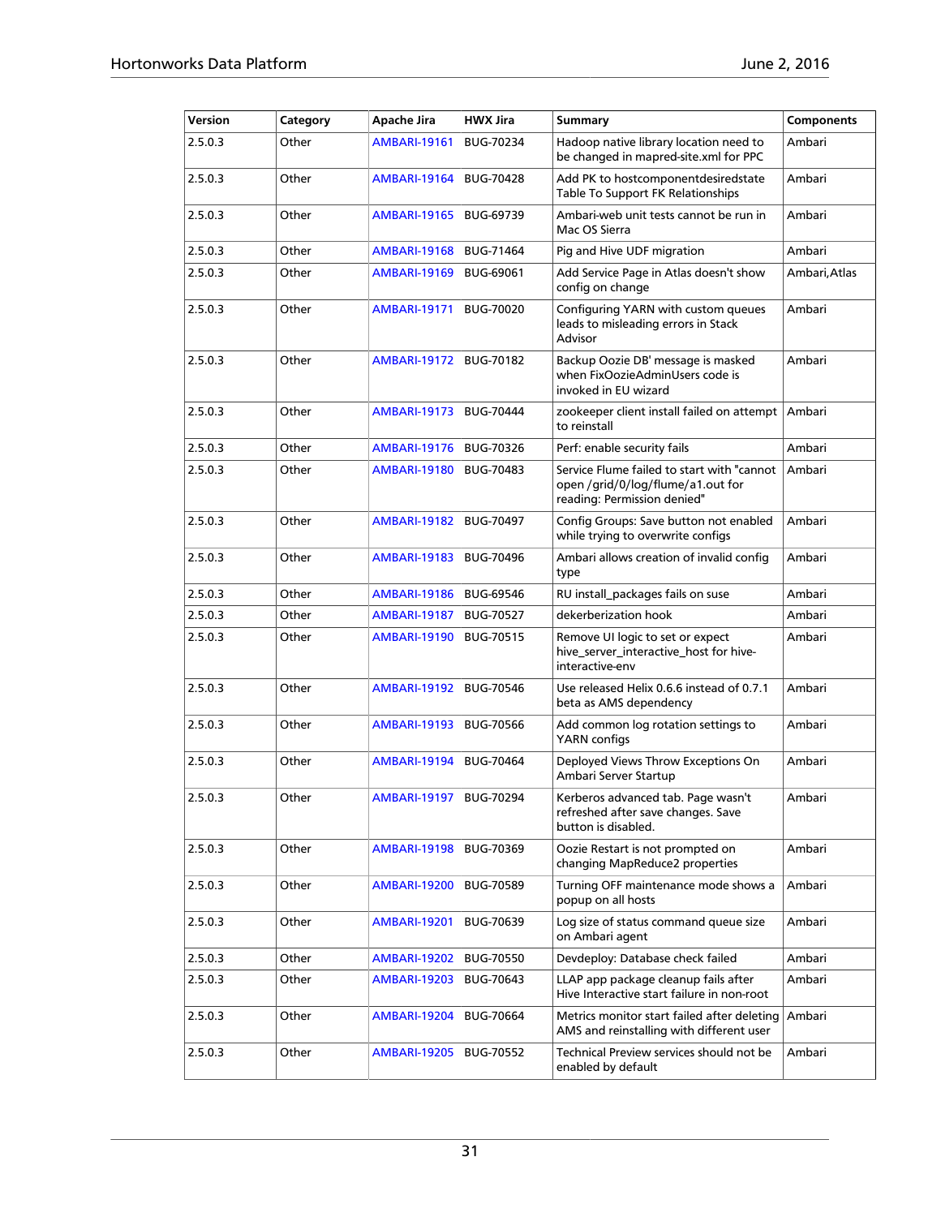| Version | Category | Apache Jira | HWX Jira | Summary | Components |
| --- | --- | --- | --- | --- | --- |
| 2.5.0.3 | Other | AMBARI-19161 | BUG-70234 | Hadoop native library location need to be changed in mapred-site.xml for PPC | Ambari |
| 2.5.0.3 | Other | AMBARI-19164 | BUG-70428 | Add PK to hostcomponentdesiredstate Table To Support FK Relationships | Ambari |
| 2.5.0.3 | Other | AMBARI-19165 | BUG-69739 | Ambari-web unit tests cannot be run in Mac OS Sierra | Ambari |
| 2.5.0.3 | Other | AMBARI-19168 | BUG-71464 | Pig and Hive UDF migration | Ambari |
| 2.5.0.3 | Other | AMBARI-19169 | BUG-69061 | Add Service Page in Atlas doesn't show config on change | Ambari,Atlas |
| 2.5.0.3 | Other | AMBARI-19171 | BUG-70020 | Configuring YARN with custom queues leads to misleading errors in Stack Advisor | Ambari |
| 2.5.0.3 | Other | AMBARI-19172 | BUG-70182 | Backup Oozie DB' message is masked when FixOozieAdminUsers code is invoked in EU wizard | Ambari |
| 2.5.0.3 | Other | AMBARI-19173 | BUG-70444 | zookeeper client install failed on attempt to reinstall | Ambari |
| 2.5.0.3 | Other | AMBARI-19176 | BUG-70326 | Perf: enable security fails | Ambari |
| 2.5.0.3 | Other | AMBARI-19180 | BUG-70483 | Service Flume failed to start with "cannot open /grid/0/log/flume/a1.out for reading: Permission denied" | Ambari |
| 2.5.0.3 | Other | AMBARI-19182 | BUG-70497 | Config Groups: Save button not enabled while trying to overwrite configs | Ambari |
| 2.5.0.3 | Other | AMBARI-19183 | BUG-70496 | Ambari allows creation of invalid config type | Ambari |
| 2.5.0.3 | Other | AMBARI-19186 | BUG-69546 | RU install_packages fails on suse | Ambari |
| 2.5.0.3 | Other | AMBARI-19187 | BUG-70527 | dekerberization hook | Ambari |
| 2.5.0.3 | Other | AMBARI-19190 | BUG-70515 | Remove UI logic to set or expect hive_server_interactive_host for hive-interactive-env | Ambari |
| 2.5.0.3 | Other | AMBARI-19192 | BUG-70546 | Use released Helix 0.6.6 instead of 0.7.1 beta as AMS dependency | Ambari |
| 2.5.0.3 | Other | AMBARI-19193 | BUG-70566 | Add common log rotation settings to YARN configs | Ambari |
| 2.5.0.3 | Other | AMBARI-19194 | BUG-70464 | Deployed Views Throw Exceptions On Ambari Server Startup | Ambari |
| 2.5.0.3 | Other | AMBARI-19197 | BUG-70294 | Kerberos advanced tab. Page wasn't refreshed after save changes. Save button is disabled. | Ambari |
| 2.5.0.3 | Other | AMBARI-19198 | BUG-70369 | Oozie Restart is not prompted on changing MapReduce2 properties | Ambari |
| 2.5.0.3 | Other | AMBARI-19200 | BUG-70589 | Turning OFF maintenance mode shows a popup on all hosts | Ambari |
| 2.5.0.3 | Other | AMBARI-19201 | BUG-70639 | Log size of status command queue size on Ambari agent | Ambari |
| 2.5.0.3 | Other | AMBARI-19202 | BUG-70550 | Devdeploy: Database check failed | Ambari |
| 2.5.0.3 | Other | AMBARI-19203 | BUG-70643 | LLAP app package cleanup fails after Hive Interactive start failure in non-root | Ambari |
| 2.5.0.3 | Other | AMBARI-19204 | BUG-70664 | Metrics monitor start failed after deleting AMS and reinstalling with different user | Ambari |
| 2.5.0.3 | Other | AMBARI-19205 | BUG-70552 | Technical Preview services should not be enabled by default | Ambari |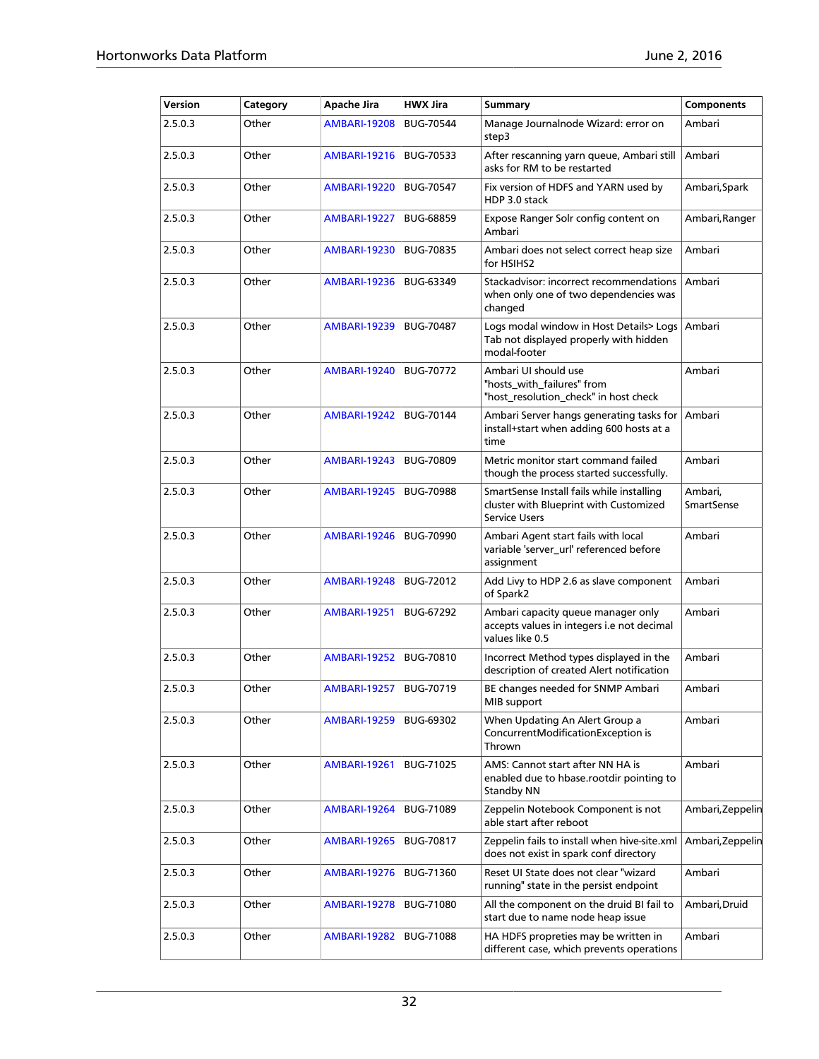| Version | Category | Apache Jira | HWX Jira | Summary | Components |
| --- | --- | --- | --- | --- | --- |
| 2.5.0.3 | Other | AMBARI-19208 | BUG-70544 | Manage Journalnode Wizard: error on step3 | Ambari |
| 2.5.0.3 | Other | AMBARI-19216 | BUG-70533 | After rescanning yarn queue, Ambari still asks for RM to be restarted | Ambari |
| 2.5.0.3 | Other | AMBARI-19220 | BUG-70547 | Fix version of HDFS and YARN used by HDP 3.0 stack | Ambari,Spark |
| 2.5.0.3 | Other | AMBARI-19227 | BUG-68859 | Expose Ranger Solr config content on Ambari | Ambari,Ranger |
| 2.5.0.3 | Other | AMBARI-19230 | BUG-70835 | Ambari does not select correct heap size for HSIHS2 | Ambari |
| 2.5.0.3 | Other | AMBARI-19236 | BUG-63349 | Stackadvisor: incorrect recommendations when only one of two dependencies was changed | Ambari |
| 2.5.0.3 | Other | AMBARI-19239 | BUG-70487 | Logs modal window in Host Details> Logs Tab not displayed properly with hidden modal-footer | Ambari |
| 2.5.0.3 | Other | AMBARI-19240 | BUG-70772 | Ambari UI should use "hosts_with_failures" from "host_resolution_check" in host check | Ambari |
| 2.5.0.3 | Other | AMBARI-19242 | BUG-70144 | Ambari Server hangs generating tasks for install+start when adding 600 hosts at a time | Ambari |
| 2.5.0.3 | Other | AMBARI-19243 | BUG-70809 | Metric monitor start command failed though the process started successfully. | Ambari |
| 2.5.0.3 | Other | AMBARI-19245 | BUG-70988 | SmartSense Install fails while installing cluster with Blueprint with Customized Service Users | Ambari, SmartSense |
| 2.5.0.3 | Other | AMBARI-19246 | BUG-70990 | Ambari Agent start fails with local variable 'server_url' referenced before assignment | Ambari |
| 2.5.0.3 | Other | AMBARI-19248 | BUG-72012 | Add Livy to HDP 2.6 as slave component of Spark2 | Ambari |
| 2.5.0.3 | Other | AMBARI-19251 | BUG-67292 | Ambari capacity queue manager only accepts values in integers i.e not decimal values like 0.5 | Ambari |
| 2.5.0.3 | Other | AMBARI-19252 | BUG-70810 | Incorrect Method types displayed in the description of created Alert notification | Ambari |
| 2.5.0.3 | Other | AMBARI-19257 | BUG-70719 | BE changes needed for SNMP Ambari MIB support | Ambari |
| 2.5.0.3 | Other | AMBARI-19259 | BUG-69302 | When Updating An Alert Group a ConcurrentModificationException is Thrown | Ambari |
| 2.5.0.3 | Other | AMBARI-19261 | BUG-71025 | AMS: Cannot start after NN HA is enabled due to hbase.rootdir pointing to Standby NN | Ambari |
| 2.5.0.3 | Other | AMBARI-19264 | BUG-71089 | Zeppelin Notebook Component is not able start after reboot | Ambari,Zeppelin |
| 2.5.0.3 | Other | AMBARI-19265 | BUG-70817 | Zeppelin fails to install when hive-site.xml does not exist in spark conf directory | Ambari,Zeppelin |
| 2.5.0.3 | Other | AMBARI-19276 | BUG-71360 | Reset UI State does not clear "wizard running" state in the persist endpoint | Ambari |
| 2.5.0.3 | Other | AMBARI-19278 | BUG-71080 | All the component on the druid BI fail to start due to name node heap issue | Ambari,Druid |
| 2.5.0.3 | Other | AMBARI-19282 | BUG-71088 | HA HDFS propreties may be written in different case, which prevents operations | Ambari |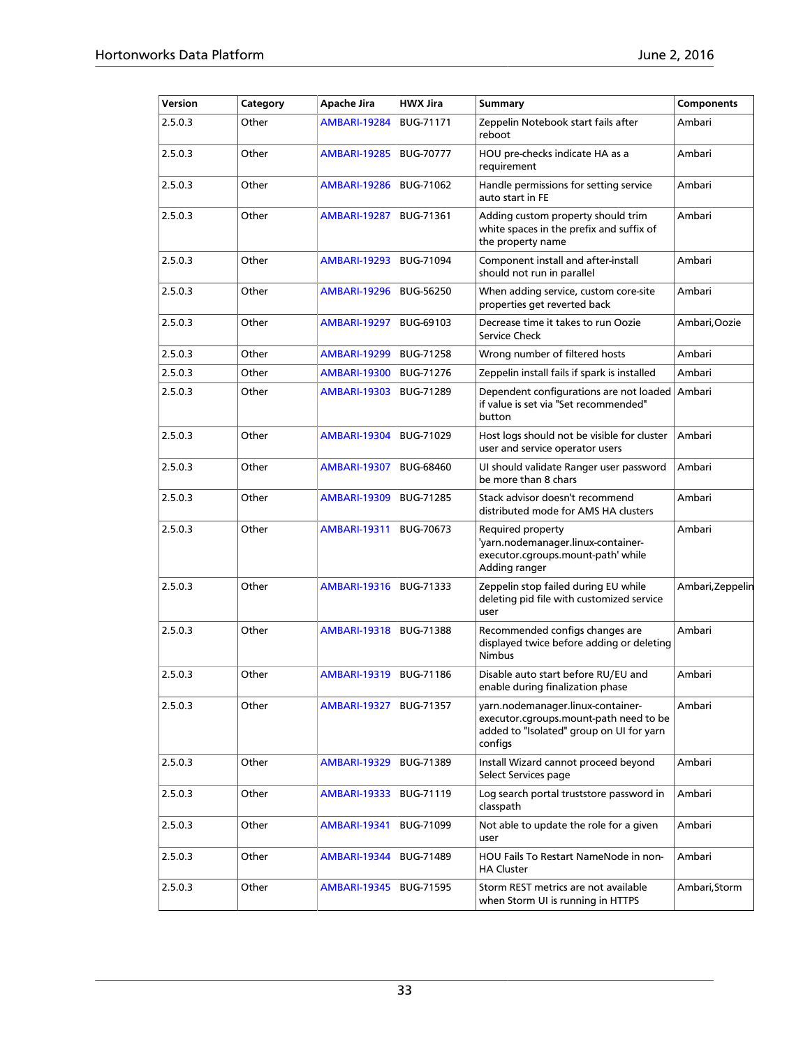| Version | Category | Apache Jira | HWX Jira | Summary | Components |
|---|---|---|---|---|---|
| 2.5.0.3 | Other | AMBARI-19284 | BUG-71171 | Zeppelin Notebook start fails after reboot | Ambari |
| 2.5.0.3 | Other | AMBARI-19285 | BUG-70777 | HOU pre-checks indicate HA as a requirement | Ambari |
| 2.5.0.3 | Other | AMBARI-19286 | BUG-71062 | Handle permissions for setting service auto start in FE | Ambari |
| 2.5.0.3 | Other | AMBARI-19287 | BUG-71361 | Adding custom property should trim white spaces in the prefix and suffix of the property name | Ambari |
| 2.5.0.3 | Other | AMBARI-19293 | BUG-71094 | Component install and after-install should not run in parallel | Ambari |
| 2.5.0.3 | Other | AMBARI-19296 | BUG-56250 | When adding service, custom core-site properties get reverted back | Ambari |
| 2.5.0.3 | Other | AMBARI-19297 | BUG-69103 | Decrease time it takes to run Oozie Service Check | Ambari,Oozie |
| 2.5.0.3 | Other | AMBARI-19299 | BUG-71258 | Wrong number of filtered hosts | Ambari |
| 2.5.0.3 | Other | AMBARI-19300 | BUG-71276 | Zeppelin install fails if spark is installed | Ambari |
| 2.5.0.3 | Other | AMBARI-19303 | BUG-71289 | Dependent configurations are not loaded if value is set via "Set recommended" button | Ambari |
| 2.5.0.3 | Other | AMBARI-19304 | BUG-71029 | Host logs should not be visible for cluster user and service operator users | Ambari |
| 2.5.0.3 | Other | AMBARI-19307 | BUG-68460 | UI should validate Ranger user password be more than 8 chars | Ambari |
| 2.5.0.3 | Other | AMBARI-19309 | BUG-71285 | Stack advisor doesn't recommend distributed mode for AMS HA clusters | Ambari |
| 2.5.0.3 | Other | AMBARI-19311 | BUG-70673 | Required property 'yarn.nodemanager.linux-container-executor.cgroups.mount-path' while Adding ranger | Ambari |
| 2.5.0.3 | Other | AMBARI-19316 | BUG-71333 | Zeppelin stop failed during EU while deleting pid file with customized service user | Ambari,Zeppelin |
| 2.5.0.3 | Other | AMBARI-19318 | BUG-71388 | Recommended configs changes are displayed twice before adding or deleting Nimbus | Ambari |
| 2.5.0.3 | Other | AMBARI-19319 | BUG-71186 | Disable auto start before RU/EU and enable during finalization phase | Ambari |
| 2.5.0.3 | Other | AMBARI-19327 | BUG-71357 | yarn.nodemanager.linux-container-executor.cgroups.mount-path need to be added to "Isolated" group on UI for yarn configs | Ambari |
| 2.5.0.3 | Other | AMBARI-19329 | BUG-71389 | Install Wizard cannot proceed beyond Select Services page | Ambari |
| 2.5.0.3 | Other | AMBARI-19333 | BUG-71119 | Log search portal truststore password in classpath | Ambari |
| 2.5.0.3 | Other | AMBARI-19341 | BUG-71099 | Not able to update the role for a given user | Ambari |
| 2.5.0.3 | Other | AMBARI-19344 | BUG-71489 | HOU Fails To Restart NameNode in non-HA Cluster | Ambari |
| 2.5.0.3 | Other | AMBARI-19345 | BUG-71595 | Storm REST metrics are not available when Storm UI is running in HTTPS | Ambari,Storm |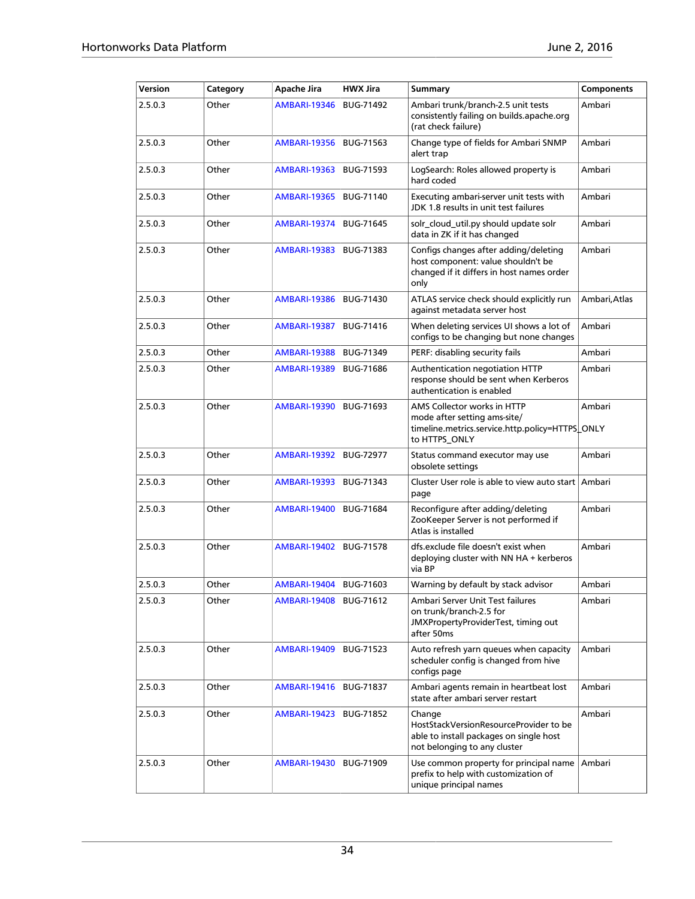| Version | Category | Apache Jira | HWX Jira | Summary | Components |
|---|---|---|---|---|---|
| 2.5.0.3 | Other | AMBARI-19346 | BUG-71492 | Ambari trunk/branch-2.5 unit tests consistently failing on builds.apache.org (rat check failure) | Ambari |
| 2.5.0.3 | Other | AMBARI-19356 | BUG-71563 | Change type of fields for Ambari SNMP alert trap | Ambari |
| 2.5.0.3 | Other | AMBARI-19363 | BUG-71593 | LogSearch: Roles allowed property is hard coded | Ambari |
| 2.5.0.3 | Other | AMBARI-19365 | BUG-71140 | Executing ambari-server unit tests with JDK 1.8 results in unit test failures | Ambari |
| 2.5.0.3 | Other | AMBARI-19374 | BUG-71645 | solr_cloud_util.py should update solr data in ZK if it has changed | Ambari |
| 2.5.0.3 | Other | AMBARI-19383 | BUG-71383 | Configs changes after adding/deleting host component: value shouldn't be changed if it differs in host names order only | Ambari |
| 2.5.0.3 | Other | AMBARI-19386 | BUG-71430 | ATLAS service check should explicitly run against metadata server host | Ambari,Atlas |
| 2.5.0.3 | Other | AMBARI-19387 | BUG-71416 | When deleting services UI shows a lot of configs to be changing but none changes | Ambari |
| 2.5.0.3 | Other | AMBARI-19388 | BUG-71349 | PERF: disabling security fails | Ambari |
| 2.5.0.3 | Other | AMBARI-19389 | BUG-71686 | Authentication negotiation HTTP response should be sent when Kerberos authentication is enabled | Ambari |
| 2.5.0.3 | Other | AMBARI-19390 | BUG-71693 | AMS Collector works in HTTP mode after setting ams-site/ timeline.metrics.service.http.policy=HTTPS_ONLY to HTTPS_ONLY | Ambari |
| 2.5.0.3 | Other | AMBARI-19392 | BUG-72977 | Status command executor may use obsolete settings | Ambari |
| 2.5.0.3 | Other | AMBARI-19393 | BUG-71343 | Cluster User role is able to view auto start page | Ambari |
| 2.5.0.3 | Other | AMBARI-19400 | BUG-71684 | Reconfigure after adding/deleting ZooKeeper Server is not performed if Atlas is installed | Ambari |
| 2.5.0.3 | Other | AMBARI-19402 | BUG-71578 | dfs.exclude file doesn't exist when deploying cluster with NN HA + kerberos via BP | Ambari |
| 2.5.0.3 | Other | AMBARI-19404 | BUG-71603 | Warning by default by stack advisor | Ambari |
| 2.5.0.3 | Other | AMBARI-19408 | BUG-71612 | Ambari Server Unit Test failures on trunk/branch-2.5 for JMXPropertyProviderTest, timing out after 50ms | Ambari |
| 2.5.0.3 | Other | AMBARI-19409 | BUG-71523 | Auto refresh yarn queues when capacity scheduler config is changed from hive configs page | Ambari |
| 2.5.0.3 | Other | AMBARI-19416 | BUG-71837 | Ambari agents remain in heartbeat lost state after ambari server restart | Ambari |
| 2.5.0.3 | Other | AMBARI-19423 | BUG-71852 | Change HostStackVersionResourceProvider to be able to install packages on single host not belonging to any cluster | Ambari |
| 2.5.0.3 | Other | AMBARI-19430 | BUG-71909 | Use common property for principal name prefix to help with customization of unique principal names | Ambari |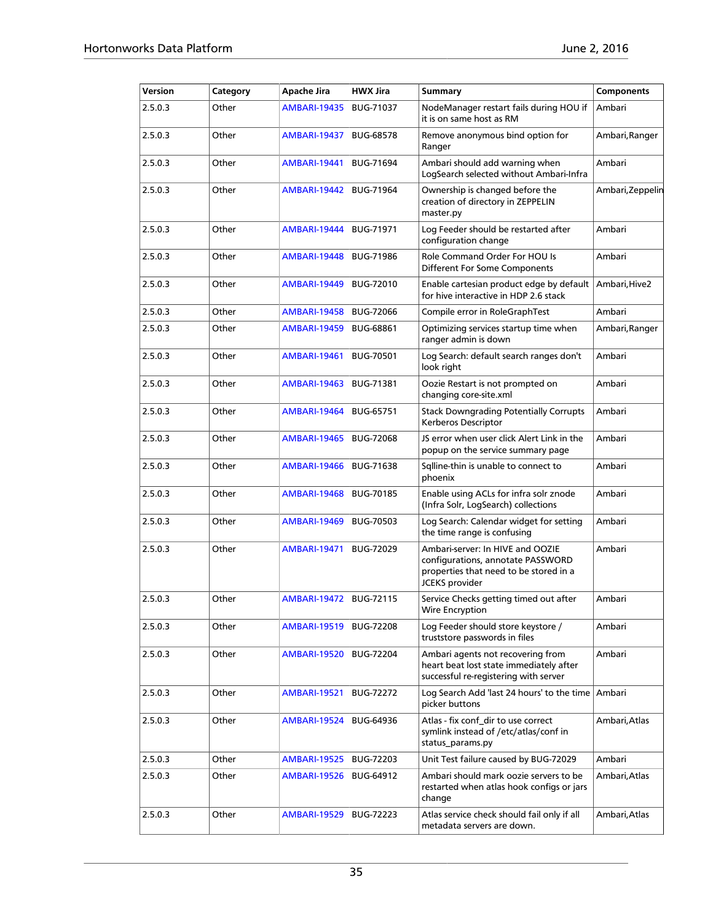| Version | Category | Apache Jira | HWX Jira | Summary | Components |
| --- | --- | --- | --- | --- | --- |
| 2.5.0.3 | Other | AMBARI-19435 | BUG-71037 | NodeManager restart fails during HOU if it is on same host as RM | Ambari |
| 2.5.0.3 | Other | AMBARI-19437 | BUG-68578 | Remove anonymous bind option for Ranger | Ambari,Ranger |
| 2.5.0.3 | Other | AMBARI-19441 | BUG-71694 | Ambari should add warning when LogSearch selected without Ambari-Infra | Ambari |
| 2.5.0.3 | Other | AMBARI-19442 | BUG-71964 | Ownership is changed before the creation of directory in ZEPPELIN master.py | Ambari,Zeppelin |
| 2.5.0.3 | Other | AMBARI-19444 | BUG-71971 | Log Feeder should be restarted after configuration change | Ambari |
| 2.5.0.3 | Other | AMBARI-19448 | BUG-71986 | Role Command Order For HOU Is Different For Some Components | Ambari |
| 2.5.0.3 | Other | AMBARI-19449 | BUG-72010 | Enable cartesian product edge by default for hive interactive in HDP 2.6 stack | Ambari,Hive2 |
| 2.5.0.3 | Other | AMBARI-19458 | BUG-72066 | Compile error in RoleGraphTest | Ambari |
| 2.5.0.3 | Other | AMBARI-19459 | BUG-68861 | Optimizing services startup time when ranger admin is down | Ambari,Ranger |
| 2.5.0.3 | Other | AMBARI-19461 | BUG-70501 | Log Search: default search ranges don't look right | Ambari |
| 2.5.0.3 | Other | AMBARI-19463 | BUG-71381 | Oozie Restart is not prompted on changing core-site.xml | Ambari |
| 2.5.0.3 | Other | AMBARI-19464 | BUG-65751 | Stack Downgrading Potentially Corrupts Kerberos Descriptor | Ambari |
| 2.5.0.3 | Other | AMBARI-19465 | BUG-72068 | JS error when user click Alert Link in the popup on the service summary page | Ambari |
| 2.5.0.3 | Other | AMBARI-19466 | BUG-71638 | Sqlline-thin is unable to connect to phoenix | Ambari |
| 2.5.0.3 | Other | AMBARI-19468 | BUG-70185 | Enable using ACLs for infra solr znode (Infra Solr, LogSearch) collections | Ambari |
| 2.5.0.3 | Other | AMBARI-19469 | BUG-70503 | Log Search: Calendar widget for setting the time range is confusing | Ambari |
| 2.5.0.3 | Other | AMBARI-19471 | BUG-72029 | Ambari-server: In HIVE and OOZIE configurations, annotate PASSWORD properties that need to be stored in a JCEKS provider | Ambari |
| 2.5.0.3 | Other | AMBARI-19472 | BUG-72115 | Service Checks getting timed out after Wire Encryption | Ambari |
| 2.5.0.3 | Other | AMBARI-19519 | BUG-72208 | Log Feeder should store keystore / truststore passwords in files | Ambari |
| 2.5.0.3 | Other | AMBARI-19520 | BUG-72204 | Ambari agents not recovering from heart beat lost state immediately after successful re-registering with server | Ambari |
| 2.5.0.3 | Other | AMBARI-19521 | BUG-72272 | Log Search Add 'last 24 hours' to the time picker buttons | Ambari |
| 2.5.0.3 | Other | AMBARI-19524 | BUG-64936 | Atlas - fix conf_dir to use correct symlink instead of /etc/atlas/conf in status_params.py | Ambari,Atlas |
| 2.5.0.3 | Other | AMBARI-19525 | BUG-72203 | Unit Test failure caused by BUG-72029 | Ambari |
| 2.5.0.3 | Other | AMBARI-19526 | BUG-64912 | Ambari should mark oozie servers to be restarted when atlas hook configs or jars change | Ambari,Atlas |
| 2.5.0.3 | Other | AMBARI-19529 | BUG-72223 | Atlas service check should fail only if all metadata servers are down. | Ambari,Atlas |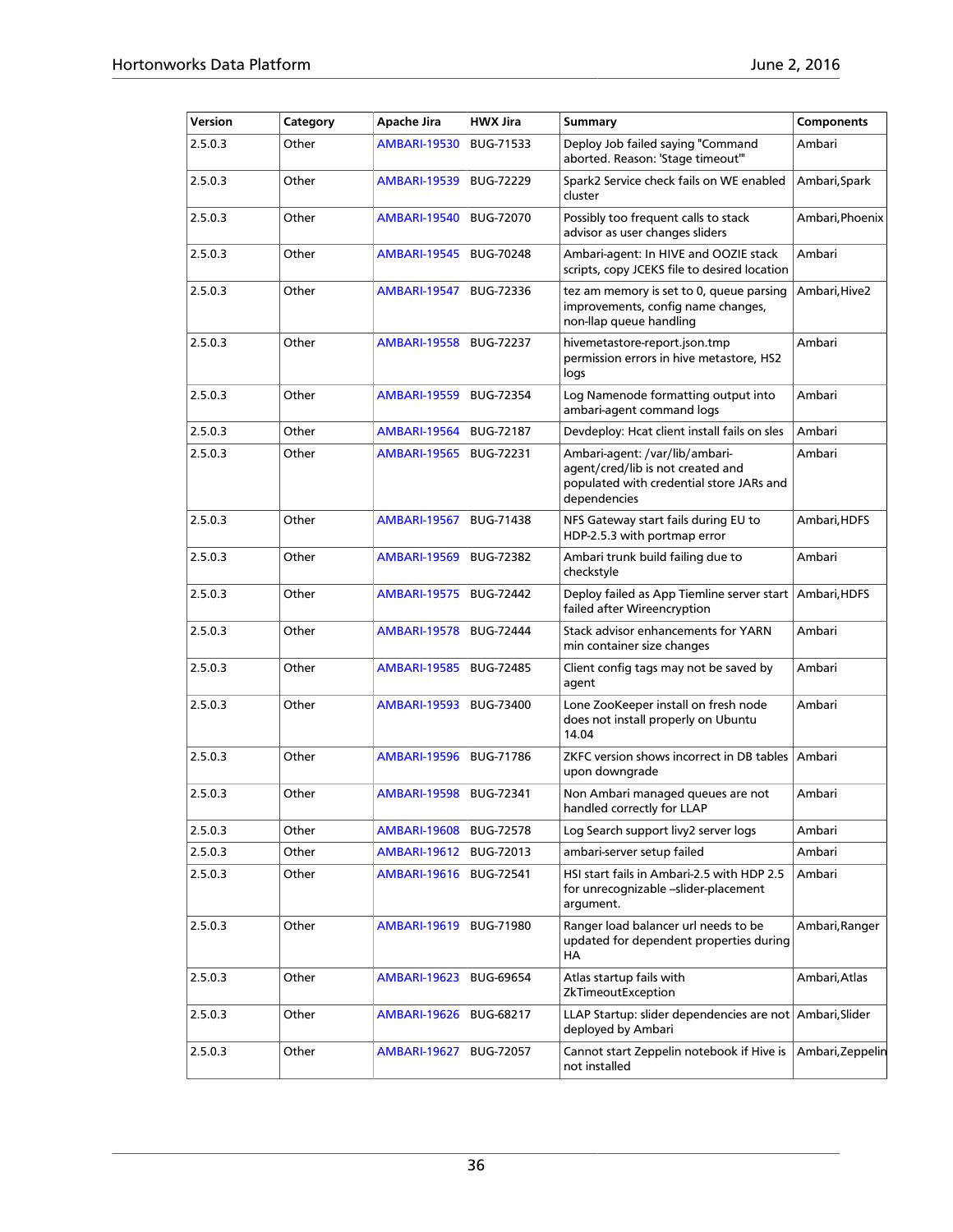| Version | Category | Apache Jira | HWX Jira | Summary | Components |
| --- | --- | --- | --- | --- | --- |
| 2.5.0.3 | Other | AMBARI-19530 | BUG-71533 | Deploy Job failed saying "Command aborted. Reason: 'Stage timeout'" | Ambari |
| 2.5.0.3 | Other | AMBARI-19539 | BUG-72229 | Spark2 Service check fails on WE enabled cluster | Ambari,Spark |
| 2.5.0.3 | Other | AMBARI-19540 | BUG-72070 | Possibly too frequent calls to stack advisor as user changes sliders | Ambari,Phoenix |
| 2.5.0.3 | Other | AMBARI-19545 | BUG-70248 | Ambari-agent: In HIVE and OOZIE stack scripts, copy JCEKS file to desired location | Ambari |
| 2.5.0.3 | Other | AMBARI-19547 | BUG-72336 | tez am memory is set to 0, queue parsing improvements, config name changes, non-llap queue handling | Ambari,Hive2 |
| 2.5.0.3 | Other | AMBARI-19558 | BUG-72237 | hivemetastore-report.json.tmp permission errors in hive metastore, HS2 logs | Ambari |
| 2.5.0.3 | Other | AMBARI-19559 | BUG-72354 | Log Namenode formatting output into ambari-agent command logs | Ambari |
| 2.5.0.3 | Other | AMBARI-19564 | BUG-72187 | Devdeploy: Hcat client install fails on sles | Ambari |
| 2.5.0.3 | Other | AMBARI-19565 | BUG-72231 | Ambari-agent: /var/lib/ambari-agent/cred/lib is not created and populated with credential store JARs and dependencies | Ambari |
| 2.5.0.3 | Other | AMBARI-19567 | BUG-71438 | NFS Gateway start fails during EU to HDP-2.5.3 with portmap error | Ambari,HDFS |
| 2.5.0.3 | Other | AMBARI-19569 | BUG-72382 | Ambari trunk build failing due to checkstyle | Ambari |
| 2.5.0.3 | Other | AMBARI-19575 | BUG-72442 | Deploy failed as App Tiemline server start failed after Wireencryption | Ambari,HDFS |
| 2.5.0.3 | Other | AMBARI-19578 | BUG-72444 | Stack advisor enhancements for YARN min container size changes | Ambari |
| 2.5.0.3 | Other | AMBARI-19585 | BUG-72485 | Client config tags may not be saved by agent | Ambari |
| 2.5.0.3 | Other | AMBARI-19593 | BUG-73400 | Lone ZooKeeper install on fresh node does not install properly on Ubuntu 14.04 | Ambari |
| 2.5.0.3 | Other | AMBARI-19596 | BUG-71786 | ZKFC version shows incorrect in DB tables upon downgrade | Ambari |
| 2.5.0.3 | Other | AMBARI-19598 | BUG-72341 | Non Ambari managed queues are not handled correctly for LLAP | Ambari |
| 2.5.0.3 | Other | AMBARI-19608 | BUG-72578 | Log Search support livy2 server logs | Ambari |
| 2.5.0.3 | Other | AMBARI-19612 | BUG-72013 | ambari-server setup failed | Ambari |
| 2.5.0.3 | Other | AMBARI-19616 | BUG-72541 | HSI start fails in Ambari-2.5 with HDP 2.5 for unrecognizable –slider-placement argument. | Ambari |
| 2.5.0.3 | Other | AMBARI-19619 | BUG-71980 | Ranger load balancer url needs to be updated for dependent properties during HA | Ambari,Ranger |
| 2.5.0.3 | Other | AMBARI-19623 | BUG-69654 | Atlas startup fails with ZkTimeoutException | Ambari,Atlas |
| 2.5.0.3 | Other | AMBARI-19626 | BUG-68217 | LLAP Startup: slider dependencies are not deployed by Ambari | Ambari,Slider |
| 2.5.0.3 | Other | AMBARI-19627 | BUG-72057 | Cannot start Zeppelin notebook if Hive is not installed | Ambari,Zeppelin |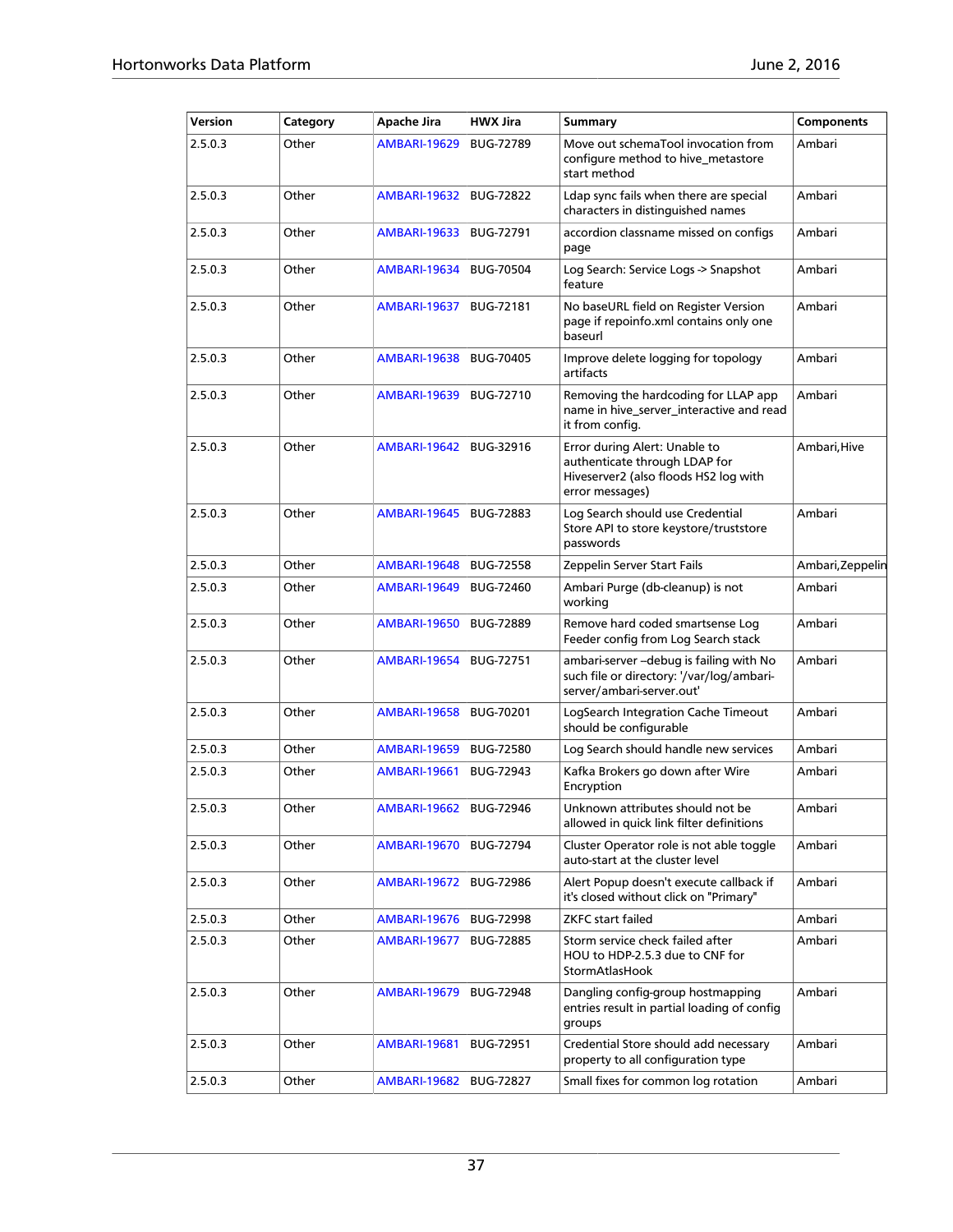| Version | Category | Apache Jira | HWX Jira | Summary | Components |
|---|---|---|---|---|---|
| 2.5.0.3 | Other | AMBARI-19629 | BUG-72789 | Move out schemaTool invocation from configure method to hive_metastore start method | Ambari |
| 2.5.0.3 | Other | AMBARI-19632 | BUG-72822 | Ldap sync fails when there are special characters in distinguished names | Ambari |
| 2.5.0.3 | Other | AMBARI-19633 | BUG-72791 | accordion classname missed on configs page | Ambari |
| 2.5.0.3 | Other | AMBARI-19634 | BUG-70504 | Log Search: Service Logs -> Snapshot feature | Ambari |
| 2.5.0.3 | Other | AMBARI-19637 | BUG-72181 | No baseURL field on Register Version page if repoinfo.xml contains only one baseurl | Ambari |
| 2.5.0.3 | Other | AMBARI-19638 | BUG-70405 | Improve delete logging for topology artifacts | Ambari |
| 2.5.0.3 | Other | AMBARI-19639 | BUG-72710 | Removing the hardcoding for LLAP app name in hive_server_interactive and read it from config. | Ambari |
| 2.5.0.3 | Other | AMBARI-19642 | BUG-32916 | Error during Alert: Unable to authenticate through LDAP for Hiveserver2 (also floods HS2 log with error messages) | Ambari,Hive |
| 2.5.0.3 | Other | AMBARI-19645 | BUG-72883 | Log Search should use Credential Store API to store keystore/truststore passwords | Ambari |
| 2.5.0.3 | Other | AMBARI-19648 | BUG-72558 | Zeppelin Server Start Fails | Ambari,Zeppelin |
| 2.5.0.3 | Other | AMBARI-19649 | BUG-72460 | Ambari Purge (db-cleanup) is not working | Ambari |
| 2.5.0.3 | Other | AMBARI-19650 | BUG-72889 | Remove hard coded smartsense Log Feeder config from Log Search stack | Ambari |
| 2.5.0.3 | Other | AMBARI-19654 | BUG-72751 | ambari-server –debug is failing with No such file or directory: '/var/log/ambari-server/ambari-server.out' | Ambari |
| 2.5.0.3 | Other | AMBARI-19658 | BUG-70201 | LogSearch Integration Cache Timeout should be configurable | Ambari |
| 2.5.0.3 | Other | AMBARI-19659 | BUG-72580 | Log Search should handle new services | Ambari |
| 2.5.0.3 | Other | AMBARI-19661 | BUG-72943 | Kafka Brokers go down after Wire Encryption | Ambari |
| 2.5.0.3 | Other | AMBARI-19662 | BUG-72946 | Unknown attributes should not be allowed in quick link filter definitions | Ambari |
| 2.5.0.3 | Other | AMBARI-19670 | BUG-72794 | Cluster Operator role is not able toggle auto-start at the cluster level | Ambari |
| 2.5.0.3 | Other | AMBARI-19672 | BUG-72986 | Alert Popup doesn't execute callback if it's closed without click on "Primary" | Ambari |
| 2.5.0.3 | Other | AMBARI-19676 | BUG-72998 | ZKFC start failed | Ambari |
| 2.5.0.3 | Other | AMBARI-19677 | BUG-72885 | Storm service check failed after HOU to HDP-2.5.3 due to CNF for StormAtlasHook | Ambari |
| 2.5.0.3 | Other | AMBARI-19679 | BUG-72948 | Dangling config-group hostmapping entries result in partial loading of config groups | Ambari |
| 2.5.0.3 | Other | AMBARI-19681 | BUG-72951 | Credential Store should add necessary property to all configuration type | Ambari |
| 2.5.0.3 | Other | AMBARI-19682 | BUG-72827 | Small fixes for common log rotation | Ambari |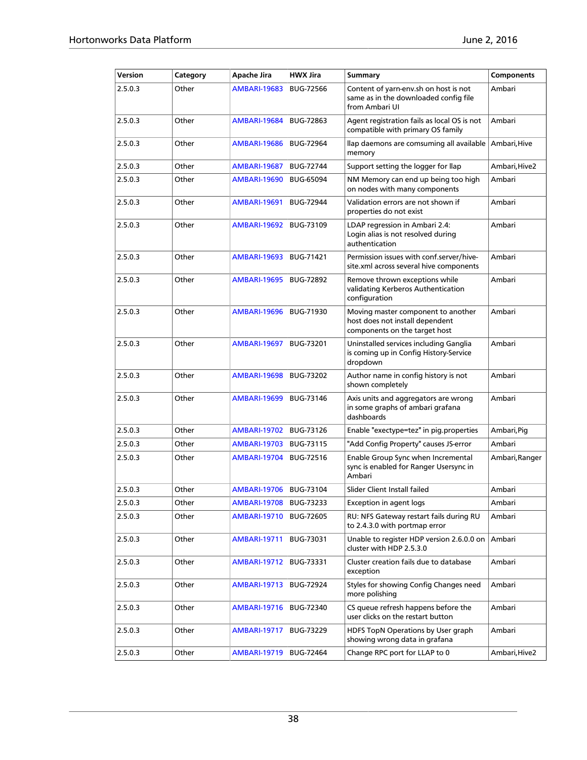| Version | Category | Apache Jira | HWX Jira | Summary | Components |
|---|---|---|---|---|---|
| 2.5.0.3 | Other | AMBARI-19683 | BUG-72566 | Content of yarn-env.sh on host is not same as in the downloaded config file from Ambari UI | Ambari |
| 2.5.0.3 | Other | AMBARI-19684 | BUG-72863 | Agent registration fails as local OS is not compatible with primary OS family | Ambari |
| 2.5.0.3 | Other | AMBARI-19686 | BUG-72964 | llap daemons are comsuming all available memory | Ambari,Hive |
| 2.5.0.3 | Other | AMBARI-19687 | BUG-72744 | Support setting the logger for llap | Ambari,Hive2 |
| 2.5.0.3 | Other | AMBARI-19690 | BUG-65094 | NM Memory can end up being too high on nodes with many components | Ambari |
| 2.5.0.3 | Other | AMBARI-19691 | BUG-72944 | Validation errors are not shown if properties do not exist | Ambari |
| 2.5.0.3 | Other | AMBARI-19692 | BUG-73109 | LDAP regression in Ambari 2.4: Login alias is not resolved during authentication | Ambari |
| 2.5.0.3 | Other | AMBARI-19693 | BUG-71421 | Permission issues with conf.server/hive-site.xml across several hive components | Ambari |
| 2.5.0.3 | Other | AMBARI-19695 | BUG-72892 | Remove thrown exceptions while validating Kerberos Authentication configuration | Ambari |
| 2.5.0.3 | Other | AMBARI-19696 | BUG-71930 | Moving master component to another host does not install dependent components on the target host | Ambari |
| 2.5.0.3 | Other | AMBARI-19697 | BUG-73201 | Uninstalled services including Ganglia is coming up in Config History-Service dropdown | Ambari |
| 2.5.0.3 | Other | AMBARI-19698 | BUG-73202 | Author name in config history is not shown completely | Ambari |
| 2.5.0.3 | Other | AMBARI-19699 | BUG-73146 | Axis units and aggregators are wrong in some graphs of ambari grafana dashboards | Ambari |
| 2.5.0.3 | Other | AMBARI-19702 | BUG-73126 | Enable "exectype=tez" in pig.properties | Ambari,Pig |
| 2.5.0.3 | Other | AMBARI-19703 | BUG-73115 | "Add Config Property" causes JS-error | Ambari |
| 2.5.0.3 | Other | AMBARI-19704 | BUG-72516 | Enable Group Sync when Incremental sync is enabled for Ranger Usersync in Ambari | Ambari,Ranger |
| 2.5.0.3 | Other | AMBARI-19706 | BUG-73104 | Slider Client Install failed | Ambari |
| 2.5.0.3 | Other | AMBARI-19708 | BUG-73233 | Exception in agent logs | Ambari |
| 2.5.0.3 | Other | AMBARI-19710 | BUG-72605 | RU: NFS Gateway restart fails during RU to 2.4.3.0 with portmap error | Ambari |
| 2.5.0.3 | Other | AMBARI-19711 | BUG-73031 | Unable to register HDP version 2.6.0.0 on cluster with HDP 2.5.3.0 | Ambari |
| 2.5.0.3 | Other | AMBARI-19712 | BUG-73331 | Cluster creation fails due to database exception | Ambari |
| 2.5.0.3 | Other | AMBARI-19713 | BUG-72924 | Styles for showing Config Changes need more polishing | Ambari |
| 2.5.0.3 | Other | AMBARI-19716 | BUG-72340 | CS queue refresh happens before the user clicks on the restart button | Ambari |
| 2.5.0.3 | Other | AMBARI-19717 | BUG-73229 | HDFS TopN Operations by User graph showing wrong data in grafana | Ambari |
| 2.5.0.3 | Other | AMBARI-19719 | BUG-72464 | Change RPC port for LLAP to 0 | Ambari,Hive2 |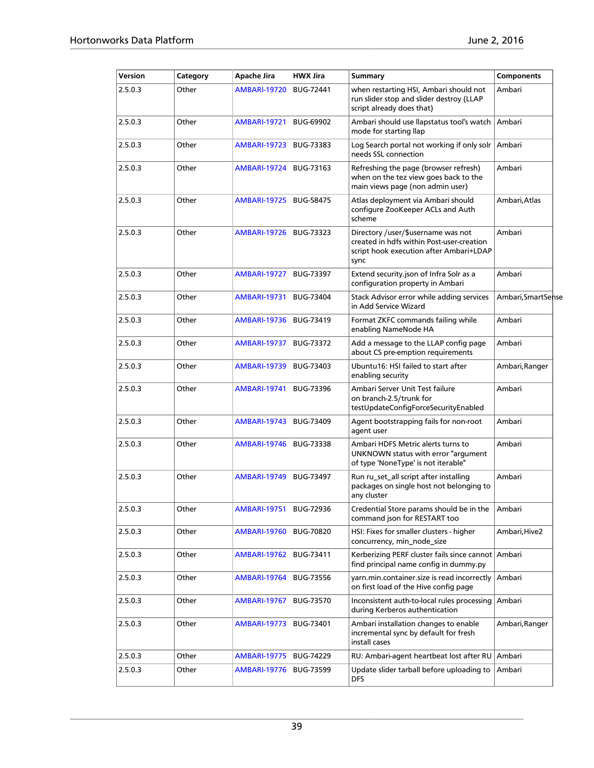| Version | Category | Apache Jira | HWX Jira | Summary | Components |
|---|---|---|---|---|---|
| 2.5.0.3 | Other | AMBARI-19720 | BUG-72441 | when restarting HSI, Ambari should not run slider stop and slider destroy (LLAP script already does that) | Ambari |
| 2.5.0.3 | Other | AMBARI-19721 | BUG-69902 | Ambari should use llapstatus tool's watch mode for starting llap | Ambari |
| 2.5.0.3 | Other | AMBARI-19723 | BUG-73383 | Log Search portal not working if only solr needs SSL connection | Ambari |
| 2.5.0.3 | Other | AMBARI-19724 | BUG-73163 | Refreshing the page (browser refresh) when on the tez view goes back to the main views page (non admin user) | Ambari |
| 2.5.0.3 | Other | AMBARI-19725 | BUG-58475 | Atlas deployment via Ambari should configure ZooKeeper ACLs and Auth scheme | Ambari,Atlas |
| 2.5.0.3 | Other | AMBARI-19726 | BUG-73323 | Directory /user/$username was not created in hdfs within Post-user-creation script hook execution after Ambari+LDAP sync | Ambari |
| 2.5.0.3 | Other | AMBARI-19727 | BUG-73397 | Extend security.json of Infra Solr as a configuration property in Ambari | Ambari |
| 2.5.0.3 | Other | AMBARI-19731 | BUG-73404 | Stack Advisor error while adding services in Add Service Wizard | Ambari,SmartSense |
| 2.5.0.3 | Other | AMBARI-19736 | BUG-73419 | Format ZKFC commands failing while enabling NameNode HA | Ambari |
| 2.5.0.3 | Other | AMBARI-19737 | BUG-73372 | Add a message to the LLAP config page about CS pre-emption requirements | Ambari |
| 2.5.0.3 | Other | AMBARI-19739 | BUG-73403 | Ubuntu16: HSI failed to start after enabling security | Ambari,Ranger |
| 2.5.0.3 | Other | AMBARI-19741 | BUG-73396 | Ambari Server Unit Test failure on branch-2.5/trunk for testUpdateConfigForceSecurityEnabled | Ambari |
| 2.5.0.3 | Other | AMBARI-19743 | BUG-73409 | Agent bootstrapping fails for non-root agent user | Ambari |
| 2.5.0.3 | Other | AMBARI-19746 | BUG-73338 | Ambari HDFS Metric alerts turns to UNKNOWN status with error "argument of type 'NoneType' is not iterable" | Ambari |
| 2.5.0.3 | Other | AMBARI-19749 | BUG-73497 | Run ru_set_all script after installing packages on single host not belonging to any cluster | Ambari |
| 2.5.0.3 | Other | AMBARI-19751 | BUG-72936 | Credential Store params should be in the command json for RESTART too | Ambari |
| 2.5.0.3 | Other | AMBARI-19760 | BUG-70820 | HSI: Fixes for smaller clusters - higher concurrency, min_node_size | Ambari,Hive2 |
| 2.5.0.3 | Other | AMBARI-19762 | BUG-73411 | Kerberizing PERF cluster fails since cannot find principal name config in dummy.py | Ambari |
| 2.5.0.3 | Other | AMBARI-19764 | BUG-73556 | yarn.min.container.size is read incorrectly on first load of the Hive config page | Ambari |
| 2.5.0.3 | Other | AMBARI-19767 | BUG-73570 | Inconsistent auth-to-local rules processing during Kerberos authentication | Ambari |
| 2.5.0.3 | Other | AMBARI-19773 | BUG-73401 | Ambari installation changes to enable incremental sync by default for fresh install cases | Ambari,Ranger |
| 2.5.0.3 | Other | AMBARI-19775 | BUG-74229 | RU: Ambari-agent heartbeat lost after RU | Ambari |
| 2.5.0.3 | Other | AMBARI-19776 | BUG-73599 | Update slider tarball before uploading to DFS | Ambari |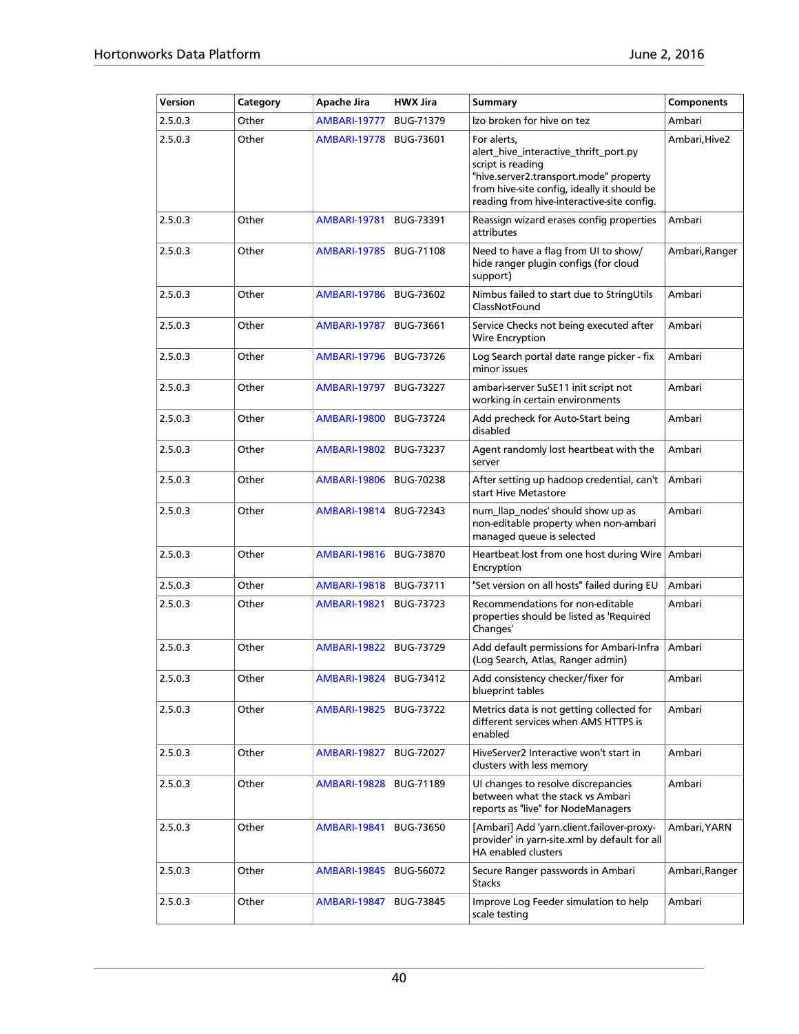| Version | Category | Apache Jira | HWX Jira | Summary | Components |
| --- | --- | --- | --- | --- | --- |
| 2.5.0.3 | Other | AMBARI-19777 | BUG-71379 | lzo broken for hive on tez | Ambari |
| 2.5.0.3 | Other | AMBARI-19778 | BUG-73601 | For alerts, alert_hive_interactive_thrift_port.py script is reading "hive.server2.transport.mode" property from hive-site config, ideally it should be reading from hive-interactive-site config. | Ambari,Hive2 |
| 2.5.0.3 | Other | AMBARI-19781 | BUG-73391 | Reassign wizard erases config properties attributes | Ambari |
| 2.5.0.3 | Other | AMBARI-19785 | BUG-71108 | Need to have a flag from UI to show/ hide ranger plugin configs (for cloud support) | Ambari,Ranger |
| 2.5.0.3 | Other | AMBARI-19786 | BUG-73602 | Nimbus failed to start due to StringUtils ClassNotFound | Ambari |
| 2.5.0.3 | Other | AMBARI-19787 | BUG-73661 | Service Checks not being executed after Wire Encryption | Ambari |
| 2.5.0.3 | Other | AMBARI-19796 | BUG-73726 | Log Search portal date range picker - fix minor issues | Ambari |
| 2.5.0.3 | Other | AMBARI-19797 | BUG-73227 | ambari-server SuSE11 init script not working in certain environments | Ambari |
| 2.5.0.3 | Other | AMBARI-19800 | BUG-73724 | Add precheck for Auto-Start being disabled | Ambari |
| 2.5.0.3 | Other | AMBARI-19802 | BUG-73237 | Agent randomly lost heartbeat with the server | Ambari |
| 2.5.0.3 | Other | AMBARI-19806 | BUG-70238 | After setting up hadoop credential, can't start Hive Metastore | Ambari |
| 2.5.0.3 | Other | AMBARI-19814 | BUG-72343 | num_llap_nodes' should show up as non-editable property when non-ambari managed queue is selected | Ambari |
| 2.5.0.3 | Other | AMBARI-19816 | BUG-73870 | Heartbeat lost from one host during Wire Encryption | Ambari |
| 2.5.0.3 | Other | AMBARI-19818 | BUG-73711 | "Set version on all hosts" failed during EU | Ambari |
| 2.5.0.3 | Other | AMBARI-19821 | BUG-73723 | Recommendations for non-editable properties should be listed as 'Required Changes' | Ambari |
| 2.5.0.3 | Other | AMBARI-19822 | BUG-73729 | Add default permissions for Ambari-Infra (Log Search, Atlas, Ranger admin) | Ambari |
| 2.5.0.3 | Other | AMBARI-19824 | BUG-73412 | Add consistency checker/fixer for blueprint tables | Ambari |
| 2.5.0.3 | Other | AMBARI-19825 | BUG-73722 | Metrics data is not getting collected for different services when AMS HTTPS is enabled | Ambari |
| 2.5.0.3 | Other | AMBARI-19827 | BUG-72027 | HiveServer2 Interactive won't start in clusters with less memory | Ambari |
| 2.5.0.3 | Other | AMBARI-19828 | BUG-71189 | UI changes to resolve discrepancies between what the stack vs Ambari reports as "live" for NodeManagers | Ambari |
| 2.5.0.3 | Other | AMBARI-19841 | BUG-73650 | [Ambari] Add 'yarn.client.failover-proxy-provider' in yarn-site.xml by default for all HA enabled clusters | Ambari,YARN |
| 2.5.0.3 | Other | AMBARI-19845 | BUG-56072 | Secure Ranger passwords in Ambari Stacks | Ambari,Ranger |
| 2.5.0.3 | Other | AMBARI-19847 | BUG-73845 | Improve Log Feeder simulation to help scale testing | Ambari |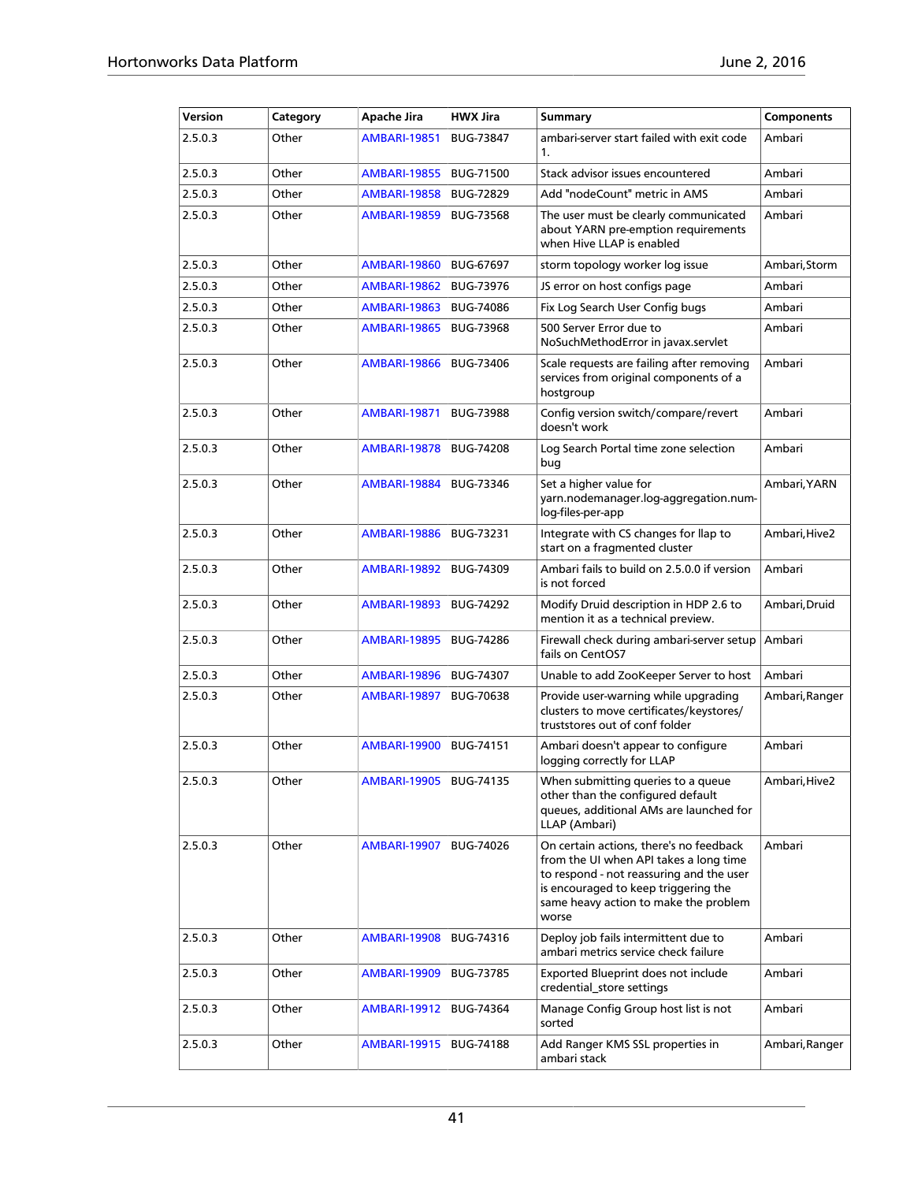| Version | Category | Apache Jira | HWX Jira | Summary | Components |
|---|---|---|---|---|---|
| 2.5.0.3 | Other | AMBARI-19851 | BUG-73847 | ambari-server start failed with exit code 1. | Ambari |
| 2.5.0.3 | Other | AMBARI-19855 | BUG-71500 | Stack advisor issues encountered | Ambari |
| 2.5.0.3 | Other | AMBARI-19858 | BUG-72829 | Add "nodeCount" metric in AMS | Ambari |
| 2.5.0.3 | Other | AMBARI-19859 | BUG-73568 | The user must be clearly communicated about YARN pre-emption requirements when Hive LLAP is enabled | Ambari |
| 2.5.0.3 | Other | AMBARI-19860 | BUG-67697 | storm topology worker log issue | Ambari,Storm |
| 2.5.0.3 | Other | AMBARI-19862 | BUG-73976 | JS error on host configs page | Ambari |
| 2.5.0.3 | Other | AMBARI-19863 | BUG-74086 | Fix Log Search User Config bugs | Ambari |
| 2.5.0.3 | Other | AMBARI-19865 | BUG-73968 | 500 Server Error due to NoSuchMethodError in javax.servlet | Ambari |
| 2.5.0.3 | Other | AMBARI-19866 | BUG-73406 | Scale requests are failing after removing services from original components of a hostgroup | Ambari |
| 2.5.0.3 | Other | AMBARI-19871 | BUG-73988 | Config version switch/compare/revert doesn't work | Ambari |
| 2.5.0.3 | Other | AMBARI-19878 | BUG-74208 | Log Search Portal time zone selection bug | Ambari |
| 2.5.0.3 | Other | AMBARI-19884 | BUG-73346 | Set a higher value for yarn.nodemanager.log-aggregation.num-log-files-per-app | Ambari,YARN |
| 2.5.0.3 | Other | AMBARI-19886 | BUG-73231 | Integrate with CS changes for llap to start on a fragmented cluster | Ambari,Hive2 |
| 2.5.0.3 | Other | AMBARI-19892 | BUG-74309 | Ambari fails to build on 2.5.0.0 if version is not forced | Ambari |
| 2.5.0.3 | Other | AMBARI-19893 | BUG-74292 | Modify Druid description in HDP 2.6 to mention it as a technical preview. | Ambari,Druid |
| 2.5.0.3 | Other | AMBARI-19895 | BUG-74286 | Firewall check during ambari-server setup fails on CentOS7 | Ambari |
| 2.5.0.3 | Other | AMBARI-19896 | BUG-74307 | Unable to add ZooKeeper Server to host | Ambari |
| 2.5.0.3 | Other | AMBARI-19897 | BUG-70638 | Provide user-warning while upgrading clusters to move certificates/keystores/truststores out of conf folder | Ambari,Ranger |
| 2.5.0.3 | Other | AMBARI-19900 | BUG-74151 | Ambari doesn't appear to configure logging correctly for LLAP | Ambari |
| 2.5.0.3 | Other | AMBARI-19905 | BUG-74135 | When submitting queries to a queue other than the configured default queues, additional AMs are launched for LLAP (Ambari) | Ambari,Hive2 |
| 2.5.0.3 | Other | AMBARI-19907 | BUG-74026 | On certain actions, there's no feedback from the UI when API takes a long time to respond - not reassuring and the user is encouraged to keep triggering the same heavy action to make the problem worse | Ambari |
| 2.5.0.3 | Other | AMBARI-19908 | BUG-74316 | Deploy job fails intermittent due to ambari metrics service check failure | Ambari |
| 2.5.0.3 | Other | AMBARI-19909 | BUG-73785 | Exported Blueprint does not include credential_store settings | Ambari |
| 2.5.0.3 | Other | AMBARI-19912 | BUG-74364 | Manage Config Group host list is not sorted | Ambari |
| 2.5.0.3 | Other | AMBARI-19915 | BUG-74188 | Add Ranger KMS SSL properties in ambari stack | Ambari,Ranger |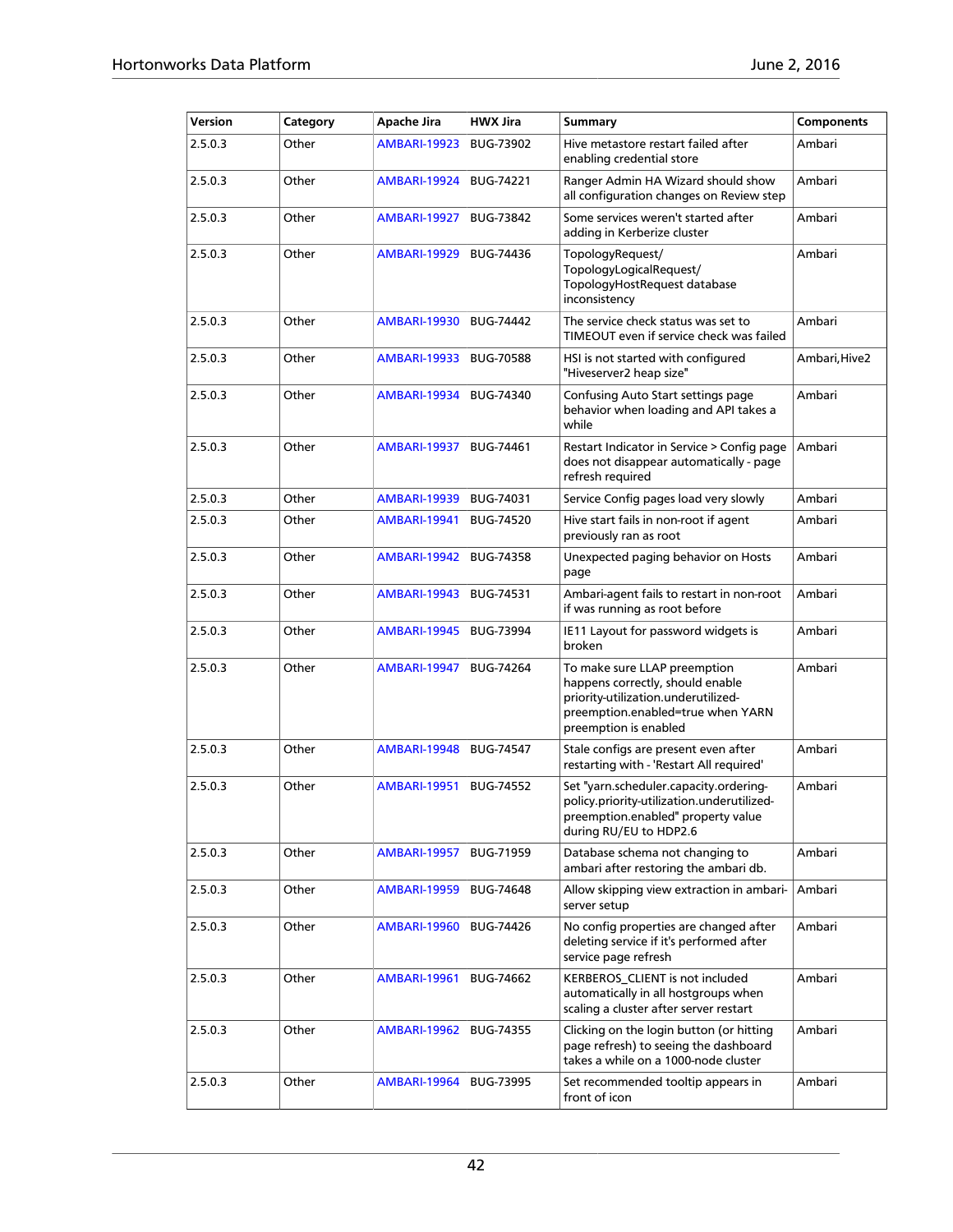| Version | Category | Apache Jira | HWX Jira | Summary | Components |
|---|---|---|---|---|---|
| 2.5.0.3 | Other | AMBARI-19923 | BUG-73902 | Hive metastore restart failed after enabling credential store | Ambari |
| 2.5.0.3 | Other | AMBARI-19924 | BUG-74221 | Ranger Admin HA Wizard should show all configuration changes on Review step | Ambari |
| 2.5.0.3 | Other | AMBARI-19927 | BUG-73842 | Some services weren't started after adding in Kerberize cluster | Ambari |
| 2.5.0.3 | Other | AMBARI-19929 | BUG-74436 | TopologyRequest/ TopologyLogicalRequest/ TopologyHostRequest database inconsistency | Ambari |
| 2.5.0.3 | Other | AMBARI-19930 | BUG-74442 | The service check status was set to TIMEOUT even if service check was failed | Ambari |
| 2.5.0.3 | Other | AMBARI-19933 | BUG-70588 | HSI is not started with configured "Hiveserver2 heap size" | Ambari,Hive2 |
| 2.5.0.3 | Other | AMBARI-19934 | BUG-74340 | Confusing Auto Start settings page behavior when loading and API takes a while | Ambari |
| 2.5.0.3 | Other | AMBARI-19937 | BUG-74461 | Restart Indicator in Service > Config page does not disappear automatically - page refresh required | Ambari |
| 2.5.0.3 | Other | AMBARI-19939 | BUG-74031 | Service Config pages load very slowly | Ambari |
| 2.5.0.3 | Other | AMBARI-19941 | BUG-74520 | Hive start fails in non-root if agent previously ran as root | Ambari |
| 2.5.0.3 | Other | AMBARI-19942 | BUG-74358 | Unexpected paging behavior on Hosts page | Ambari |
| 2.5.0.3 | Other | AMBARI-19943 | BUG-74531 | Ambari-agent fails to restart in non-root if was running as root before | Ambari |
| 2.5.0.3 | Other | AMBARI-19945 | BUG-73994 | IE11 Layout for password widgets is broken | Ambari |
| 2.5.0.3 | Other | AMBARI-19947 | BUG-74264 | To make sure LLAP preemption happens correctly, should enable priority-utilization.underutilized-preemption.enabled=true when YARN preemption is enabled | Ambari |
| 2.5.0.3 | Other | AMBARI-19948 | BUG-74547 | Stale configs are present even after restarting with - 'Restart All required' | Ambari |
| 2.5.0.3 | Other | AMBARI-19951 | BUG-74552 | Set "yarn.scheduler.capacity.ordering-policy.priority-utilization.underutilized-preemption.enabled" property value during RU/EU to HDP2.6 | Ambari |
| 2.5.0.3 | Other | AMBARI-19957 | BUG-71959 | Database schema not changing to ambari after restoring the ambari db. | Ambari |
| 2.5.0.3 | Other | AMBARI-19959 | BUG-74648 | Allow skipping view extraction in ambari-server setup | Ambari |
| 2.5.0.3 | Other | AMBARI-19960 | BUG-74426 | No config properties are changed after deleting service if it's performed after service page refresh | Ambari |
| 2.5.0.3 | Other | AMBARI-19961 | BUG-74662 | KERBEROS_CLIENT is not included automatically in all hostgroups when scaling a cluster after server restart | Ambari |
| 2.5.0.3 | Other | AMBARI-19962 | BUG-74355 | Clicking on the login button (or hitting page refresh) to seeing the dashboard takes a while on a 1000-node cluster | Ambari |
| 2.5.0.3 | Other | AMBARI-19964 | BUG-73995 | Set recommended tooltip appears in front of icon | Ambari |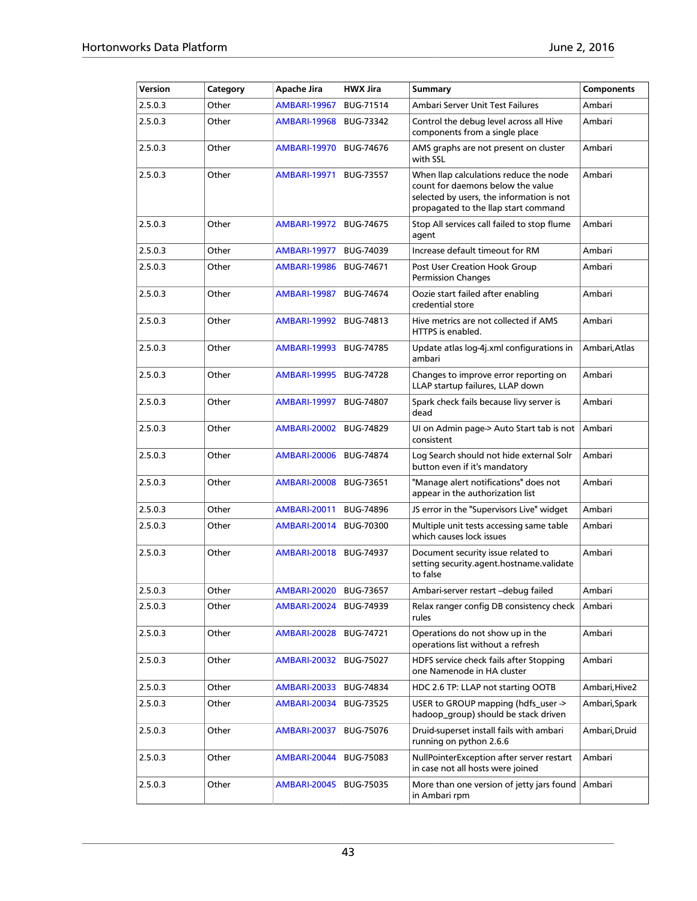| Version | Category | Apache Jira | HWX Jira | Summary | Components |
|---|---|---|---|---|---|
| 2.5.0.3 | Other | AMBARI-19967 | BUG-71514 | Ambari Server Unit Test Failures | Ambari |
| 2.5.0.3 | Other | AMBARI-19968 | BUG-73342 | Control the debug level across all Hive components from a single place | Ambari |
| 2.5.0.3 | Other | AMBARI-19970 | BUG-74676 | AMS graphs are not present on cluster with SSL | Ambari |
| 2.5.0.3 | Other | AMBARI-19971 | BUG-73557 | When llap calculations reduce the node count for daemons below the value selected by users, the information is not propagated to the llap start command | Ambari |
| 2.5.0.3 | Other | AMBARI-19972 | BUG-74675 | Stop All services call failed to stop flume agent | Ambari |
| 2.5.0.3 | Other | AMBARI-19977 | BUG-74039 | Increase default timeout for RM | Ambari |
| 2.5.0.3 | Other | AMBARI-19986 | BUG-74671 | Post User Creation Hook Group Permission Changes | Ambari |
| 2.5.0.3 | Other | AMBARI-19987 | BUG-74674 | Oozie start failed after enabling credential store | Ambari |
| 2.5.0.3 | Other | AMBARI-19992 | BUG-74813 | Hive metrics are not collected if AMS HTTPS is enabled. | Ambari |
| 2.5.0.3 | Other | AMBARI-19993 | BUG-74785 | Update atlas log-4j.xml configurations in ambari | Ambari,Atlas |
| 2.5.0.3 | Other | AMBARI-19995 | BUG-74728 | Changes to improve error reporting on LLAP startup failures, LLAP down | Ambari |
| 2.5.0.3 | Other | AMBARI-19997 | BUG-74807 | Spark check fails because livy server is dead | Ambari |
| 2.5.0.3 | Other | AMBARI-20002 | BUG-74829 | UI on Admin page-> Auto Start tab is not consistent | Ambari |
| 2.5.0.3 | Other | AMBARI-20006 | BUG-74874 | Log Search should not hide external Solr button even if it's mandatory | Ambari |
| 2.5.0.3 | Other | AMBARI-20008 | BUG-73651 | "Manage alert notifications" does not appear in the authorization list | Ambari |
| 2.5.0.3 | Other | AMBARI-20011 | BUG-74896 | JS error in the "Supervisors Live" widget | Ambari |
| 2.5.0.3 | Other | AMBARI-20014 | BUG-70300 | Multiple unit tests accessing same table which causes lock issues | Ambari |
| 2.5.0.3 | Other | AMBARI-20018 | BUG-74937 | Document security issue related to setting security.agent.hostname.validate to false | Ambari |
| 2.5.0.3 | Other | AMBARI-20020 | BUG-73657 | Ambari-server restart –debug failed | Ambari |
| 2.5.0.3 | Other | AMBARI-20024 | BUG-74939 | Relax ranger config DB consistency check rules | Ambari |
| 2.5.0.3 | Other | AMBARI-20028 | BUG-74721 | Operations do not show up in the operations list without a refresh | Ambari |
| 2.5.0.3 | Other | AMBARI-20032 | BUG-75027 | HDFS service check fails after Stopping one Namenode in HA cluster | Ambari |
| 2.5.0.3 | Other | AMBARI-20033 | BUG-74834 | HDC 2.6 TP: LLAP not starting OOTB | Ambari,Hive2 |
| 2.5.0.3 | Other | AMBARI-20034 | BUG-73525 | USER to GROUP mapping (hdfs_user -> hadoop_group) should be stack driven | Ambari,Spark |
| 2.5.0.3 | Other | AMBARI-20037 | BUG-75076 | Druid-superset install fails with ambari running on python 2.6.6 | Ambari,Druid |
| 2.5.0.3 | Other | AMBARI-20044 | BUG-75083 | NullPointerException after server restart in case not all hosts were joined | Ambari |
| 2.5.0.3 | Other | AMBARI-20045 | BUG-75035 | More than one version of jetty jars found in Ambari rpm | Ambari |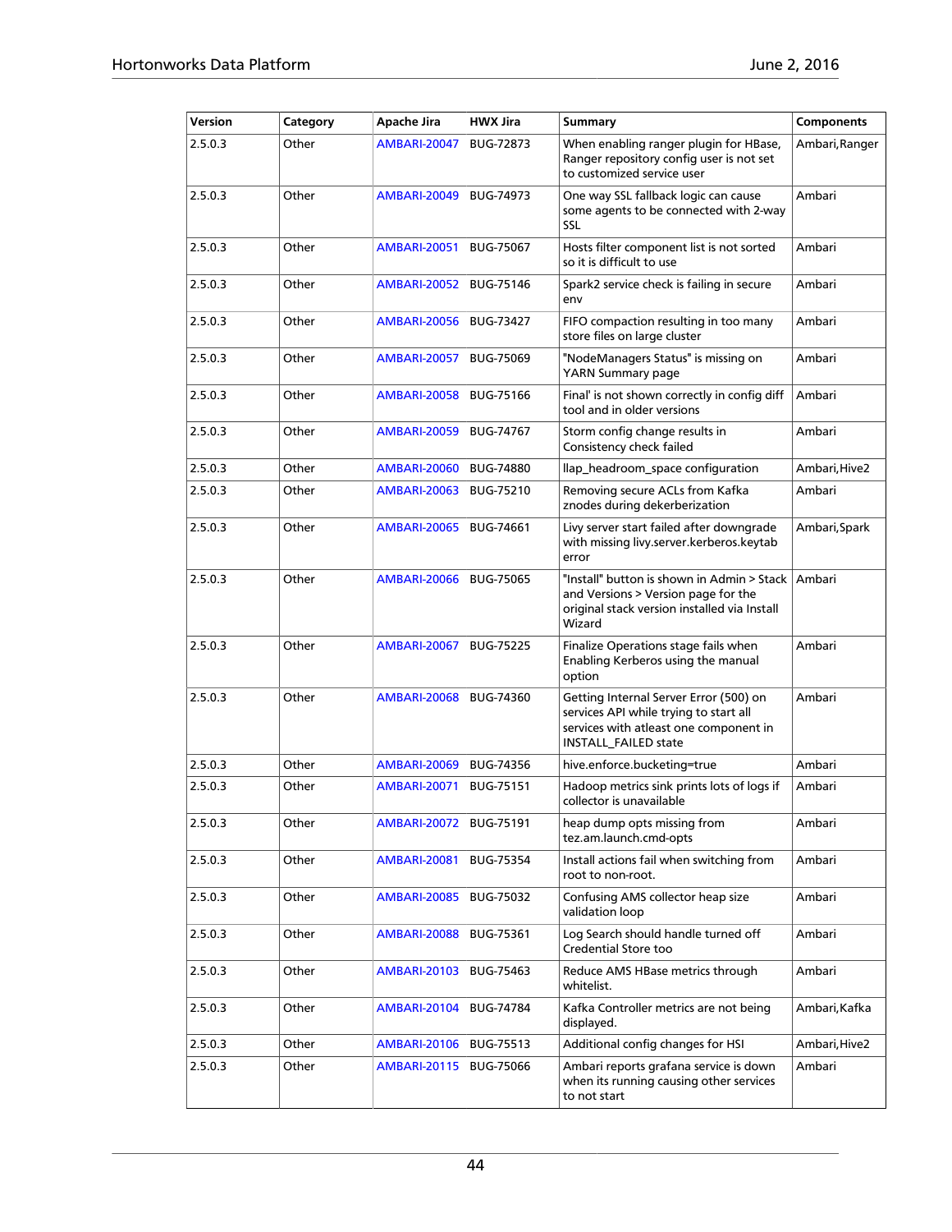| Version | Category | Apache Jira | HWX Jira | Summary | Components |
|---|---|---|---|---|---|
| 2.5.0.3 | Other | AMBARI-20047 | BUG-72873 | When enabling ranger plugin for HBase, Ranger repository config user is not set to customized service user | Ambari,Ranger |
| 2.5.0.3 | Other | AMBARI-20049 | BUG-74973 | One way SSL fallback logic can cause some agents to be connected with 2-way SSL | Ambari |
| 2.5.0.3 | Other | AMBARI-20051 | BUG-75067 | Hosts filter component list is not sorted so it is difficult to use | Ambari |
| 2.5.0.3 | Other | AMBARI-20052 | BUG-75146 | Spark2 service check is failing in secure env | Ambari |
| 2.5.0.3 | Other | AMBARI-20056 | BUG-73427 | FIFO compaction resulting in too many store files on large cluster | Ambari |
| 2.5.0.3 | Other | AMBARI-20057 | BUG-75069 | "NodeManagers Status" is missing on YARN Summary page | Ambari |
| 2.5.0.3 | Other | AMBARI-20058 | BUG-75166 | Final' is not shown correctly in config diff tool and in older versions | Ambari |
| 2.5.0.3 | Other | AMBARI-20059 | BUG-74767 | Storm config change results in Consistency check failed | Ambari |
| 2.5.0.3 | Other | AMBARI-20060 | BUG-74880 | llap_headroom_space configuration | Ambari,Hive2 |
| 2.5.0.3 | Other | AMBARI-20063 | BUG-75210 | Removing secure ACLs from Kafka znodes during dekerberization | Ambari |
| 2.5.0.3 | Other | AMBARI-20065 | BUG-74661 | Livy server start failed after downgrade with missing livy.server.kerberos.keytab error | Ambari,Spark |
| 2.5.0.3 | Other | AMBARI-20066 | BUG-75065 | "Install" button is shown in Admin > Stack and Versions > Version page for the original stack version installed via Install Wizard | Ambari |
| 2.5.0.3 | Other | AMBARI-20067 | BUG-75225 | Finalize Operations stage fails when Enabling Kerberos using the manual option | Ambari |
| 2.5.0.3 | Other | AMBARI-20068 | BUG-74360 | Getting Internal Server Error (500) on services API while trying to start all services with atleast one component in INSTALL_FAILED state | Ambari |
| 2.5.0.3 | Other | AMBARI-20069 | BUG-74356 | hive.enforce.bucketing=true | Ambari |
| 2.5.0.3 | Other | AMBARI-20071 | BUG-75151 | Hadoop metrics sink prints lots of logs if collector is unavailable | Ambari |
| 2.5.0.3 | Other | AMBARI-20072 | BUG-75191 | heap dump opts missing from tez.am.launch.cmd-opts | Ambari |
| 2.5.0.3 | Other | AMBARI-20081 | BUG-75354 | Install actions fail when switching from root to non-root. | Ambari |
| 2.5.0.3 | Other | AMBARI-20085 | BUG-75032 | Confusing AMS collector heap size validation loop | Ambari |
| 2.5.0.3 | Other | AMBARI-20088 | BUG-75361 | Log Search should handle turned off Credential Store too | Ambari |
| 2.5.0.3 | Other | AMBARI-20103 | BUG-75463 | Reduce AMS HBase metrics through whitelist. | Ambari |
| 2.5.0.3 | Other | AMBARI-20104 | BUG-74784 | Kafka Controller metrics are not being displayed. | Ambari,Kafka |
| 2.5.0.3 | Other | AMBARI-20106 | BUG-75513 | Additional config changes for HSI | Ambari,Hive2 |
| 2.5.0.3 | Other | AMBARI-20115 | BUG-75066 | Ambari reports grafana service is down when its running causing other services to not start | Ambari |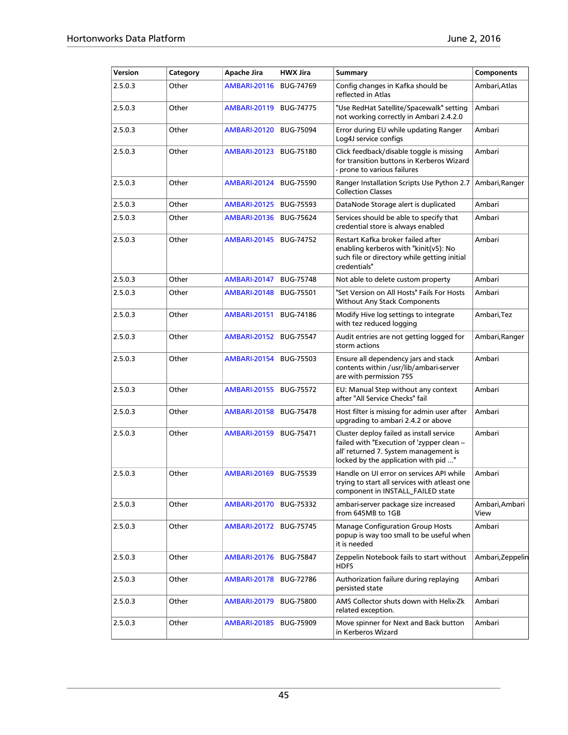| Version | Category | Apache Jira | HWX Jira | Summary | Components |
|---|---|---|---|---|---|
| 2.5.0.3 | Other | AMBARI-20116 | BUG-74769 | Config changes in Kafka should be reflected in Atlas | Ambari,Atlas |
| 2.5.0.3 | Other | AMBARI-20119 | BUG-74775 | "Use RedHat Satellite/Spacewalk" setting not working correctly in Ambari 2.4.2.0 | Ambari |
| 2.5.0.3 | Other | AMBARI-20120 | BUG-75094 | Error during EU while updating Ranger Log4J service configs | Ambari |
| 2.5.0.3 | Other | AMBARI-20123 | BUG-75180 | Click feedback/disable toggle is missing for transition buttons in Kerberos Wizard - prone to various failures | Ambari |
| 2.5.0.3 | Other | AMBARI-20124 | BUG-75590 | Ranger Installation Scripts Use Python 2.7 Collection Classes | Ambari,Ranger |
| 2.5.0.3 | Other | AMBARI-20125 | BUG-75593 | DataNode Storage alert is duplicated | Ambari |
| 2.5.0.3 | Other | AMBARI-20136 | BUG-75624 | Services should be able to specify that credential store is always enabled | Ambari |
| 2.5.0.3 | Other | AMBARI-20145 | BUG-74752 | Restart Kafka broker failed after enabling kerberos with "kinit(v5): No such file or directory while getting initial credentials" | Ambari |
| 2.5.0.3 | Other | AMBARI-20147 | BUG-75748 | Not able to delete custom property | Ambari |
| 2.5.0.3 | Other | AMBARI-20148 | BUG-75501 | "Set Version on All Hosts" Fails For Hosts Without Any Stack Components | Ambari |
| 2.5.0.3 | Other | AMBARI-20151 | BUG-74186 | Modify Hive log settings to integrate with tez reduced logging | Ambari,Tez |
| 2.5.0.3 | Other | AMBARI-20152 | BUG-75547 | Audit entries are not getting logged for storm actions | Ambari,Ranger |
| 2.5.0.3 | Other | AMBARI-20154 | BUG-75503 | Ensure all dependency jars and stack contents within /usr/lib/ambari-server are with permission 755 | Ambari |
| 2.5.0.3 | Other | AMBARI-20155 | BUG-75572 | EU: Manual Step without any context after "All Service Checks" fail | Ambari |
| 2.5.0.3 | Other | AMBARI-20158 | BUG-75478 | Host filter is missing for admin user after upgrading to ambari 2.4.2 or above | Ambari |
| 2.5.0.3 | Other | AMBARI-20159 | BUG-75471 | Cluster deploy failed as install service failed with "Execution of 'zypper clean –all' returned 7. System management is locked by the application with pid ..." | Ambari |
| 2.5.0.3 | Other | AMBARI-20169 | BUG-75539 | Handle on UI error on services API while trying to start all services with atleast one component in INSTALL_FAILED state | Ambari |
| 2.5.0.3 | Other | AMBARI-20170 | BUG-75332 | ambari-server package size increased from 645MB to 1GB | Ambari,Ambari View |
| 2.5.0.3 | Other | AMBARI-20172 | BUG-75745 | Manage Configuration Group Hosts popup is way too small to be useful when it is needed | Ambari |
| 2.5.0.3 | Other | AMBARI-20176 | BUG-75847 | Zeppelin Notebook fails to start without HDFS | Ambari,Zeppelin |
| 2.5.0.3 | Other | AMBARI-20178 | BUG-72786 | Authorization failure during replaying persisted state | Ambari |
| 2.5.0.3 | Other | AMBARI-20179 | BUG-75800 | AMS Collector shuts down with Helix-Zk related exception. | Ambari |
| 2.5.0.3 | Other | AMBARI-20185 | BUG-75909 | Move spinner for Next and Back button in Kerberos Wizard | Ambari |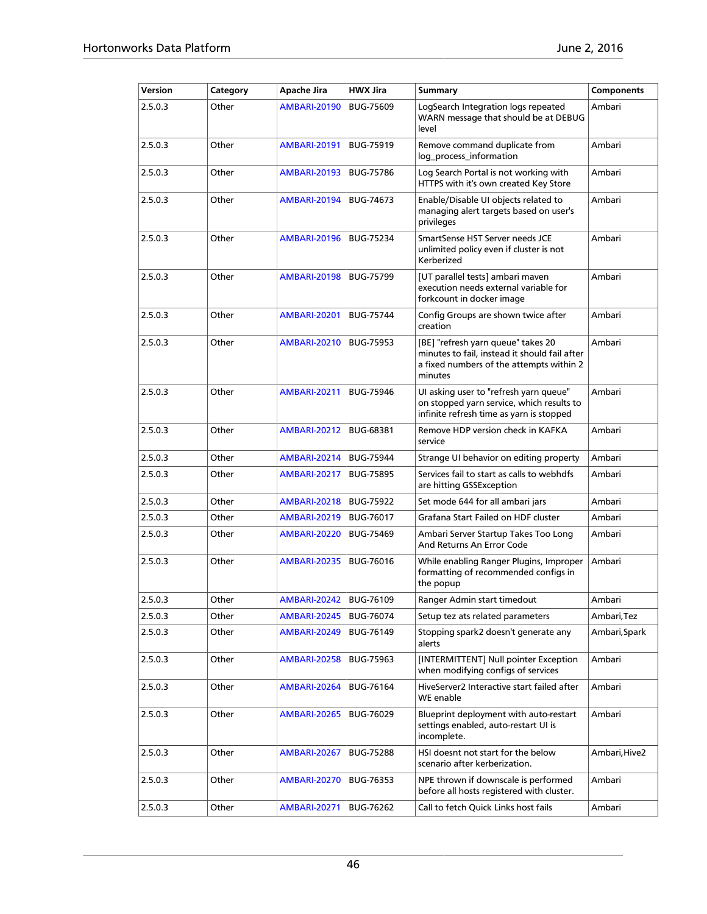| Version | Category | Apache Jira | HWX Jira | Summary | Components |
|---|---|---|---|---|---|
| 2.5.0.3 | Other | AMBARI-20190 | BUG-75609 | LogSearch Integration logs repeated WARN message that should be at DEBUG level | Ambari |
| 2.5.0.3 | Other | AMBARI-20191 | BUG-75919 | Remove command duplicate from log_process_information | Ambari |
| 2.5.0.3 | Other | AMBARI-20193 | BUG-75786 | Log Search Portal is not working with HTTPS with it's own created Key Store | Ambari |
| 2.5.0.3 | Other | AMBARI-20194 | BUG-74673 | Enable/Disable UI objects related to managing alert targets based on user's privileges | Ambari |
| 2.5.0.3 | Other | AMBARI-20196 | BUG-75234 | SmartSense HST Server needs JCE unlimited policy even if cluster is not Kerberized | Ambari |
| 2.5.0.3 | Other | AMBARI-20198 | BUG-75799 | [UT parallel tests] ambari maven execution needs external variable for forkcount in docker image | Ambari |
| 2.5.0.3 | Other | AMBARI-20201 | BUG-75744 | Config Groups are shown twice after creation | Ambari |
| 2.5.0.3 | Other | AMBARI-20210 | BUG-75953 | [BE] "refresh yarn queue" takes 20 minutes to fail, instead it should fail after a fixed numbers of the attempts within 2 minutes | Ambari |
| 2.5.0.3 | Other | AMBARI-20211 | BUG-75946 | UI asking user to "refresh yarn queue" on stopped yarn service, which results to infinite refresh time as yarn is stopped | Ambari |
| 2.5.0.3 | Other | AMBARI-20212 | BUG-68381 | Remove HDP version check in KAFKA service | Ambari |
| 2.5.0.3 | Other | AMBARI-20214 | BUG-75944 | Strange UI behavior on editing property | Ambari |
| 2.5.0.3 | Other | AMBARI-20217 | BUG-75895 | Services fail to start as calls to webhdfs are hitting GSSException | Ambari |
| 2.5.0.3 | Other | AMBARI-20218 | BUG-75922 | Set mode 644 for all ambari jars | Ambari |
| 2.5.0.3 | Other | AMBARI-20219 | BUG-76017 | Grafana Start Failed on HDF cluster | Ambari |
| 2.5.0.3 | Other | AMBARI-20220 | BUG-75469 | Ambari Server Startup Takes Too Long And Returns An Error Code | Ambari |
| 2.5.0.3 | Other | AMBARI-20235 | BUG-76016 | While enabling Ranger Plugins, Improper formatting of recommended configs in the popup | Ambari |
| 2.5.0.3 | Other | AMBARI-20242 | BUG-76109 | Ranger Admin start timedout | Ambari |
| 2.5.0.3 | Other | AMBARI-20245 | BUG-76074 | Setup tez ats related parameters | Ambari,Tez |
| 2.5.0.3 | Other | AMBARI-20249 | BUG-76149 | Stopping spark2 doesn't generate any alerts | Ambari,Spark |
| 2.5.0.3 | Other | AMBARI-20258 | BUG-75963 | [INTERMITTENT] Null pointer Exception when modifying configs of services | Ambari |
| 2.5.0.3 | Other | AMBARI-20264 | BUG-76164 | HiveServer2 Interactive start failed after WE enable | Ambari |
| 2.5.0.3 | Other | AMBARI-20265 | BUG-76029 | Blueprint deployment with auto-restart settings enabled, auto-restart UI is incomplete. | Ambari |
| 2.5.0.3 | Other | AMBARI-20267 | BUG-75288 | HSI doesnt not start for the below scenario after kerberization. | Ambari,Hive2 |
| 2.5.0.3 | Other | AMBARI-20270 | BUG-76353 | NPE thrown if downscale is performed before all hosts registered with cluster. | Ambari |
| 2.5.0.3 | Other | AMBARI-20271 | BUG-76262 | Call to fetch Quick Links host fails | Ambari |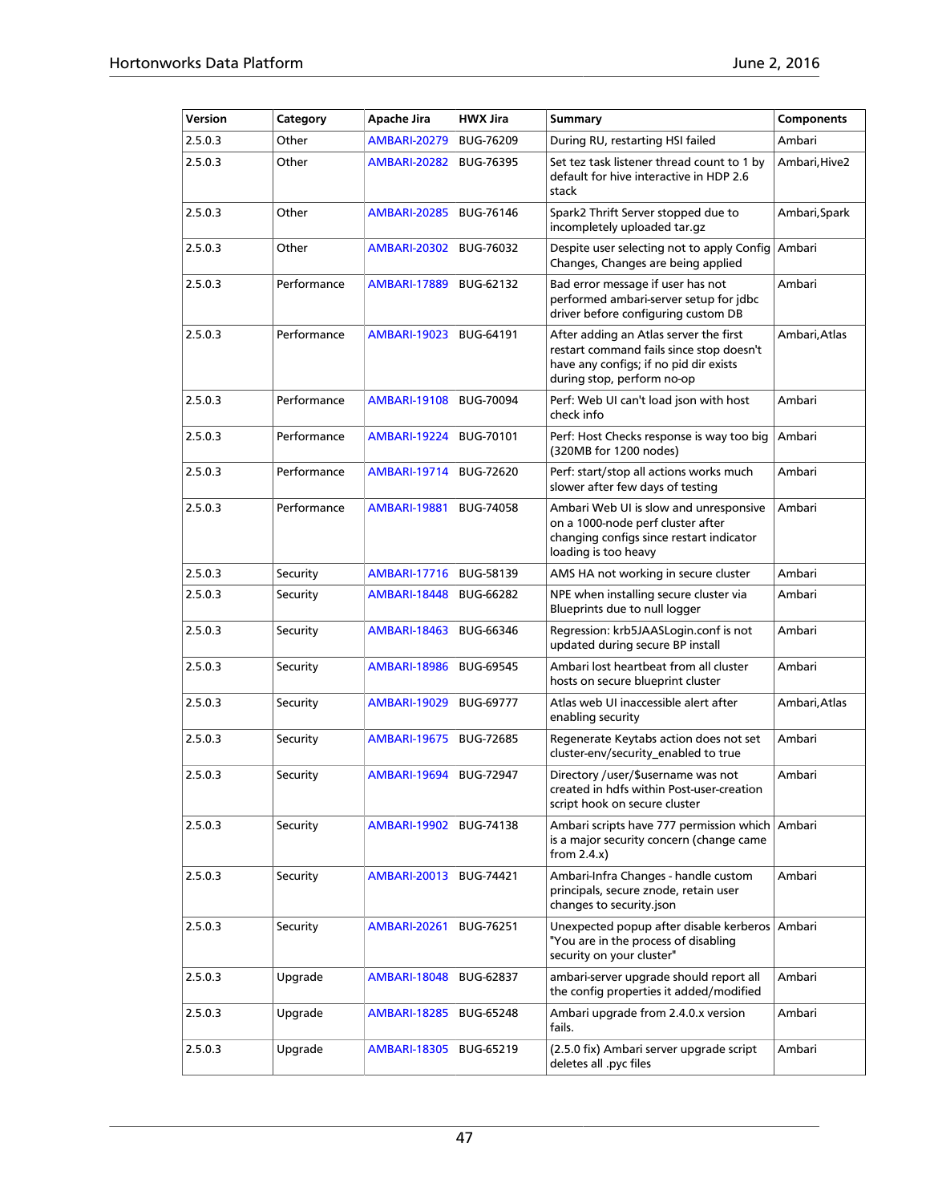| Version | Category | Apache Jira | HWX Jira | Summary | Components |
|---|---|---|---|---|---|
| 2.5.0.3 | Other | AMBARI-20279 | BUG-76209 | During RU, restarting HSI failed | Ambari |
| 2.5.0.3 | Other | AMBARI-20282 | BUG-76395 | Set tez task listener thread count to 1 by default for hive interactive in HDP 2.6 stack | Ambari,Hive2 |
| 2.5.0.3 | Other | AMBARI-20285 | BUG-76146 | Spark2 Thrift Server stopped due to incompletely uploaded tar.gz | Ambari,Spark |
| 2.5.0.3 | Other | AMBARI-20302 | BUG-76032 | Despite user selecting not to apply Config Changes, Changes are being applied | Ambari |
| 2.5.0.3 | Performance | AMBARI-17889 | BUG-62132 | Bad error message if user has not performed ambari-server setup for jdbc driver before configuring custom DB | Ambari |
| 2.5.0.3 | Performance | AMBARI-19023 | BUG-64191 | After adding an Atlas server the first restart command fails since stop doesn't have any configs; if no pid dir exists during stop, perform no-op | Ambari,Atlas |
| 2.5.0.3 | Performance | AMBARI-19108 | BUG-70094 | Perf: Web UI can't load json with host check info | Ambari |
| 2.5.0.3 | Performance | AMBARI-19224 | BUG-70101 | Perf: Host Checks response is way too big (320MB for 1200 nodes) | Ambari |
| 2.5.0.3 | Performance | AMBARI-19714 | BUG-72620 | Perf: start/stop all actions works much slower after few days of testing | Ambari |
| 2.5.0.3 | Performance | AMBARI-19881 | BUG-74058 | Ambari Web UI is slow and unresponsive on a 1000-node perf cluster after changing configs since restart indicator loading is too heavy | Ambari |
| 2.5.0.3 | Security | AMBARI-17716 | BUG-58139 | AMS HA not working in secure cluster | Ambari |
| 2.5.0.3 | Security | AMBARI-18448 | BUG-66282 | NPE when installing secure cluster via Blueprints due to null logger | Ambari |
| 2.5.0.3 | Security | AMBARI-18463 | BUG-66346 | Regression: krb5JAASLogin.conf is not updated during secure BP install | Ambari |
| 2.5.0.3 | Security | AMBARI-18986 | BUG-69545 | Ambari lost heartbeat from all cluster hosts on secure blueprint cluster | Ambari |
| 2.5.0.3 | Security | AMBARI-19029 | BUG-69777 | Atlas web UI inaccessible alert after enabling security | Ambari,Atlas |
| 2.5.0.3 | Security | AMBARI-19675 | BUG-72685 | Regenerate Keytabs action does not set cluster-env/security_enabled to true | Ambari |
| 2.5.0.3 | Security | AMBARI-19694 | BUG-72947 | Directory /user/$username was not created in hdfs within Post-user-creation script hook on secure cluster | Ambari |
| 2.5.0.3 | Security | AMBARI-19902 | BUG-74138 | Ambari scripts have 777 permission which is a major security concern (change came from 2.4.x) | Ambari |
| 2.5.0.3 | Security | AMBARI-20013 | BUG-74421 | Ambari-Infra Changes - handle custom principals, secure znode, retain user changes to security.json | Ambari |
| 2.5.0.3 | Security | AMBARI-20261 | BUG-76251 | Unexpected popup after disable kerberos "You are in the process of disabling security on your cluster" | Ambari |
| 2.5.0.3 | Upgrade | AMBARI-18048 | BUG-62837 | ambari-server upgrade should report all the config properties it added/modified | Ambari |
| 2.5.0.3 | Upgrade | AMBARI-18285 | BUG-65248 | Ambari upgrade from 2.4.0.x version fails. | Ambari |
| 2.5.0.3 | Upgrade | AMBARI-18305 | BUG-65219 | (2.5.0 fix) Ambari server upgrade script deletes all .pyc files | Ambari |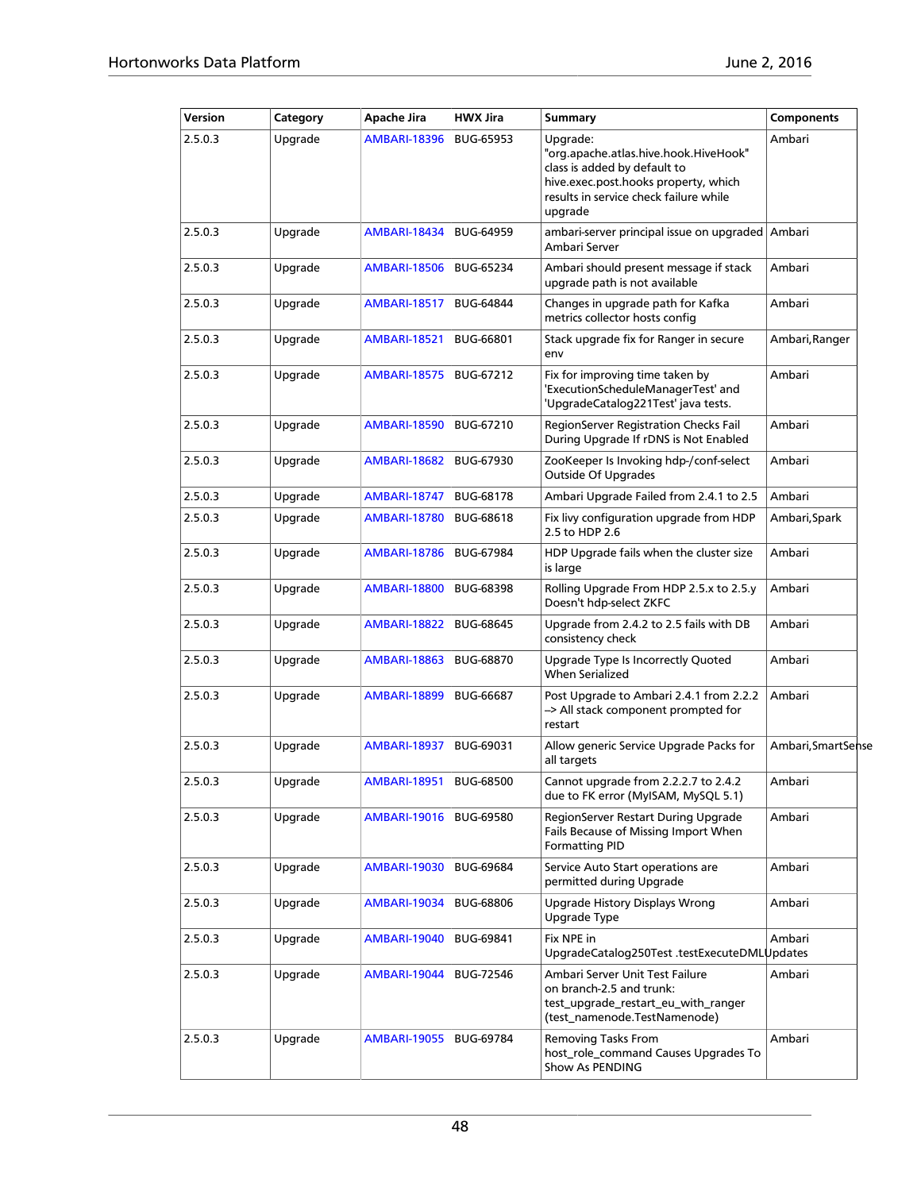| Version | Category | Apache Jira | HWX Jira | Summary | Components |
|---|---|---|---|---|---|
| 2.5.0.3 | Upgrade | AMBARI-18396 | BUG-65953 | Upgrade: "org.apache.atlas.hive.hook.HiveHook" class is added by default to hive.exec.post.hooks property, which results in service check failure while upgrade | Ambari |
| 2.5.0.3 | Upgrade | AMBARI-18434 | BUG-64959 | ambari-server principal issue on upgraded Ambari Server | Ambari |
| 2.5.0.3 | Upgrade | AMBARI-18506 | BUG-65234 | Ambari should present message if stack upgrade path is not available | Ambari |
| 2.5.0.3 | Upgrade | AMBARI-18517 | BUG-64844 | Changes in upgrade path for Kafka metrics collector hosts config | Ambari |
| 2.5.0.3 | Upgrade | AMBARI-18521 | BUG-66801 | Stack upgrade fix for Ranger in secure env | Ambari,Ranger |
| 2.5.0.3 | Upgrade | AMBARI-18575 | BUG-67212 | Fix for improving time taken by 'ExecutionScheduleManagerTest' and 'UpgradeCatalog221Test' java tests. | Ambari |
| 2.5.0.3 | Upgrade | AMBARI-18590 | BUG-67210 | RegionServer Registration Checks Fail During Upgrade If rDNS is Not Enabled | Ambari |
| 2.5.0.3 | Upgrade | AMBARI-18682 | BUG-67930 | ZooKeeper Is Invoking hdp-/conf-select Outside Of Upgrades | Ambari |
| 2.5.0.3 | Upgrade | AMBARI-18747 | BUG-68178 | Ambari Upgrade Failed from 2.4.1 to 2.5 | Ambari |
| 2.5.0.3 | Upgrade | AMBARI-18780 | BUG-68618 | Fix livy configuration upgrade from HDP 2.5 to HDP 2.6 | Ambari,Spark |
| 2.5.0.3 | Upgrade | AMBARI-18786 | BUG-67984 | HDP Upgrade fails when the cluster size is large | Ambari |
| 2.5.0.3 | Upgrade | AMBARI-18800 | BUG-68398 | Rolling Upgrade From HDP 2.5.x to 2.5.y Doesn't hdp-select ZKFC | Ambari |
| 2.5.0.3 | Upgrade | AMBARI-18822 | BUG-68645 | Upgrade from 2.4.2 to 2.5 fails with DB consistency check | Ambari |
| 2.5.0.3 | Upgrade | AMBARI-18863 | BUG-68870 | Upgrade Type Is Incorrectly Quoted When Serialized | Ambari |
| 2.5.0.3 | Upgrade | AMBARI-18899 | BUG-66687 | Post Upgrade to Ambari 2.4.1 from 2.2.2 –> All stack component prompted for restart | Ambari |
| 2.5.0.3 | Upgrade | AMBARI-18937 | BUG-69031 | Allow generic Service Upgrade Packs for all targets | Ambari,SmartSense |
| 2.5.0.3 | Upgrade | AMBARI-18951 | BUG-68500 | Cannot upgrade from 2.2.2.7 to 2.4.2 due to FK error (MyISAM, MySQL 5.1) | Ambari |
| 2.5.0.3 | Upgrade | AMBARI-19016 | BUG-69580 | RegionServer Restart During Upgrade Fails Because of Missing Import When Formatting PID | Ambari |
| 2.5.0.3 | Upgrade | AMBARI-19030 | BUG-69684 | Service Auto Start operations are permitted during Upgrade | Ambari |
| 2.5.0.3 | Upgrade | AMBARI-19034 | BUG-68806 | Upgrade History Displays Wrong Upgrade Type | Ambari |
| 2.5.0.3 | Upgrade | AMBARI-19040 | BUG-69841 | Fix NPE in UpgradeCatalog250Test .testExecuteDMLUpdates | Ambari |
| 2.5.0.3 | Upgrade | AMBARI-19044 | BUG-72546 | Ambari Server Unit Test Failure on branch-2.5 and trunk: test_upgrade_restart_eu_with_ranger (test_namenode.TestNamenode) | Ambari |
| 2.5.0.3 | Upgrade | AMBARI-19055 | BUG-69784 | Removing Tasks From host_role_command Causes Upgrades To Show As PENDING | Ambari |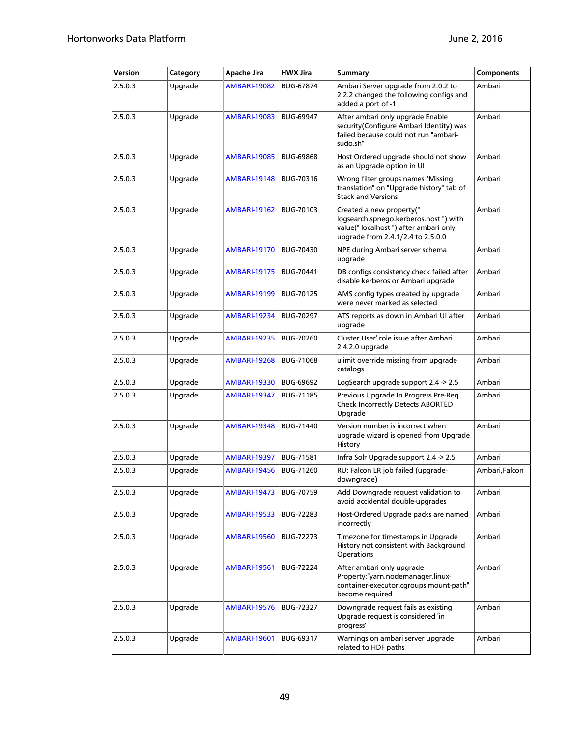| Version | Category | Apache Jira | HWX Jira | Summary | Components |
| --- | --- | --- | --- | --- | --- |
| 2.5.0.3 | Upgrade | AMBARI-19082 | BUG-67874 | Ambari Server upgrade from 2.0.2 to 2.2.2 changed the following configs and added a port of -1 | Ambari |
| 2.5.0.3 | Upgrade | AMBARI-19083 | BUG-69947 | After ambari only upgrade Enable security(Configure Ambari Identity) was failed because could not run "ambari-sudo.sh" | Ambari |
| 2.5.0.3 | Upgrade | AMBARI-19085 | BUG-69868 | Host Ordered upgrade should not show as an Upgrade option in UI | Ambari |
| 2.5.0.3 | Upgrade | AMBARI-19148 | BUG-70316 | Wrong filter groups names "Missing translation" on "Upgrade history" tab of Stack and Versions | Ambari |
| 2.5.0.3 | Upgrade | AMBARI-19162 | BUG-70103 | Created a new property(" logsearch.spnego.kerberos.host ") with value(" localhost ") after ambari only upgrade from 2.4.1/2.4 to 2.5.0.0 | Ambari |
| 2.5.0.3 | Upgrade | AMBARI-19170 | BUG-70430 | NPE during Ambari server schema upgrade | Ambari |
| 2.5.0.3 | Upgrade | AMBARI-19175 | BUG-70441 | DB configs consistency check failed after disable kerberos or Ambari upgrade | Ambari |
| 2.5.0.3 | Upgrade | AMBARI-19199 | BUG-70125 | AMS config types created by upgrade were never marked as selected | Ambari |
| 2.5.0.3 | Upgrade | AMBARI-19234 | BUG-70297 | ATS reports as down in Ambari UI after upgrade | Ambari |
| 2.5.0.3 | Upgrade | AMBARI-19235 | BUG-70260 | Cluster User' role issue after Ambari 2.4.2.0 upgrade | Ambari |
| 2.5.0.3 | Upgrade | AMBARI-19268 | BUG-71068 | ulimit override missing from upgrade catalogs | Ambari |
| 2.5.0.3 | Upgrade | AMBARI-19330 | BUG-69692 | LogSearch upgrade support 2.4 -> 2.5 | Ambari |
| 2.5.0.3 | Upgrade | AMBARI-19347 | BUG-71185 | Previous Upgrade In Progress Pre-Req Check Incorrectly Detects ABORTED Upgrade | Ambari |
| 2.5.0.3 | Upgrade | AMBARI-19348 | BUG-71440 | Version number is incorrect when upgrade wizard is opened from Upgrade History | Ambari |
| 2.5.0.3 | Upgrade | AMBARI-19397 | BUG-71581 | Infra Solr Upgrade support 2.4 -> 2.5 | Ambari |
| 2.5.0.3 | Upgrade | AMBARI-19456 | BUG-71260 | RU: Falcon LR job failed (upgrade-downgrade) | Ambari,Falcon |
| 2.5.0.3 | Upgrade | AMBARI-19473 | BUG-70759 | Add Downgrade request validation to avoid accidental double-upgrades | Ambari |
| 2.5.0.3 | Upgrade | AMBARI-19533 | BUG-72283 | Host-Ordered Upgrade packs are named incorrectly | Ambari |
| 2.5.0.3 | Upgrade | AMBARI-19560 | BUG-72273 | Timezone for timestamps in Upgrade History not consistent with Background Operations | Ambari |
| 2.5.0.3 | Upgrade | AMBARI-19561 | BUG-72224 | After ambari only upgrade Property:"yarn.nodemanager.linux-container-executor.cgroups.mount-path" become required | Ambari |
| 2.5.0.3 | Upgrade | AMBARI-19576 | BUG-72327 | Downgrade request fails as existing Upgrade request is considered 'in progress' | Ambari |
| 2.5.0.3 | Upgrade | AMBARI-19601 | BUG-69317 | Warnings on ambari server upgrade related to HDF paths | Ambari |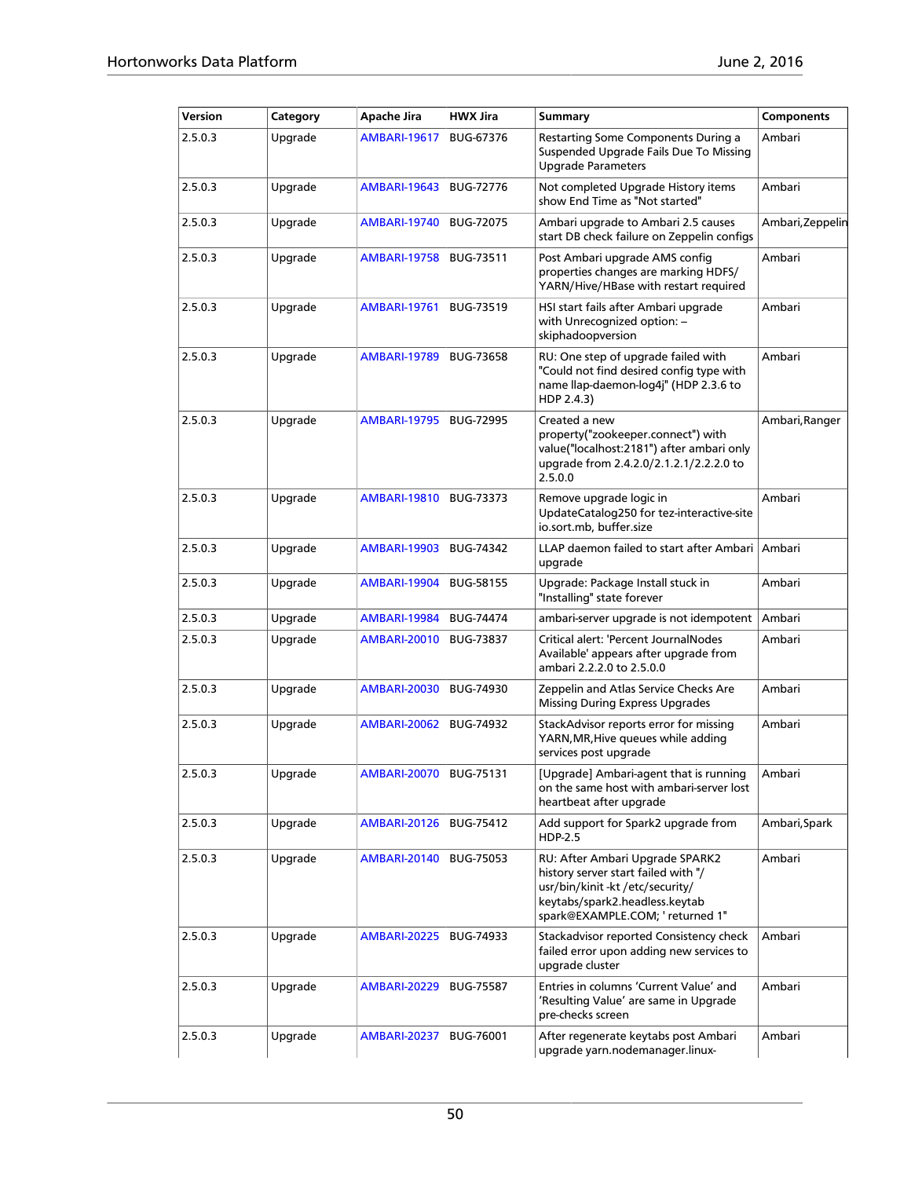| Version | Category | Apache Jira | HWX Jira | Summary | Components |
| --- | --- | --- | --- | --- | --- |
| 2.5.0.3 | Upgrade | AMBARI-19617 | BUG-67376 | Restarting Some Components During a Suspended Upgrade Fails Due To Missing Upgrade Parameters | Ambari |
| 2.5.0.3 | Upgrade | AMBARI-19643 | BUG-72776 | Not completed Upgrade History items show End Time as "Not started" | Ambari |
| 2.5.0.3 | Upgrade | AMBARI-19740 | BUG-72075 | Ambari upgrade to Ambari 2.5 causes start DB check failure on Zeppelin configs | Ambari,Zeppelin |
| 2.5.0.3 | Upgrade | AMBARI-19758 | BUG-73511 | Post Ambari upgrade AMS config properties changes are marking HDFS/ YARN/Hive/HBase with restart required | Ambari |
| 2.5.0.3 | Upgrade | AMBARI-19761 | BUG-73519 | HSI start fails after Ambari upgrade with Unrecognized option: – skiphadoopversion | Ambari |
| 2.5.0.3 | Upgrade | AMBARI-19789 | BUG-73658 | RU: One step of upgrade failed with "Could not find desired config type with name llap-daemon-log4j" (HDP 2.3.6 to HDP 2.4.3) | Ambari |
| 2.5.0.3 | Upgrade | AMBARI-19795 | BUG-72995 | Created a new property("zookeeper.connect") with value("localhost:2181") after ambari only upgrade from 2.4.2.0/2.1.2.1/2.2.2.0 to 2.5.0.0 | Ambari,Ranger |
| 2.5.0.3 | Upgrade | AMBARI-19810 | BUG-73373 | Remove upgrade logic in UpdateCatalog250 for tez-interactive-site io.sort.mb, buffer.size | Ambari |
| 2.5.0.3 | Upgrade | AMBARI-19903 | BUG-74342 | LLAP daemon failed to start after Ambari upgrade | Ambari |
| 2.5.0.3 | Upgrade | AMBARI-19904 | BUG-58155 | Upgrade: Package Install stuck in "Installing" state forever | Ambari |
| 2.5.0.3 | Upgrade | AMBARI-19984 | BUG-74474 | ambari-server upgrade is not idempotent | Ambari |
| 2.5.0.3 | Upgrade | AMBARI-20010 | BUG-73837 | Critical alert: 'Percent JournalNodes Available' appears after upgrade from ambari 2.2.2.0 to 2.5.0.0 | Ambari |
| 2.5.0.3 | Upgrade | AMBARI-20030 | BUG-74930 | Zeppelin and Atlas Service Checks Are Missing During Express Upgrades | Ambari |
| 2.5.0.3 | Upgrade | AMBARI-20062 | BUG-74932 | StackAdvisor reports error for missing YARN,MR,Hive queues while adding services post upgrade | Ambari |
| 2.5.0.3 | Upgrade | AMBARI-20070 | BUG-75131 | [Upgrade] Ambari-agent that is running on the same host with ambari-server lost heartbeat after upgrade | Ambari |
| 2.5.0.3 | Upgrade | AMBARI-20126 | BUG-75412 | Add support for Spark2 upgrade from HDP-2.5 | Ambari,Spark |
| 2.5.0.3 | Upgrade | AMBARI-20140 | BUG-75053 | RU: After Ambari Upgrade SPARK2 history server start failed with "/ usr/bin/kinit -kt /etc/security/ keytabs/spark2.headless.keytab spark@EXAMPLE.COM; ' returned 1" | Ambari |
| 2.5.0.3 | Upgrade | AMBARI-20225 | BUG-74933 | Stackadvisor reported Consistency check failed error upon adding new services to upgrade cluster | Ambari |
| 2.5.0.3 | Upgrade | AMBARI-20229 | BUG-75587 | Entries in columns 'Current Value' and 'Resulting Value' are same in Upgrade pre-checks screen | Ambari |
| 2.5.0.3 | Upgrade | AMBARI-20237 | BUG-76001 | After regenerate keytabs post Ambari upgrade yarn.nodemanager.linux- | Ambari |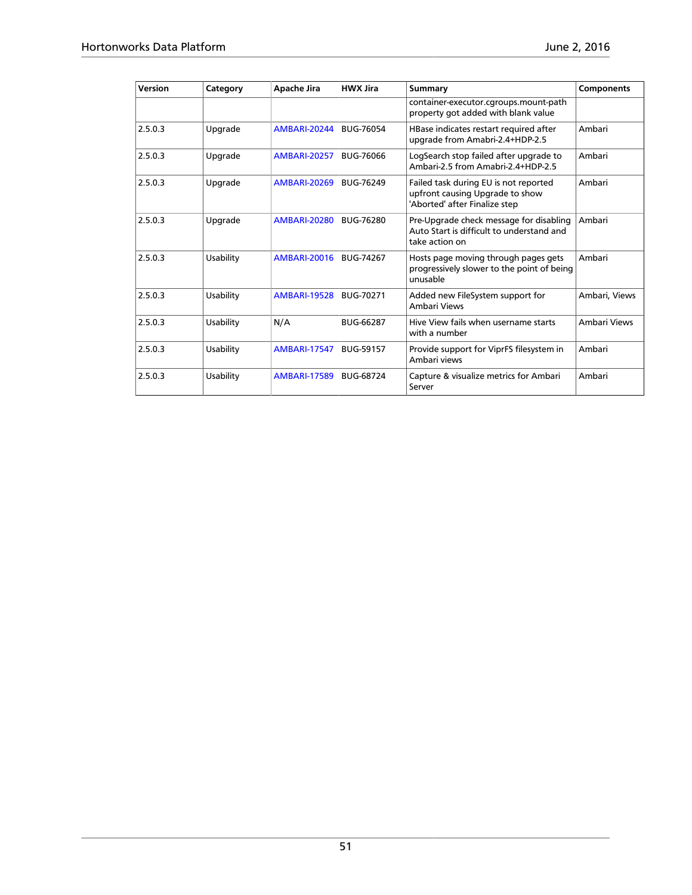| Version | Category | Apache Jira | HWX Jira | Summary | Components |
|---|---|---|---|---|---|
| | | | | container-executor.cgroups.mount-path property got added with blank value | |
| 2.5.0.3 | Upgrade | AMBARI-20244 | BUG-76054 | HBase indicates restart required after upgrade from Amabri-2.4+HDP-2.5 | Ambari |
| 2.5.0.3 | Upgrade | AMBARI-20257 | BUG-76066 | LogSearch stop failed after upgrade to Ambari-2.5 from Amabri-2.4+HDP-2.5 | Ambari |
| 2.5.0.3 | Upgrade | AMBARI-20269 | BUG-76249 | Failed task during EU is not reported upfront causing Upgrade to show 'Aborted' after Finalize step | Ambari |
| 2.5.0.3 | Upgrade | AMBARI-20280 | BUG-76280 | Pre-Upgrade check message for disabling Auto Start is difficult to understand and take action on | Ambari |
| 2.5.0.3 | Usability | AMBARI-20016 | BUG-74267 | Hosts page moving through pages gets progressively slower to the point of being unusable | Ambari |
| 2.5.0.3 | Usability | AMBARI-19528 | BUG-70271 | Added new FileSystem support for Ambari Views | Ambari, Views |
| 2.5.0.3 | Usability | N/A | BUG-66287 | Hive View fails when username starts with a number | Ambari Views |
| 2.5.0.3 | Usability | AMBARI-17547 | BUG-59157 | Provide support for ViprFS filesystem in Ambari views | Ambari |
| 2.5.0.3 | Usability | AMBARI-17589 | BUG-68724 | Capture & visualize metrics for Ambari Server | Ambari |